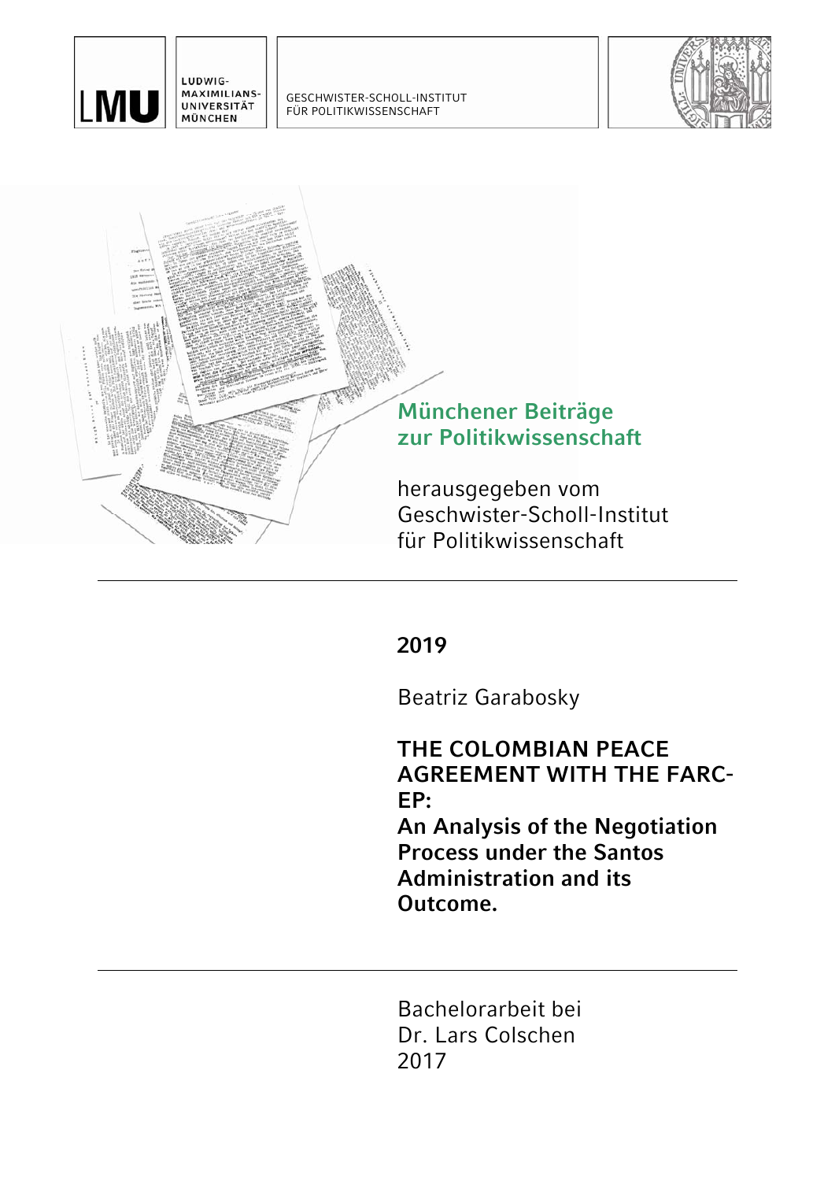LMU

LUDWIG-
MAXIMILIANS-
UNIVERSITÄT
MÜNCHEN

GESCHWISTER-SCHOLL-INSTITUT
FÜR POLITIKWISSENSCHAFT

## Münchener Beiträge zur Politikwissenschaft

herausgegeben vom
Geschwister-Scholl-Institut
für Politikwissenschaft

---

**2019**

Beatriz Garabosky

# THE COLOMBIAN PEACE AGREEMENT WITH THE FARC-EP: An Analysis of the Negotiation Process under the Santos Administration and its Outcome.

---

Bachelorarbeit bei
Dr. Lars Colschen
2017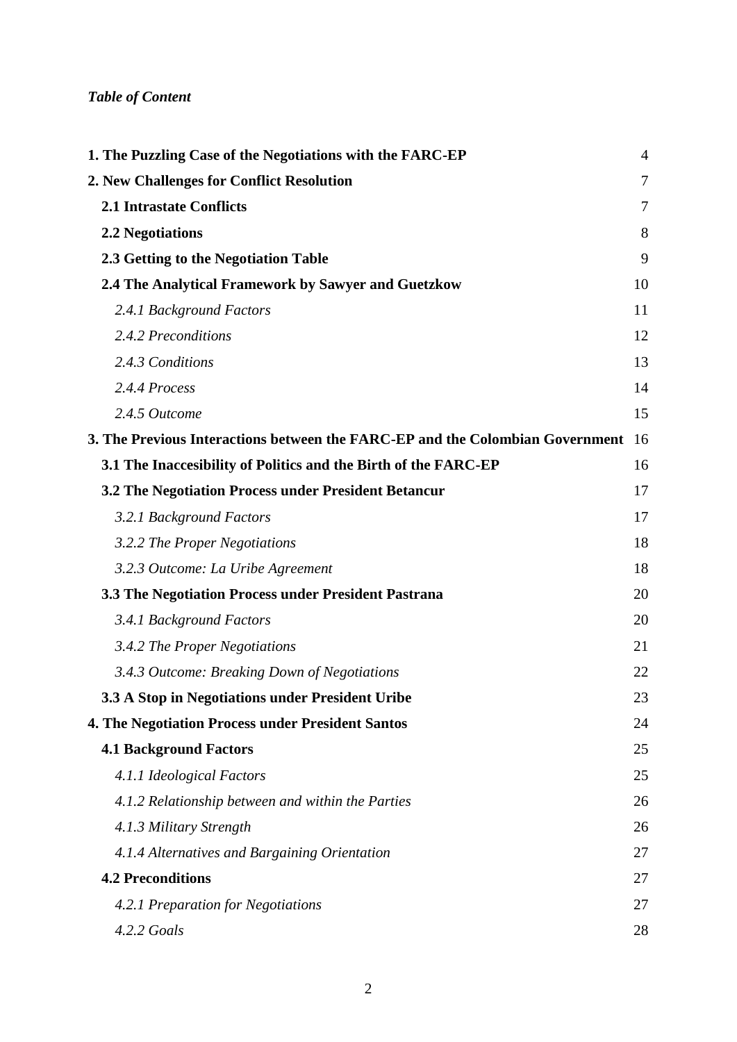*Table of Content*

| | |
|---|---|
| **1. The Puzzling Case of the Negotiations with the FARC-EP** | 4 |
| **2. New Challenges for Conflict Resolution** | 7 |
| **2.1 Intrastate Conflicts** | 7 |
| **2.2 Negotiations** | 8 |
| **2.3 Getting to the Negotiation Table** | 9 |
| **2.4 The Analytical Framework by Sawyer and Guetzkow** | 10 |
| *2.4.1 Background Factors* | 11 |
| *2.4.2 Preconditions* | 12 |
| *2.4.3 Conditions* | 13 |
| *2.4.4 Process* | 14 |
| *2.4.5 Outcome* | 15 |
| **3. The Previous Interactions between the FARC-EP and the Colombian Government** | 16 |
| **3.1 The Inaccesibility of Politics and the Birth of the FARC-EP** | 16 |
| **3.2 The Negotiation Process under President Betancur** | 17 |
| *3.2.1 Background Factors* | 17 |
| *3.2.2 The Proper Negotiations* | 18 |
| *3.2.3 Outcome: La Uribe Agreement* | 18 |
| **3.3 The Negotiation Process under President Pastrana** | 20 |
| *3.4.1 Background Factors* | 20 |
| *3.4.2 The Proper Negotiations* | 21 |
| *3.4.3 Outcome: Breaking Down of Negotiations* | 22 |
| **3.3 A Stop in Negotiations under President Uribe** | 23 |
| **4. The Negotiation Process under President Santos** | 24 |
| **4.1 Background Factors** | 25 |
| *4.1.1 Ideological Factors* | 25 |
| *4.1.2 Relationship between and within the Parties* | 26 |
| *4.1.3 Military Strength* | 26 |
| *4.1.4 Alternatives and Bargaining Orientation* | 27 |
| **4.2 Preconditions** | 27 |
| *4.2.1 Preparation for Negotiations* | 27 |
| *4.2.2 Goals* | 28 |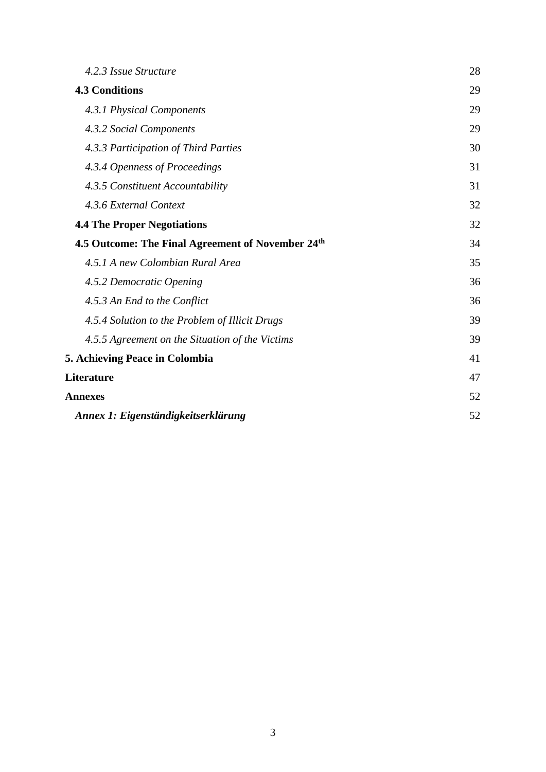| | |
|---|---|
| *4.2.3 Issue Structure* | 28 |
| **4.3 Conditions** | 29 |
| *4.3.1 Physical Components* | 29 |
| *4.3.2 Social Components* | 29 |
| *4.3.3 Participation of Third Parties* | 30 |
| *4.3.4 Openness of Proceedings* | 31 |
| *4.3.5 Constituent Accountability* | 31 |
| *4.3.6 External Context* | 32 |
| **4.4 The Proper Negotiations** | 32 |
| **4.5 Outcome: The Final Agreement of November 24th** | 34 |
| *4.5.1 A new Colombian Rural Area* | 35 |
| *4.5.2 Democratic Opening* | 36 |
| *4.5.3 An End to the Conflict* | 36 |
| *4.5.4 Solution to the Problem of Illicit Drugs* | 39 |
| *4.5.5 Agreement on the Situation of the Victims* | 39 |
| **5. Achieving Peace in Colombia** | 41 |
| **Literature** | 47 |
| **Annexes** | 52 |
| ***Annex 1: Eigenständigkeitserklärung*** | 52 |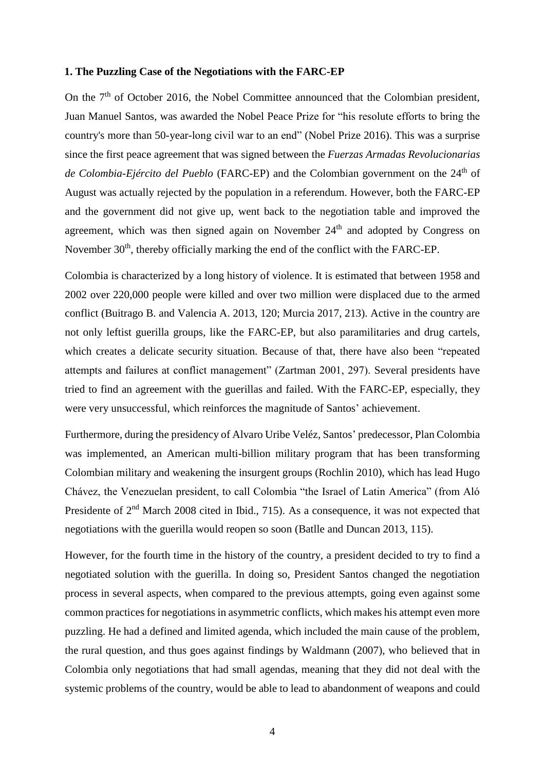### 1. The Puzzling Case of the Negotiations with the FARC-EP

On the 7th of October 2016, the Nobel Committee announced that the Colombian president, Juan Manuel Santos, was awarded the Nobel Peace Prize for "his resolute efforts to bring the country's more than 50-year-long civil war to an end" (Nobel Prize 2016). This was a surprise since the first peace agreement that was signed between the *Fuerzas Armadas Revolucionarias de Colombia-Ejército del Pueblo* (FARC-EP) and the Colombian government on the 24th of August was actually rejected by the population in a referendum. However, both the FARC-EP and the government did not give up, went back to the negotiation table and improved the agreement, which was then signed again on November 24th and adopted by Congress on November 30th, thereby officially marking the end of the conflict with the FARC-EP.

Colombia is characterized by a long history of violence. It is estimated that between 1958 and 2002 over 220,000 people were killed and over two million were displaced due to the armed conflict (Buitrago B. and Valencia A. 2013, 120; Murcia 2017, 213). Active in the country are not only leftist guerilla groups, like the FARC-EP, but also paramilitaries and drug cartels, which creates a delicate security situation. Because of that, there have also been "repeated attempts and failures at conflict management" (Zartman 2001, 297). Several presidents have tried to find an agreement with the guerillas and failed. With the FARC-EP, especially, they were very unsuccessful, which reinforces the magnitude of Santos' achievement.

Furthermore, during the presidency of Alvaro Uribe Veléz, Santos' predecessor, Plan Colombia was implemented, an American multi-billion military program that has been transforming Colombian military and weakening the insurgent groups (Rochlin 2010), which has lead Hugo Chávez, the Venezuelan president, to call Colombia "the Israel of Latin America" (from Aló Presidente of 2nd March 2008 cited in Ibid., 715). As a consequence, it was not expected that negotiations with the guerilla would reopen so soon (Batlle and Duncan 2013, 115).

However, for the fourth time in the history of the country, a president decided to try to find a negotiated solution with the guerilla. In doing so, President Santos changed the negotiation process in several aspects, when compared to the previous attempts, going even against some common practices for negotiations in asymmetric conflicts, which makes his attempt even more puzzling. He had a defined and limited agenda, which included the main cause of the problem, the rural question, and thus goes against findings by Waldmann (2007), who believed that in Colombia only negotiations that had small agendas, meaning that they did not deal with the systemic problems of the country, would be able to lead to abandonment of weapons and could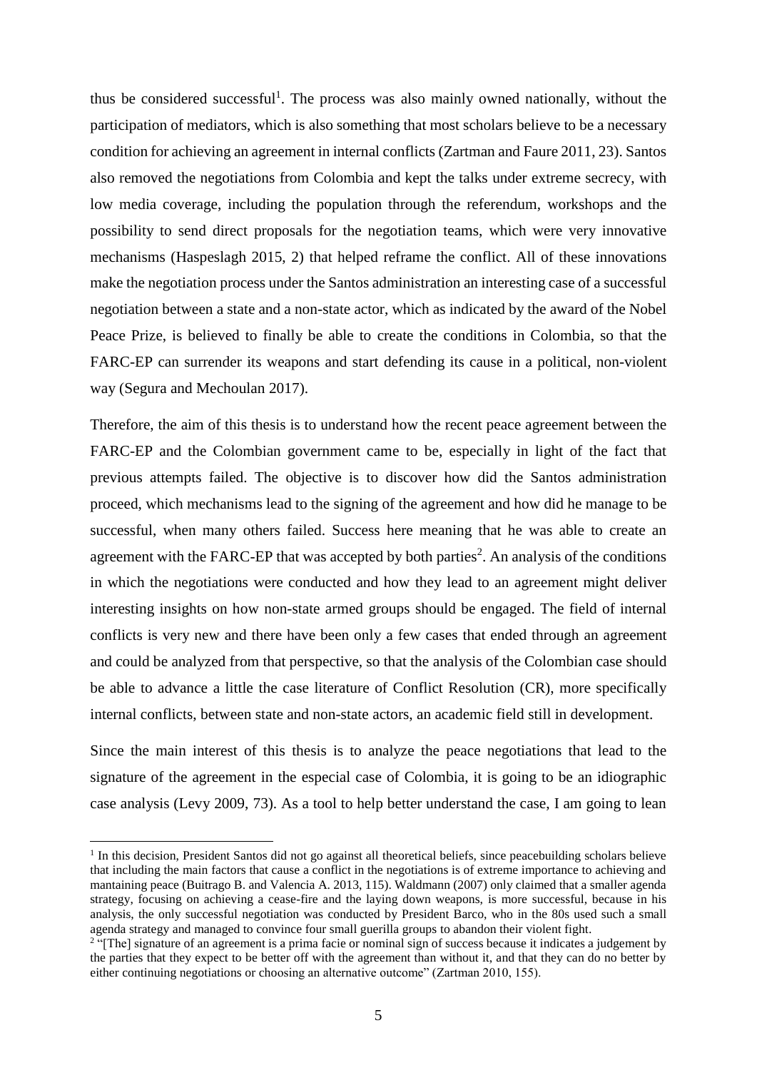thus be considered successful[1]. The process was also mainly owned nationally, without the participation of mediators, which is also something that most scholars believe to be a necessary condition for achieving an agreement in internal conflicts (Zartman and Faure 2011, 23). Santos also removed the negotiations from Colombia and kept the talks under extreme secrecy, with low media coverage, including the population through the referendum, workshops and the possibility to send direct proposals for the negotiation teams, which were very innovative mechanisms (Haspeslagh 2015, 2) that helped reframe the conflict. All of these innovations make the negotiation process under the Santos administration an interesting case of a successful negotiation between a state and a non-state actor, which as indicated by the award of the Nobel Peace Prize, is believed to finally be able to create the conditions in Colombia, so that the FARC-EP can surrender its weapons and start defending its cause in a political, non-violent way (Segura and Mechoulan 2017).

Therefore, the aim of this thesis is to understand how the recent peace agreement between the FARC-EP and the Colombian government came to be, especially in light of the fact that previous attempts failed. The objective is to discover how did the Santos administration proceed, which mechanisms lead to the signing of the agreement and how did he manage to be successful, when many others failed. Success here meaning that he was able to create an agreement with the FARC-EP that was accepted by both parties[2]. An analysis of the conditions in which the negotiations were conducted and how they lead to an agreement might deliver interesting insights on how non-state armed groups should be engaged. The field of internal conflicts is very new and there have been only a few cases that ended through an agreement and could be analyzed from that perspective, so that the analysis of the Colombian case should be able to advance a little the case literature of Conflict Resolution (CR), more specifically internal conflicts, between state and non-state actors, an academic field still in development.

Since the main interest of this thesis is to analyze the peace negotiations that lead to the signature of the agreement in the especial case of Colombia, it is going to be an idiographic case analysis (Levy 2009, 73). As a tool to help better understand the case, I am going to lean

---

[1] In this decision, President Santos did not go against all theoretical beliefs, since peacebuilding scholars believe that including the main factors that cause a conflict in the negotiations is of extreme importance to achieving and mantaining peace (Buitrago B. and Valencia A. 2013, 115). Waldmann (2007) only claimed that a smaller agenda strategy, focusing on achieving a cease-fire and the laying down weapons, is more successful, because in his analysis, the only successful negotiation was conducted by President Barco, who in the 80s used such a small agenda strategy and managed to convince four small guerilla groups to abandon their violent fight.

[2] "[The] signature of an agreement is a prima facie or nominal sign of success because it indicates a judgement by the parties that they expect to be better off with the agreement than without it, and that they can do no better by either continuing negotiations or choosing an alternative outcome" (Zartman 2010, 155).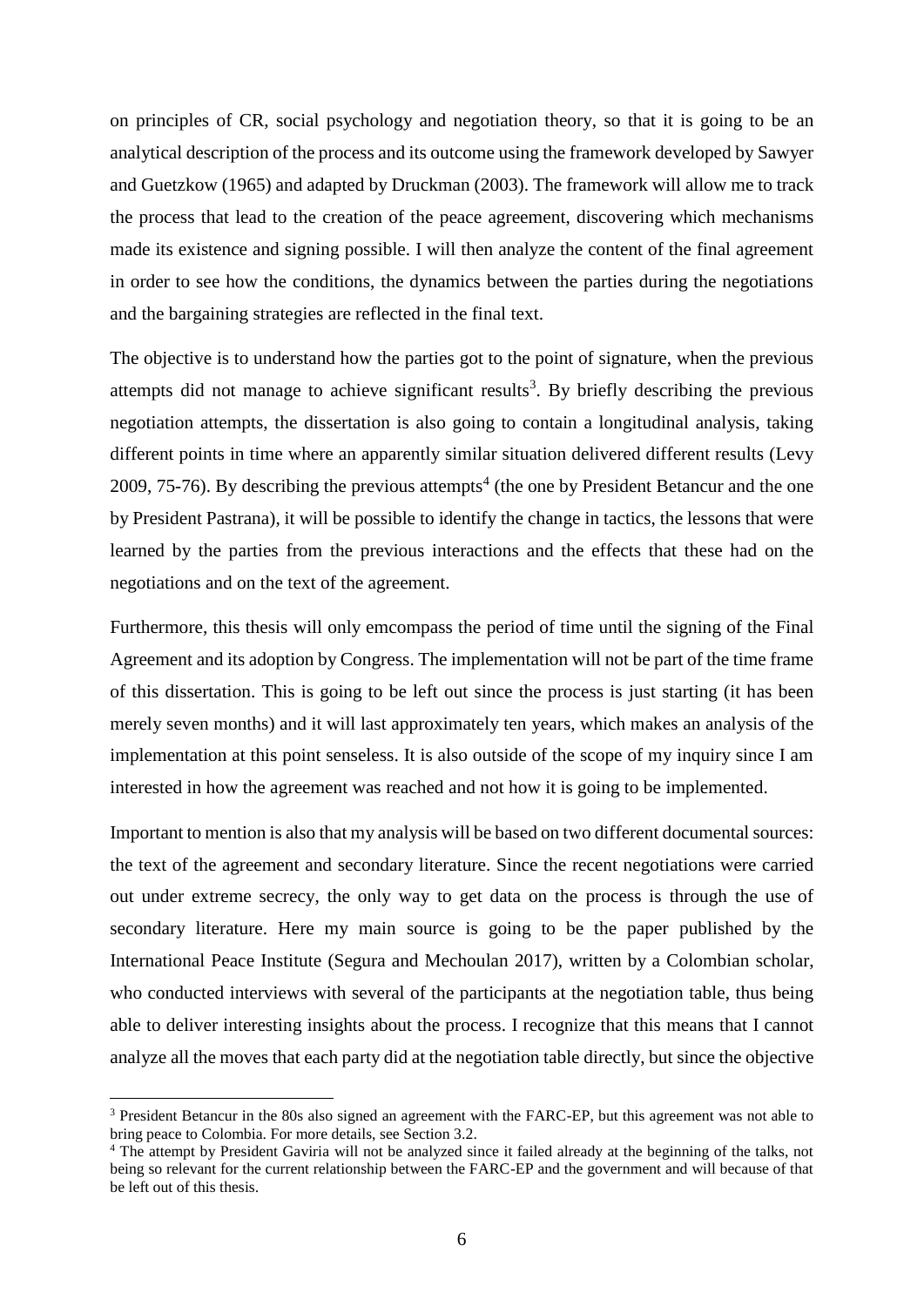on principles of CR, social psychology and negotiation theory, so that it is going to be an analytical description of the process and its outcome using the framework developed by Sawyer and Guetzkow (1965) and adapted by Druckman (2003). The framework will allow me to track the process that lead to the creation of the peace agreement, discovering which mechanisms made its existence and signing possible. I will then analyze the content of the final agreement in order to see how the conditions, the dynamics between the parties during the negotiations and the bargaining strategies are reflected in the final text.

The objective is to understand how the parties got to the point of signature, when the previous attempts did not manage to achieve significant results[3]. By briefly describing the previous negotiation attempts, the dissertation is also going to contain a longitudinal analysis, taking different points in time where an apparently similar situation delivered different results (Levy 2009, 75-76). By describing the previous attempts[4] (the one by President Betancur and the one by President Pastrana), it will be possible to identify the change in tactics, the lessons that were learned by the parties from the previous interactions and the effects that these had on the negotiations and on the text of the agreement.

Furthermore, this thesis will only emcompass the period of time until the signing of the Final Agreement and its adoption by Congress. The implementation will not be part of the time frame of this dissertation. This is going to be left out since the process is just starting (it has been merely seven months) and it will last approximately ten years, which makes an analysis of the implementation at this point senseless. It is also outside of the scope of my inquiry since I am interested in how the agreement was reached and not how it is going to be implemented.

Important to mention is also that my analysis will be based on two different documental sources: the text of the agreement and secondary literature. Since the recent negotiations were carried out under extreme secrecy, the only way to get data on the process is through the use of secondary literature. Here my main source is going to be the paper published by the International Peace Institute (Segura and Mechoulan 2017), written by a Colombian scholar, who conducted interviews with several of the participants at the negotiation table, thus being able to deliver interesting insights about the process. I recognize that this means that I cannot analyze all the moves that each party did at the negotiation table directly, but since the objective

[3] President Betancur in the 80s also signed an agreement with the FARC-EP, but this agreement was not able to bring peace to Colombia. For more details, see Section 3.2.

[4] The attempt by President Gaviria will not be analyzed since it failed already at the beginning of the talks, not being so relevant for the current relationship between the FARC-EP and the government and will because of that be left out of this thesis.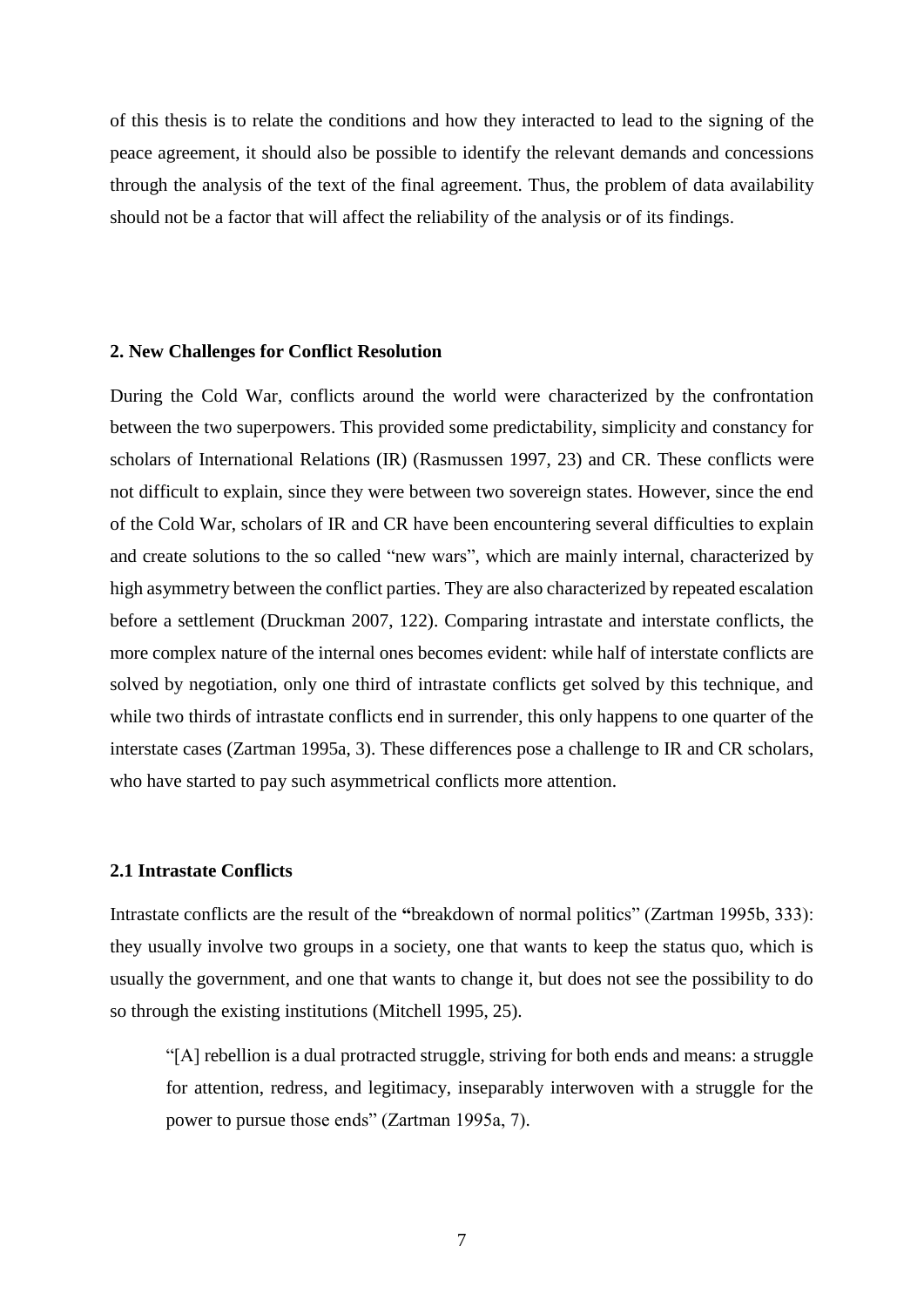of this thesis is to relate the conditions and how they interacted to lead to the signing of the peace agreement, it should also be possible to identify the relevant demands and concessions through the analysis of the text of the final agreement. Thus, the problem of data availability should not be a factor that will affect the reliability of the analysis or of its findings.

## 2. New Challenges for Conflict Resolution

During the Cold War, conflicts around the world were characterized by the confrontation between the two superpowers. This provided some predictability, simplicity and constancy for scholars of International Relations (IR) (Rasmussen 1997, 23) and CR. These conflicts were not difficult to explain, since they were between two sovereign states. However, since the end of the Cold War, scholars of IR and CR have been encountering several difficulties to explain and create solutions to the so called "new wars", which are mainly internal, characterized by high asymmetry between the conflict parties. They are also characterized by repeated escalation before a settlement (Druckman 2007, 122). Comparing intrastate and interstate conflicts, the more complex nature of the internal ones becomes evident: while half of interstate conflicts are solved by negotiation, only one third of intrastate conflicts get solved by this technique, and while two thirds of intrastate conflicts end in surrender, this only happens to one quarter of the interstate cases (Zartman 1995a, 3). These differences pose a challenge to IR and CR scholars, who have started to pay such asymmetrical conflicts more attention.

### 2.1 Intrastate Conflicts

Intrastate conflicts are the result of the "breakdown of normal politics" (Zartman 1995b, 333): they usually involve two groups in a society, one that wants to keep the status quo, which is usually the government, and one that wants to change it, but does not see the possibility to do so through the existing institutions (Mitchell 1995, 25).

> "[A] rebellion is a dual protracted struggle, striving for both ends and means: a struggle for attention, redress, and legitimacy, inseparably interwoven with a struggle for the power to pursue those ends" (Zartman 1995a, 7).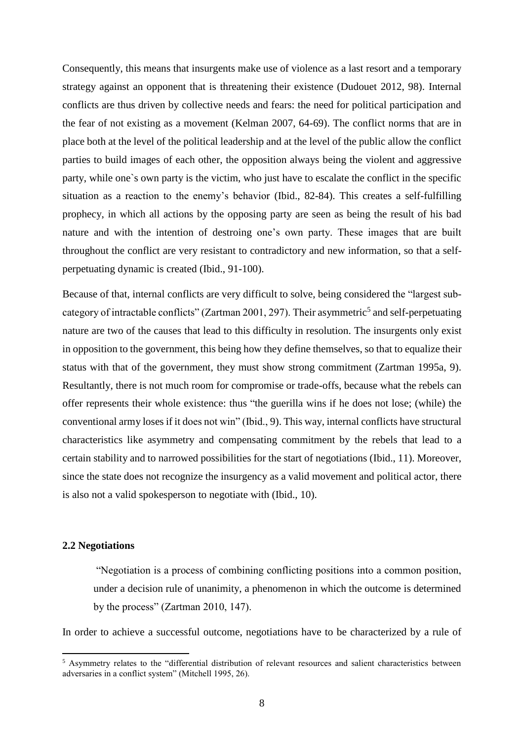Consequently, this means that insurgents make use of violence as a last resort and a temporary strategy against an opponent that is threatening their existence (Dudouet 2012, 98). Internal conflicts are thus driven by collective needs and fears: the need for political participation and the fear of not existing as a movement (Kelman 2007, 64-69). The conflict norms that are in place both at the level of the political leadership and at the level of the public allow the conflict parties to build images of each other, the opposition always being the violent and aggressive party, while one`s own party is the victim, who just have to escalate the conflict in the specific situation as a reaction to the enemy's behavior (Ibid., 82-84). This creates a self-fulfilling prophecy, in which all actions by the opposing party are seen as being the result of his bad nature and with the intention of destroing one's own party. These images that are built throughout the conflict are very resistant to contradictory and new information, so that a self-perpetuating dynamic is created (Ibid., 91-100).

Because of that, internal conflicts are very difficult to solve, being considered the "largest sub-category of intractable conflicts" (Zartman 2001, 297). Their asymmetric[5] and self-perpetuating nature are two of the causes that lead to this difficulty in resolution. The insurgents only exist in opposition to the government, this being how they define themselves, so that to equalize their status with that of the government, they must show strong commitment (Zartman 1995a, 9). Resultantly, there is not much room for compromise or trade-offs, because what the rebels can offer represents their whole existence: thus "the guerilla wins if he does not lose; (while) the conventional army loses if it does not win" (Ibid., 9). This way, internal conflicts have structural characteristics like asymmetry and compensating commitment by the rebels that lead to a certain stability and to narrowed possibilities for the start of negotiations (Ibid., 11). Moreover, since the state does not recognize the insurgency as a valid movement and political actor, there is also not a valid spokesperson to negotiate with (Ibid., 10).

### 2.2 Negotiations

> "Negotiation is a process of combining conflicting positions into a common position, under a decision rule of unanimity, a phenomenon in which the outcome is determined by the process" (Zartman 2010, 147).

In order to achieve a successful outcome, negotiations have to be characterized by a rule of

[5] Asymmetry relates to the "differential distribution of relevant resources and salient characteristics between adversaries in a conflict system" (Mitchell 1995, 26).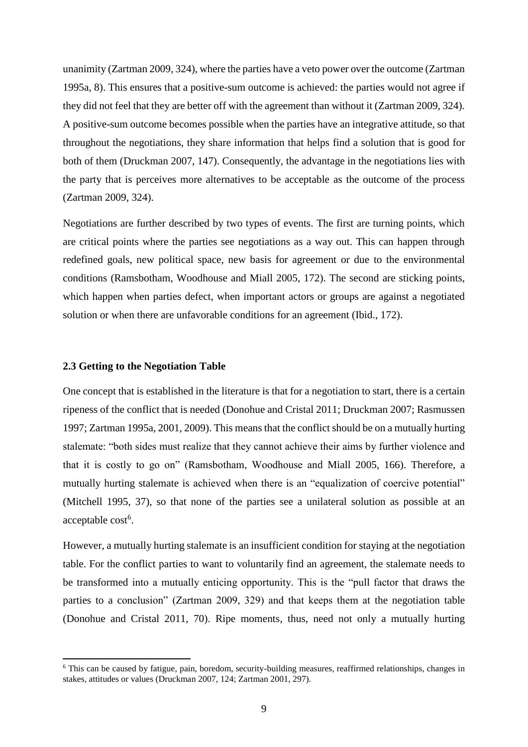unanimity (Zartman 2009, 324), where the parties have a veto power over the outcome (Zartman 1995a, 8). This ensures that a positive-sum outcome is achieved: the parties would not agree if they did not feel that they are better off with the agreement than without it (Zartman 2009, 324). A positive-sum outcome becomes possible when the parties have an integrative attitude, so that throughout the negotiations, they share information that helps find a solution that is good for both of them (Druckman 2007, 147). Consequently, the advantage in the negotiations lies with the party that is perceives more alternatives to be acceptable as the outcome of the process (Zartman 2009, 324).

Negotiations are further described by two types of events. The first are turning points, which are critical points where the parties see negotiations as a way out. This can happen through redefined goals, new political space, new basis for agreement or due to the environmental conditions (Ramsbotham, Woodhouse and Miall 2005, 172). The second are sticking points, which happen when parties defect, when important actors or groups are against a negotiated solution or when there are unfavorable conditions for an agreement (Ibid., 172).

### 2.3 Getting to the Negotiation Table

One concept that is established in the literature is that for a negotiation to start, there is a certain ripeness of the conflict that is needed (Donohue and Cristal 2011; Druckman 2007; Rasmussen 1997; Zartman 1995a, 2001, 2009). This means that the conflict should be on a mutually hurting stalemate: "both sides must realize that they cannot achieve their aims by further violence and that it is costly to go on" (Ramsbotham, Woodhouse and Miall 2005, 166). Therefore, a mutually hurting stalemate is achieved when there is an "equalization of coercive potential" (Mitchell 1995, 37), so that none of the parties see a unilateral solution as possible at an acceptable cost[6].

However, a mutually hurting stalemate is an insufficient condition for staying at the negotiation table. For the conflict parties to want to voluntarily find an agreement, the stalemate needs to be transformed into a mutually enticing opportunity. This is the "pull factor that draws the parties to a conclusion" (Zartman 2009, 329) and that keeps them at the negotiation table (Donohue and Cristal 2011, 70). Ripe moments, thus, need not only a mutually hurting

[6] This can be caused by fatigue, pain, boredom, security-building measures, reaffirmed relationships, changes in stakes, attitudes or values (Druckman 2007, 124; Zartman 2001, 297).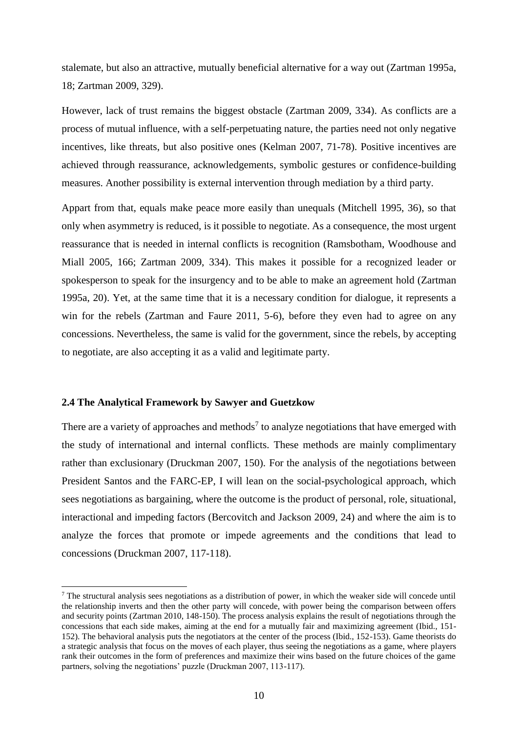stalemate, but also an attractive, mutually beneficial alternative for a way out (Zartman 1995a, 18; Zartman 2009, 329).

However, lack of trust remains the biggest obstacle (Zartman 2009, 334). As conflicts are a process of mutual influence, with a self-perpetuating nature, the parties need not only negative incentives, like threats, but also positive ones (Kelman 2007, 71-78). Positive incentives are achieved through reassurance, acknowledgements, symbolic gestures or confidence-building measures. Another possibility is external intervention through mediation by a third party.

Appart from that, equals make peace more easily than unequals (Mitchell 1995, 36), so that only when asymmetry is reduced, is it possible to negotiate. As a consequence, the most urgent reassurance that is needed in internal conflicts is recognition (Ramsbotham, Woodhouse and Miall 2005, 166; Zartman 2009, 334). This makes it possible for a recognized leader or spokesperson to speak for the insurgency and to be able to make an agreement hold (Zartman 1995a, 20). Yet, at the same time that it is a necessary condition for dialogue, it represents a win for the rebels (Zartman and Faure 2011, 5-6), before they even had to agree on any concessions. Nevertheless, the same is valid for the government, since the rebels, by accepting to negotiate, are also accepting it as a valid and legitimate party.

### 2.4 The Analytical Framework by Sawyer and Guetzkow

There are a variety of approaches and methods[7] to analyze negotiations that have emerged with the study of international and internal conflicts. These methods are mainly complimentary rather than exclusionary (Druckman 2007, 150). For the analysis of the negotiations between President Santos and the FARC-EP, I will lean on the social-psychological approach, which sees negotiations as bargaining, where the outcome is the product of personal, role, situational, interactional and impeding factors (Bercovitch and Jackson 2009, 24) and where the aim is to analyze the forces that promote or impede agreements and the conditions that lead to concessions (Druckman 2007, 117-118).

[7] The structural analysis sees negotiations as a distribution of power, in which the weaker side will concede until the relationship inverts and then the other party will concede, with power being the comparison between offers and security points (Zartman 2010, 148-150). The process analysis explains the result of negotiations through the concessions that each side makes, aiming at the end for a mutually fair and maximizing agreement (Ibid., 151-152). The behavioral analysis puts the negotiators at the center of the process (Ibid., 152-153). Game theorists do a strategic analysis that focus on the moves of each player, thus seeing the negotiations as a game, where players rank their outcomes in the form of preferences and maximize their wins based on the future choices of the game partners, solving the negotiations' puzzle (Druckman 2007, 113-117).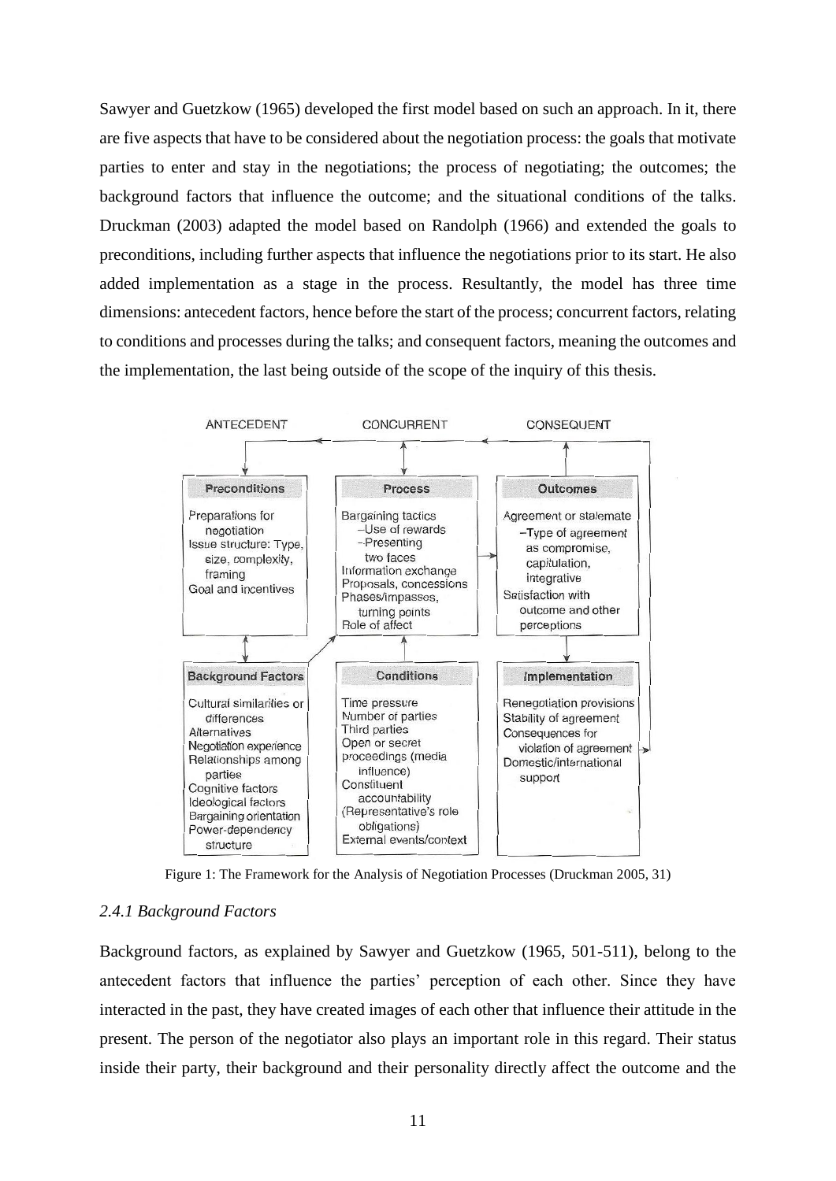Sawyer and Guetzkow (1965) developed the first model based on such an approach. In it, there are five aspects that have to be considered about the negotiation process: the goals that motivate parties to enter and stay in the negotiations; the process of negotiating; the outcomes; the background factors that influence the outcome; and the situational conditions of the talks. Druckman (2003) adapted the model based on Randolph (1966) and extended the goals to preconditions, including further aspects that influence the negotiations prior to its start. He also added implementation as a stage in the process. Resultantly, the model has three time dimensions: antecedent factors, hence before the start of the process; concurrent factors, relating to conditions and processes during the talks; and consequent factors, meaning the outcomes and the implementation, the last being outside of the scope of the inquiry of this thesis.

| ANTECEDENT | CONCURRENT | CONSEQUENT |
| --- | --- | --- |
| **Preconditions** | **Process** | **Outcomes** |
| Preparations for negotiation<br>Issue structure: Type, size, complexity, framing<br>Goal and incentives | Bargaining tactics<br>–Use of rewards<br>–Presenting two faces<br>Information exchange<br>Proposals, concessions<br>Phases/impasses, turning points<br>Role of affect | Agreement or stalemate<br>–Type of agreement as compromise, capitulation, integrative<br>Satisfaction with outcome and other perceptions |
| **Background Factors** | **Conditions** | **Implementation** |
| Cultural similarities or differences<br>Alternatives<br>Negotiation experience<br>Relationships among parties<br>Cognitive factors<br>Ideological factors<br>Bargaining orientation<br>Power-dependency structure | Time pressure<br>Number of parties<br>Third parties<br>Open or secret proceedings (media influence)<br>Constituent accountability<br>(Representative's role obligations)<br>External events/context | Renegotiation provisions<br>Stability of agreement<br>Consequences for violation of agreement<br>Domestic/international support |

Figure 1: The Framework for the Analysis of Negotiation Processes (Druckman 2005, 31)

### *2.4.1 Background Factors*

Background factors, as explained by Sawyer and Guetzkow (1965, 501-511), belong to the antecedent factors that influence the parties' perception of each other. Since they have interacted in the past, they have created images of each other that influence their attitude in the present. The person of the negotiator also plays an important role in this regard. Their status inside their party, their background and their personality directly affect the outcome and the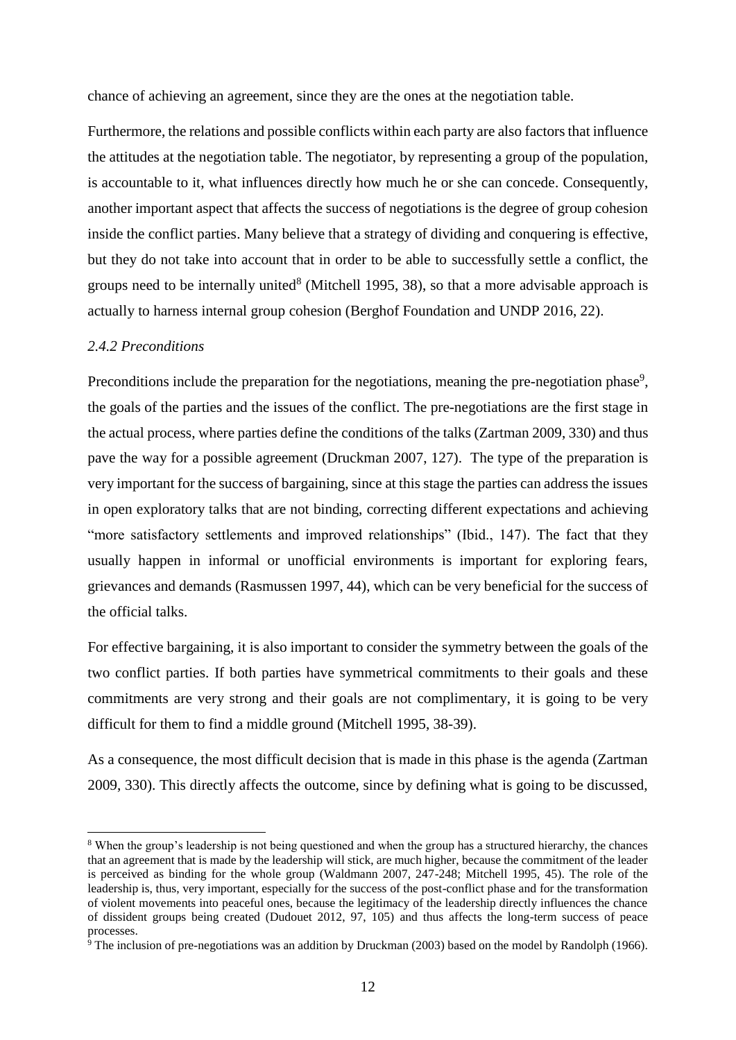chance of achieving an agreement, since they are the ones at the negotiation table.

Furthermore, the relations and possible conflicts within each party are also factors that influence the attitudes at the negotiation table. The negotiator, by representing a group of the population, is accountable to it, what influences directly how much he or she can concede. Consequently, another important aspect that affects the success of negotiations is the degree of group cohesion inside the conflict parties. Many believe that a strategy of dividing and conquering is effective, but they do not take into account that in order to be able to successfully settle a conflict, the groups need to be internally united[8] (Mitchell 1995, 38), so that a more advisable approach is actually to harness internal group cohesion (Berghof Foundation and UNDP 2016, 22).

### *2.4.2 Preconditions*

Preconditions include the preparation for the negotiations, meaning the pre-negotiation phase[9], the goals of the parties and the issues of the conflict. The pre-negotiations are the first stage in the actual process, where parties define the conditions of the talks (Zartman 2009, 330) and thus pave the way for a possible agreement (Druckman 2007, 127). The type of the preparation is very important for the success of bargaining, since at this stage the parties can address the issues in open exploratory talks that are not binding, correcting different expectations and achieving "more satisfactory settlements and improved relationships" (Ibid., 147). The fact that they usually happen in informal or unofficial environments is important for exploring fears, grievances and demands (Rasmussen 1997, 44), which can be very beneficial for the success of the official talks.

For effective bargaining, it is also important to consider the symmetry between the goals of the two conflict parties. If both parties have symmetrical commitments to their goals and these commitments are very strong and their goals are not complimentary, it is going to be very difficult for them to find a middle ground (Mitchell 1995, 38-39).

As a consequence, the most difficult decision that is made in this phase is the agenda (Zartman 2009, 330). This directly affects the outcome, since by defining what is going to be discussed,

---

[8] When the group's leadership is not being questioned and when the group has a structured hierarchy, the chances that an agreement that is made by the leadership will stick, are much higher, because the commitment of the leader is perceived as binding for the whole group (Waldmann 2007, 247-248; Mitchell 1995, 45). The role of the leadership is, thus, very important, especially for the success of the post-conflict phase and for the transformation of violent movements into peaceful ones, because the legitimacy of the leadership directly influences the chance of dissident groups being created (Dudouet 2012, 97, 105) and thus affects the long-term success of peace processes.

[9] The inclusion of pre-negotiations was an addition by Druckman (2003) based on the model by Randolph (1966).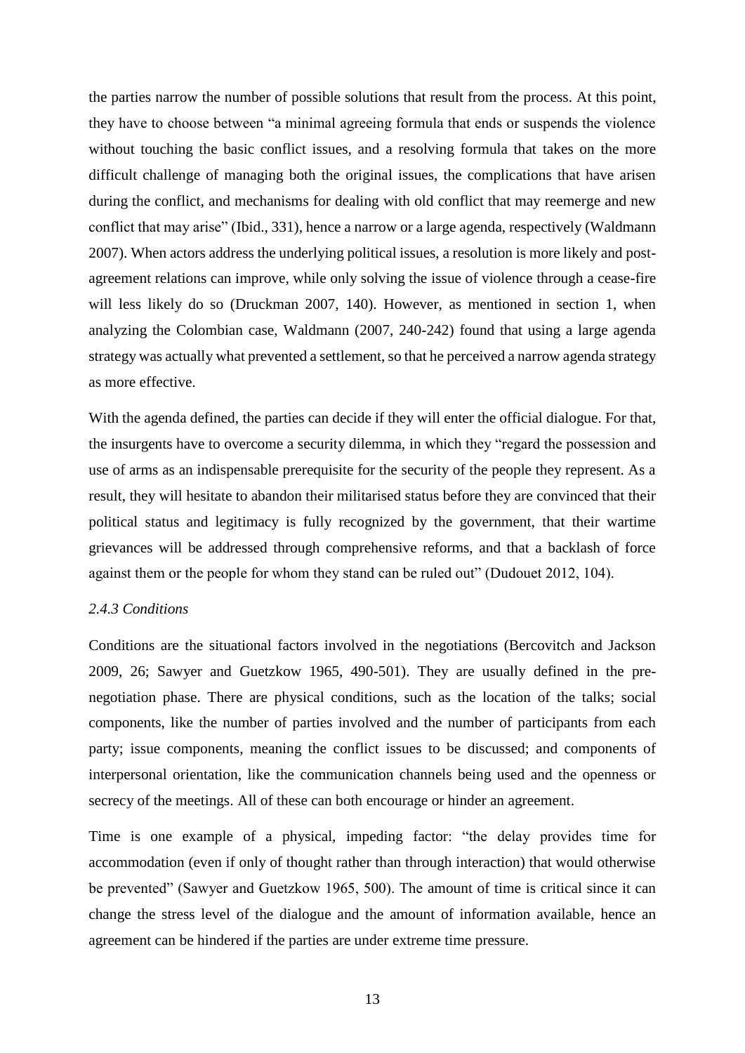the parties narrow the number of possible solutions that result from the process. At this point, they have to choose between "a minimal agreeing formula that ends or suspends the violence without touching the basic conflict issues, and a resolving formula that takes on the more difficult challenge of managing both the original issues, the complications that have arisen during the conflict, and mechanisms for dealing with old conflict that may reemerge and new conflict that may arise" (Ibid., 331), hence a narrow or a large agenda, respectively (Waldmann 2007). When actors address the underlying political issues, a resolution is more likely and post-agreement relations can improve, while only solving the issue of violence through a cease-fire will less likely do so (Druckman 2007, 140). However, as mentioned in section 1, when analyzing the Colombian case, Waldmann (2007, 240-242) found that using a large agenda strategy was actually what prevented a settlement, so that he perceived a narrow agenda strategy as more effective.

With the agenda defined, the parties can decide if they will enter the official dialogue. For that, the insurgents have to overcome a security dilemma, in which they "regard the possession and use of arms as an indispensable prerequisite for the security of the people they represent. As a result, they will hesitate to abandon their militarised status before they are convinced that their political status and legitimacy is fully recognized by the government, that their wartime grievances will be addressed through comprehensive reforms, and that a backlash of force against them or the people for whom they stand can be ruled out" (Dudouet 2012, 104).

### *2.4.3 Conditions*

Conditions are the situational factors involved in the negotiations (Bercovitch and Jackson 2009, 26; Sawyer and Guetzkow 1965, 490-501). They are usually defined in the pre-negotiation phase. There are physical conditions, such as the location of the talks; social components, like the number of parties involved and the number of participants from each party; issue components, meaning the conflict issues to be discussed; and components of interpersonal orientation, like the communication channels being used and the openness or secrecy of the meetings. All of these can both encourage or hinder an agreement.

Time is one example of a physical, impeding factor: "the delay provides time for accommodation (even if only of thought rather than through interaction) that would otherwise be prevented" (Sawyer and Guetzkow 1965, 500). The amount of time is critical since it can change the stress level of the dialogue and the amount of information available, hence an agreement can be hindered if the parties are under extreme time pressure.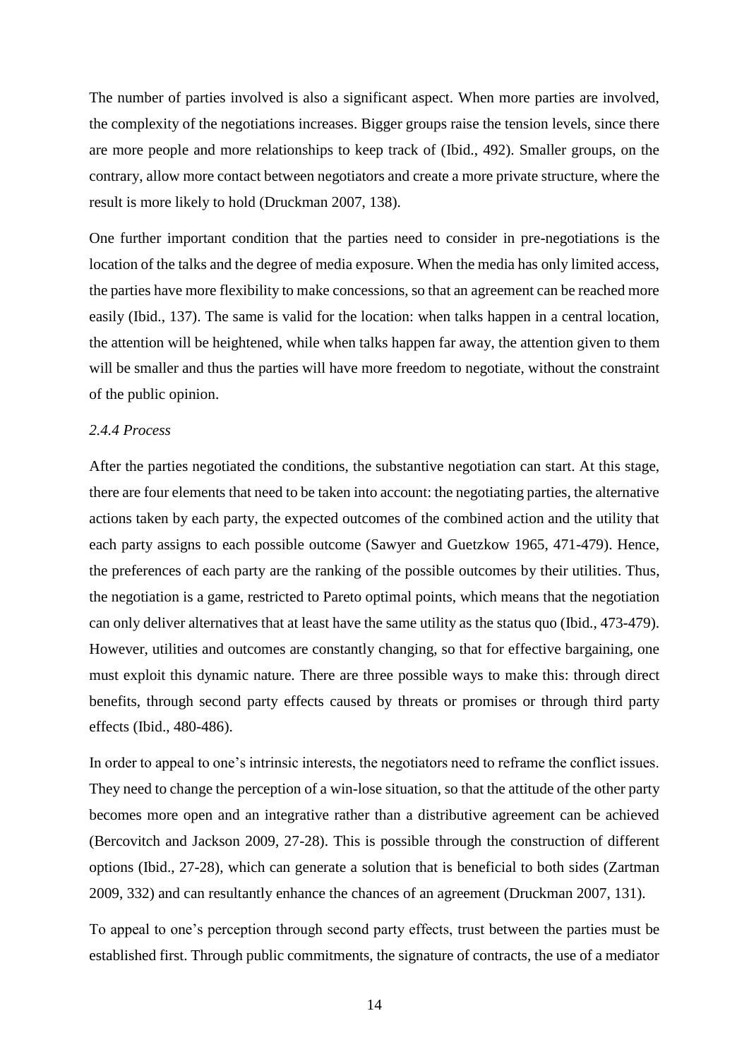The number of parties involved is also a significant aspect. When more parties are involved, the complexity of the negotiations increases. Bigger groups raise the tension levels, since there are more people and more relationships to keep track of (Ibid., 492). Smaller groups, on the contrary, allow more contact between negotiators and create a more private structure, where the result is more likely to hold (Druckman 2007, 138).

One further important condition that the parties need to consider in pre-negotiations is the location of the talks and the degree of media exposure. When the media has only limited access, the parties have more flexibility to make concessions, so that an agreement can be reached more easily (Ibid., 137). The same is valid for the location: when talks happen in a central location, the attention will be heightened, while when talks happen far away, the attention given to them will be smaller and thus the parties will have more freedom to negotiate, without the constraint of the public opinion.

### *2.4.4 Process*

After the parties negotiated the conditions, the substantive negotiation can start. At this stage, there are four elements that need to be taken into account: the negotiating parties, the alternative actions taken by each party, the expected outcomes of the combined action and the utility that each party assigns to each possible outcome (Sawyer and Guetzkow 1965, 471-479). Hence, the preferences of each party are the ranking of the possible outcomes by their utilities. Thus, the negotiation is a game, restricted to Pareto optimal points, which means that the negotiation can only deliver alternatives that at least have the same utility as the status quo (Ibid., 473-479). However, utilities and outcomes are constantly changing, so that for effective bargaining, one must exploit this dynamic nature. There are three possible ways to make this: through direct benefits, through second party effects caused by threats or promises or through third party effects (Ibid., 480-486).

In order to appeal to one's intrinsic interests, the negotiators need to reframe the conflict issues. They need to change the perception of a win-lose situation, so that the attitude of the other party becomes more open and an integrative rather than a distributive agreement can be achieved (Bercovitch and Jackson 2009, 27-28). This is possible through the construction of different options (Ibid., 27-28), which can generate a solution that is beneficial to both sides (Zartman 2009, 332) and can resultantly enhance the chances of an agreement (Druckman 2007, 131).

To appeal to one's perception through second party effects, trust between the parties must be established first. Through public commitments, the signature of contracts, the use of a mediator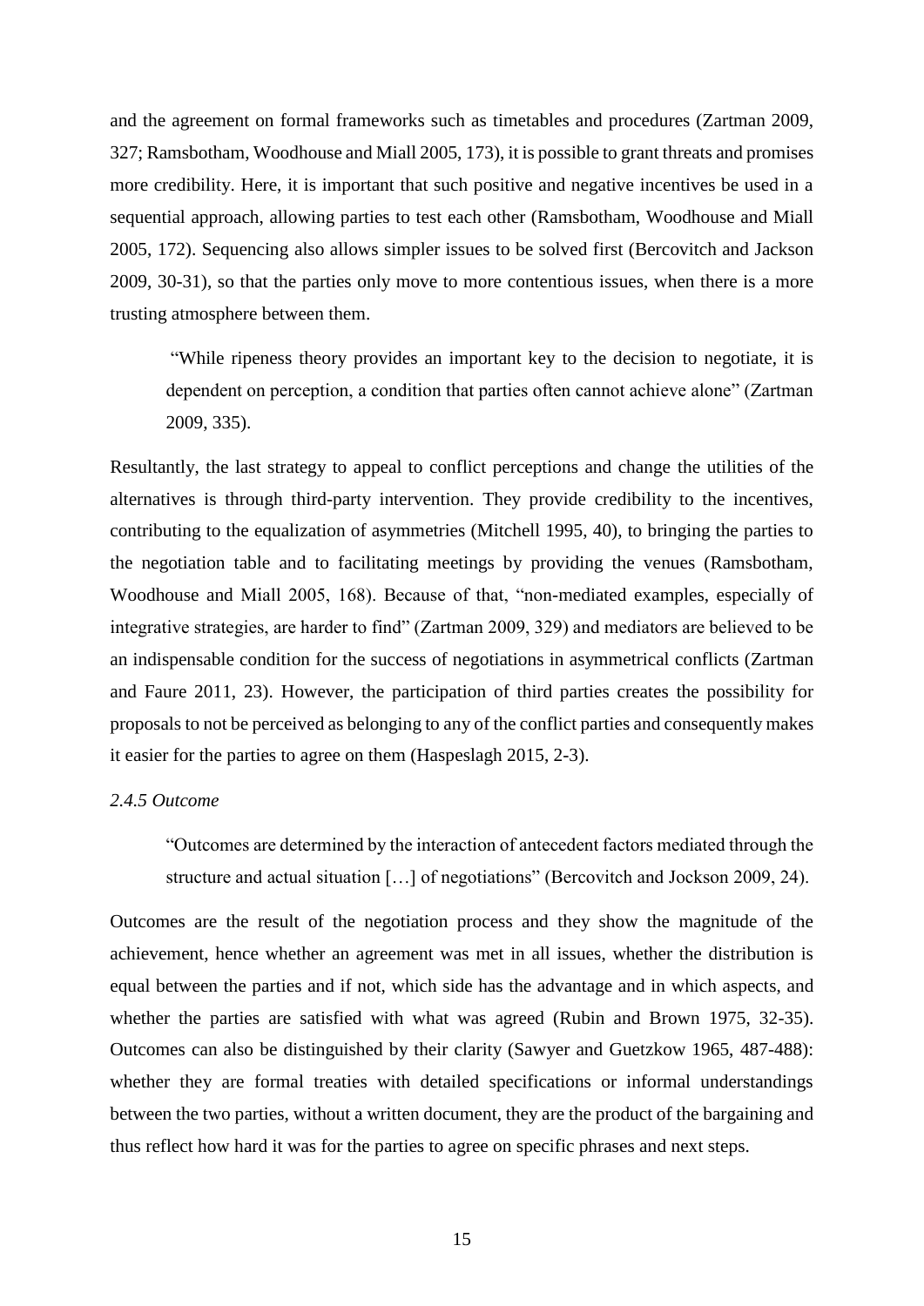and the agreement on formal frameworks such as timetables and procedures (Zartman 2009, 327; Ramsbotham, Woodhouse and Miall 2005, 173), it is possible to grant threats and promises more credibility. Here, it is important that such positive and negative incentives be used in a sequential approach, allowing parties to test each other (Ramsbotham, Woodhouse and Miall 2005, 172). Sequencing also allows simpler issues to be solved first (Bercovitch and Jackson 2009, 30-31), so that the parties only move to more contentious issues, when there is a more trusting atmosphere between them.

> "While ripeness theory provides an important key to the decision to negotiate, it is dependent on perception, a condition that parties often cannot achieve alone" (Zartman 2009, 335).

Resultantly, the last strategy to appeal to conflict perceptions and change the utilities of the alternatives is through third-party intervention. They provide credibility to the incentives, contributing to the equalization of asymmetries (Mitchell 1995, 40), to bringing the parties to the negotiation table and to facilitating meetings by providing the venues (Ramsbotham, Woodhouse and Miall 2005, 168). Because of that, "non-mediated examples, especially of integrative strategies, are harder to find" (Zartman 2009, 329) and mediators are believed to be an indispensable condition for the success of negotiations in asymmetrical conflicts (Zartman and Faure 2011, 23). However, the participation of third parties creates the possibility for proposals to not be perceived as belonging to any of the conflict parties and consequently makes it easier for the parties to agree on them (Haspeslagh 2015, 2-3).

*2.4.5 Outcome*

> "Outcomes are determined by the interaction of antecedent factors mediated through the structure and actual situation […] of negotiations" (Bercovitch and Jockson 2009, 24).

Outcomes are the result of the negotiation process and they show the magnitude of the achievement, hence whether an agreement was met in all issues, whether the distribution is equal between the parties and if not, which side has the advantage and in which aspects, and whether the parties are satisfied with what was agreed (Rubin and Brown 1975, 32-35). Outcomes can also be distinguished by their clarity (Sawyer and Guetzkow 1965, 487-488): whether they are formal treaties with detailed specifications or informal understandings between the two parties, without a written document, they are the product of the bargaining and thus reflect how hard it was for the parties to agree on specific phrases and next steps.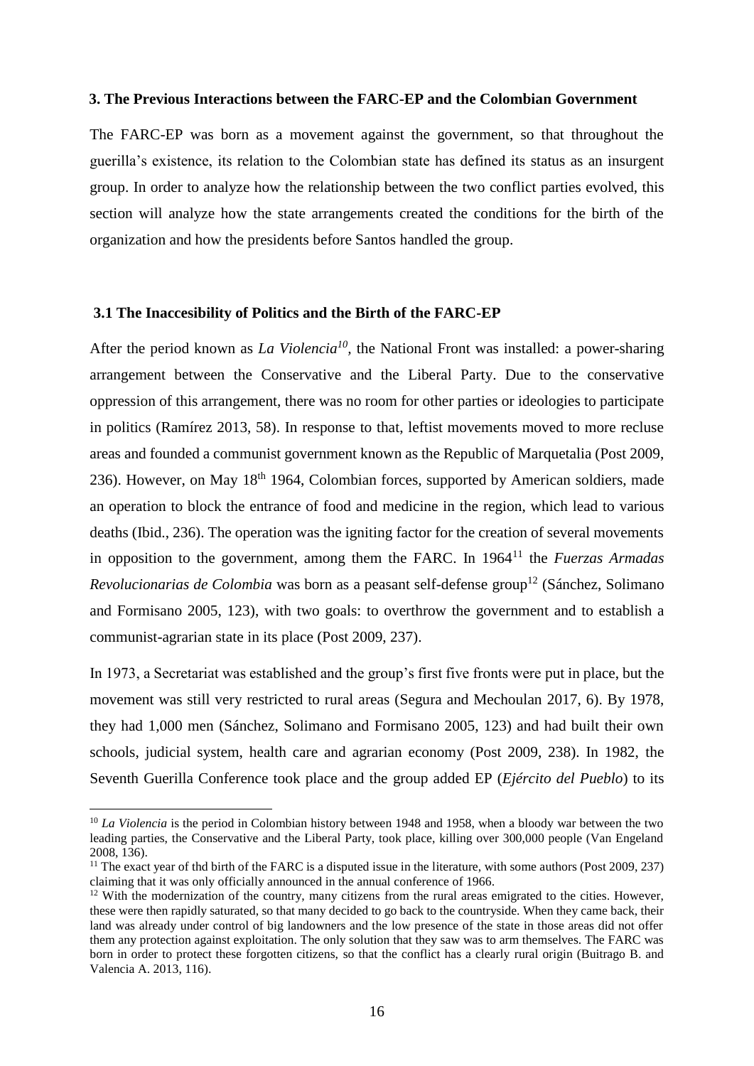### 3. The Previous Interactions between the FARC-EP and the Colombian Government

The FARC-EP was born as a movement against the government, so that throughout the guerilla's existence, its relation to the Colombian state has defined its status as an insurgent group. In order to analyze how the relationship between the two conflict parties evolved, this section will analyze how the state arrangements created the conditions for the birth of the organization and how the presidents before Santos handled the group.

### 3.1 The Inaccesibility of Politics and the Birth of the FARC-EP

After the period known as *La Violencia*[10], the National Front was installed: a power-sharing arrangement between the Conservative and the Liberal Party. Due to the conservative oppression of this arrangement, there was no room for other parties or ideologies to participate in politics (Ramírez 2013, 58). In response to that, leftist movements moved to more recluse areas and founded a communist government known as the Republic of Marquetalia (Post 2009, 236). However, on May 18th 1964, Colombian forces, supported by American soldiers, made an operation to block the entrance of food and medicine in the region, which lead to various deaths (Ibid., 236). The operation was the igniting factor for the creation of several movements in opposition to the government, among them the FARC. In 1964[11] the *Fuerzas Armadas Revolucionarias de Colombia* was born as a peasant self-defense group[12] (Sánchez, Solimano and Formisano 2005, 123), with two goals: to overthrow the government and to establish a communist-agrarian state in its place (Post 2009, 237).

In 1973, a Secretariat was established and the group's first five fronts were put in place, but the movement was still very restricted to rural areas (Segura and Mechoulan 2017, 6). By 1978, they had 1,000 men (Sánchez, Solimano and Formisano 2005, 123) and had built their own schools, judicial system, health care and agrarian economy (Post 2009, 238). In 1982, the Seventh Guerilla Conference took place and the group added EP (*Ejército del Pueblo*) to its

---

[10] *La Violencia* is the period in Colombian history between 1948 and 1958, when a bloody war between the two leading parties, the Conservative and the Liberal Party, took place, killing over 300,000 people (Van Engeland 2008, 136).

[11] The exact year of thd birth of the FARC is a disputed issue in the literature, with some authors (Post 2009, 237) claiming that it was only officially announced in the annual conference of 1966.

[12] With the modernization of the country, many citizens from the rural areas emigrated to the cities. However, these were then rapidly saturated, so that many decided to go back to the countryside. When they came back, their land was already under control of big landowners and the low presence of the state in those areas did not offer them any protection against exploitation. The only solution that they saw was to arm themselves. The FARC was born in order to protect these forgotten citizens, so that the conflict has a clearly rural origin (Buitrago B. and Valencia A. 2013, 116).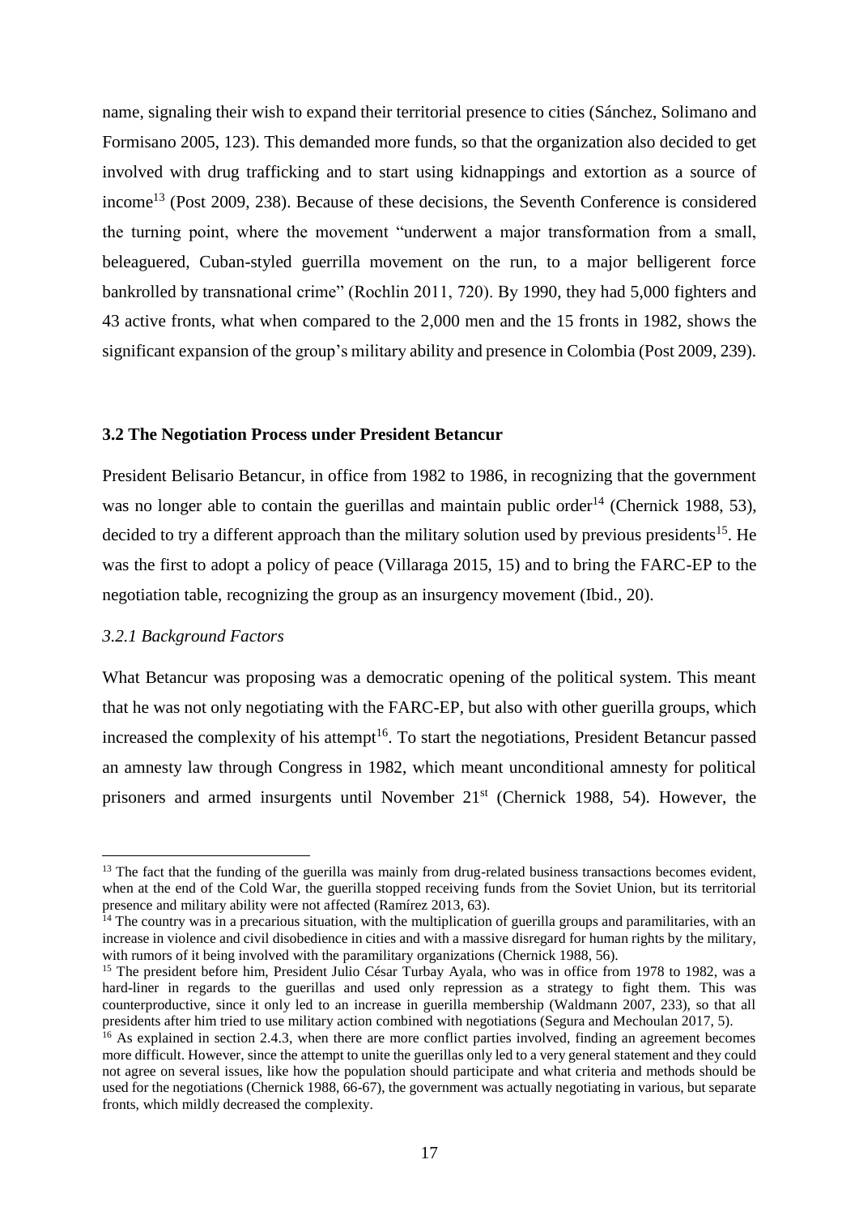name, signaling their wish to expand their territorial presence to cities (Sánchez, Solimano and Formisano 2005, 123). This demanded more funds, so that the organization also decided to get involved with drug trafficking and to start using kidnappings and extortion as a source of income[13] (Post 2009, 238). Because of these decisions, the Seventh Conference is considered the turning point, where the movement "underwent a major transformation from a small, beleaguered, Cuban-styled guerrilla movement on the run, to a major belligerent force bankrolled by transnational crime" (Rochlin 2011, 720). By 1990, they had 5,000 fighters and 43 active fronts, what when compared to the 2,000 men and the 15 fronts in 1982, shows the significant expansion of the group's military ability and presence in Colombia (Post 2009, 239).

### 3.2 The Negotiation Process under President Betancur

President Belisario Betancur, in office from 1982 to 1986, in recognizing that the government was no longer able to contain the guerillas and maintain public order[14] (Chernick 1988, 53), decided to try a different approach than the military solution used by previous presidents[15]. He was the first to adopt a policy of peace (Villaraga 2015, 15) and to bring the FARC-EP to the negotiation table, recognizing the group as an insurgency movement (Ibid., 20).

#### *3.2.1 Background Factors*

What Betancur was proposing was a democratic opening of the political system. This meant that he was not only negotiating with the FARC-EP, but also with other guerilla groups, which increased the complexity of his attempt[16]. To start the negotiations, President Betancur passed an amnesty law through Congress in 1982, which meant unconditional amnesty for political prisoners and armed insurgents until November 21st (Chernick 1988, 54). However, the

---

[13] The fact that the funding of the guerilla was mainly from drug-related business transactions becomes evident, when at the end of the Cold War, the guerilla stopped receiving funds from the Soviet Union, but its territorial presence and military ability were not affected (Ramírez 2013, 63).

[14] The country was in a precarious situation, with the multiplication of guerilla groups and paramilitaries, with an increase in violence and civil disobedience in cities and with a massive disregard for human rights by the military, with rumors of it being involved with the paramilitary organizations (Chernick 1988, 56).

[15] The president before him, President Julio César Turbay Ayala, who was in office from 1978 to 1982, was a hard-liner in regards to the guerillas and used only repression as a strategy to fight them. This was counterproductive, since it only led to an increase in guerilla membership (Waldmann 2007, 233), so that all presidents after him tried to use military action combined with negotiations (Segura and Mechoulan 2017, 5).

[16] As explained in section 2.4.3, when there are more conflict parties involved, finding an agreement becomes more difficult. However, since the attempt to unite the guerillas only led to a very general statement and they could not agree on several issues, like how the population should participate and what criteria and methods should be used for the negotiations (Chernick 1988, 66-67), the government was actually negotiating in various, but separate fronts, which mildly decreased the complexity.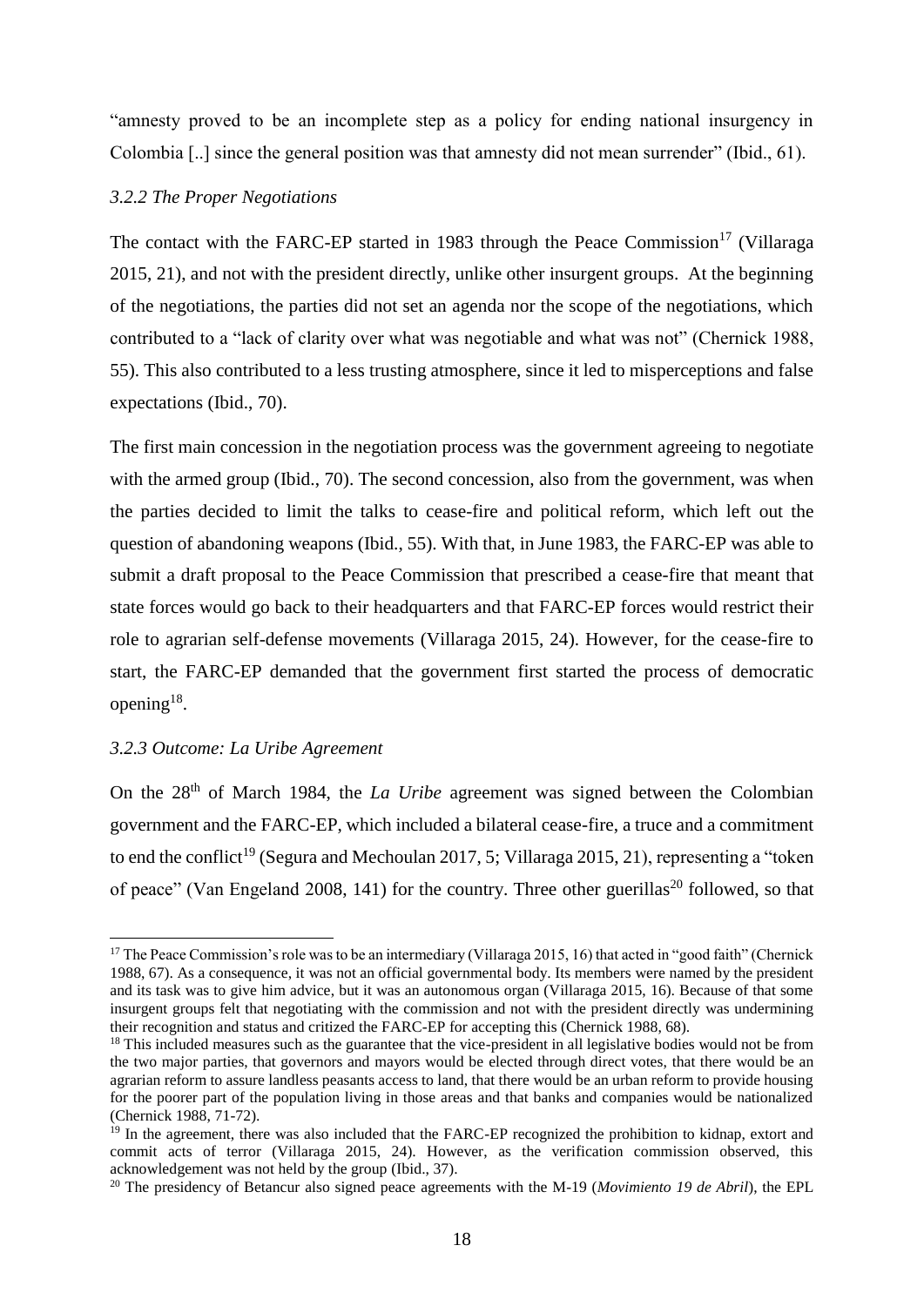"amnesty proved to be an incomplete step as a policy for ending national insurgency in Colombia [..] since the general position was that amnesty did not mean surrender" (Ibid., 61).

### *3.2.2 The Proper Negotiations*

The contact with the FARC-EP started in 1983 through the Peace Commission[17] (Villaraga 2015, 21), and not with the president directly, unlike other insurgent groups. At the beginning of the negotiations, the parties did not set an agenda nor the scope of the negotiations, which contributed to a "lack of clarity over what was negotiable and what was not" (Chernick 1988, 55). This also contributed to a less trusting atmosphere, since it led to misperceptions and false expectations (Ibid., 70).

The first main concession in the negotiation process was the government agreeing to negotiate with the armed group (Ibid., 70). The second concession, also from the government, was when the parties decided to limit the talks to cease-fire and political reform, which left out the question of abandoning weapons (Ibid., 55). With that, in June 1983, the FARC-EP was able to submit a draft proposal to the Peace Commission that prescribed a cease-fire that meant that state forces would go back to their headquarters and that FARC-EP forces would restrict their role to agrarian self-defense movements (Villaraga 2015, 24). However, for the cease-fire to start, the FARC-EP demanded that the government first started the process of democratic opening[18].

### *3.2.3 Outcome: La Uribe Agreement*

On the 28th of March 1984, the *La Uribe* agreement was signed between the Colombian government and the FARC-EP, which included a bilateral cease-fire, a truce and a commitment to end the conflict[19] (Segura and Mechoulan 2017, 5; Villaraga 2015, 21), representing a "token of peace" (Van Engeland 2008, 141) for the country. Three other guerillas[20] followed, so that

---

[17] The Peace Commission's role was to be an intermediary (Villaraga 2015, 16) that acted in "good faith" (Chernick 1988, 67). As a consequence, it was not an official governmental body. Its members were named by the president and its task was to give him advice, but it was an autonomous organ (Villaraga 2015, 16). Because of that some insurgent groups felt that negotiating with the commission and not with the president directly was undermining their recognition and status and critized the FARC-EP for accepting this (Chernick 1988, 68).

[18] This included measures such as the guarantee that the vice-president in all legislative bodies would not be from the two major parties, that governors and mayors would be elected through direct votes, that there would be an agrarian reform to assure landless peasants access to land, that there would be an urban reform to provide housing for the poorer part of the population living in those areas and that banks and companies would be nationalized (Chernick 1988, 71-72).

[19] In the agreement, there was also included that the FARC-EP recognized the prohibition to kidnap, extort and commit acts of terror (Villaraga 2015, 24). However, as the verification commission observed, this acknowledgement was not held by the group (Ibid., 37).

[20] The presidency of Betancur also signed peace agreements with the M-19 (*Movimiento 19 de Abril*), the EPL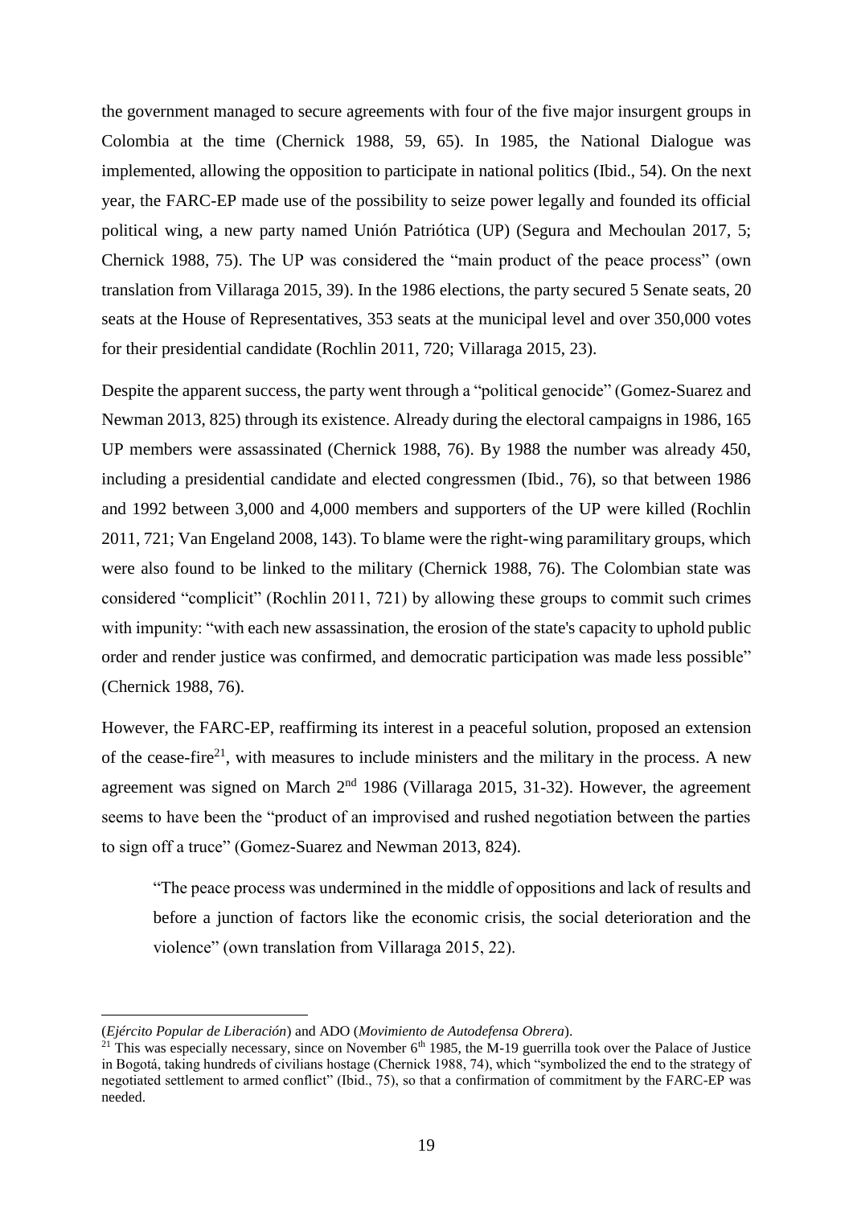the government managed to secure agreements with four of the five major insurgent groups in Colombia at the time (Chernick 1988, 59, 65). In 1985, the National Dialogue was implemented, allowing the opposition to participate in national politics (Ibid., 54). On the next year, the FARC-EP made use of the possibility to seize power legally and founded its official political wing, a new party named Unión Patriótica (UP) (Segura and Mechoulan 2017, 5; Chernick 1988, 75). The UP was considered the "main product of the peace process" (own translation from Villaraga 2015, 39). In the 1986 elections, the party secured 5 Senate seats, 20 seats at the House of Representatives, 353 seats at the municipal level and over 350,000 votes for their presidential candidate (Rochlin 2011, 720; Villaraga 2015, 23).

Despite the apparent success, the party went through a "political genocide" (Gomez-Suarez and Newman 2013, 825) through its existence. Already during the electoral campaigns in 1986, 165 UP members were assassinated (Chernick 1988, 76). By 1988 the number was already 450, including a presidential candidate and elected congressmen (Ibid., 76), so that between 1986 and 1992 between 3,000 and 4,000 members and supporters of the UP were killed (Rochlin 2011, 721; Van Engeland 2008, 143). To blame were the right-wing paramilitary groups, which were also found to be linked to the military (Chernick 1988, 76). The Colombian state was considered "complicit" (Rochlin 2011, 721) by allowing these groups to commit such crimes with impunity: "with each new assassination, the erosion of the state's capacity to uphold public order and render justice was confirmed, and democratic participation was made less possible" (Chernick 1988, 76).

However, the FARC-EP, reaffirming its interest in a peaceful solution, proposed an extension of the cease-fire[21], with measures to include ministers and the military in the process. A new agreement was signed on March 2nd 1986 (Villaraga 2015, 31-32). However, the agreement seems to have been the "product of an improvised and rushed negotiation between the parties to sign off a truce" (Gomez-Suarez and Newman 2013, 824).

> "The peace process was undermined in the middle of oppositions and lack of results and before a junction of factors like the economic crisis, the social deterioration and the violence" (own translation from Villaraga 2015, 22).

---

(*Ejército Popular de Liberación*) and ADO (*Movimiento de Autodefensa Obrera*).

[21] This was especially necessary, since on November 6th 1985, the M-19 guerrilla took over the Palace of Justice in Bogotá, taking hundreds of civilians hostage (Chernick 1988, 74), which "symbolized the end to the strategy of negotiated settlement to armed conflict" (Ibid., 75), so that a confirmation of commitment by the FARC-EP was needed.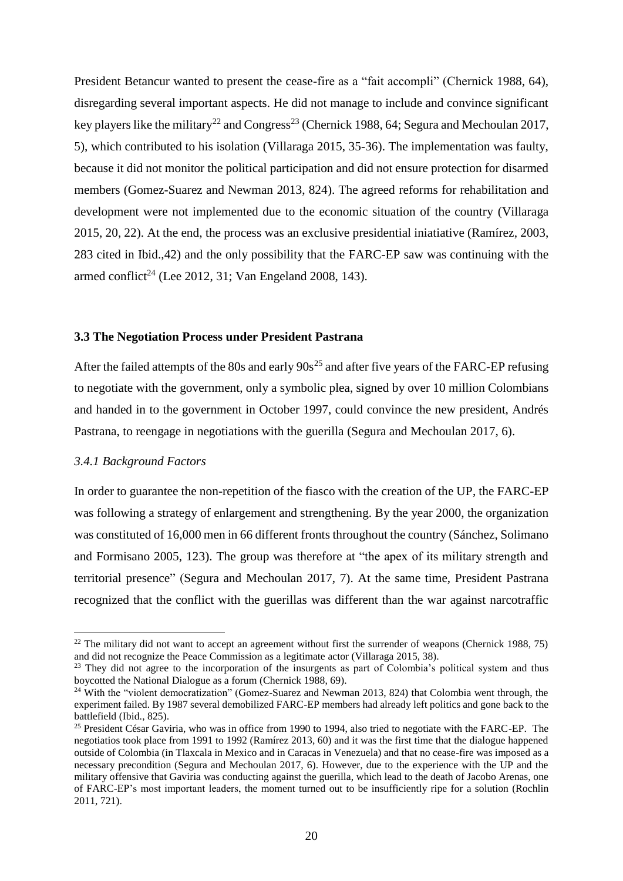President Betancur wanted to present the cease-fire as a "fait accompli" (Chernick 1988, 64), disregarding several important aspects. He did not manage to include and convince significant key players like the military[22] and Congress[23] (Chernick 1988, 64; Segura and Mechoulan 2017, 5), which contributed to his isolation (Villaraga 2015, 35-36). The implementation was faulty, because it did not monitor the political participation and did not ensure protection for disarmed members (Gomez-Suarez and Newman 2013, 824). The agreed reforms for rehabilitation and development were not implemented due to the economic situation of the country (Villaraga 2015, 20, 22). At the end, the process was an exclusive presidential iniatiative (Ramírez, 2003, 283 cited in Ibid.,42) and the only possibility that the FARC-EP saw was continuing with the armed conflict[24] (Lee 2012, 31; Van Engeland 2008, 143).

### 3.3 The Negotiation Process under President Pastrana

After the failed attempts of the 80s and early 90s[25] and after five years of the FARC-EP refusing to negotiate with the government, only a symbolic plea, signed by over 10 million Colombians and handed in to the government in October 1997, could convince the new president, Andrés Pastrana, to reengage in negotiations with the guerilla (Segura and Mechoulan 2017, 6).

#### *3.4.1 Background Factors*

In order to guarantee the non-repetition of the fiasco with the creation of the UP, the FARC-EP was following a strategy of enlargement and strengthening. By the year 2000, the organization was constituted of 16,000 men in 66 different fronts throughout the country (Sánchez, Solimano and Formisano 2005, 123). The group was therefore at "the apex of its military strength and territorial presence" (Segura and Mechoulan 2017, 7). At the same time, President Pastrana recognized that the conflict with the guerillas was different than the war against narcotraffic

---

[22] The military did not want to accept an agreement without first the surrender of weapons (Chernick 1988, 75) and did not recognize the Peace Commission as a legitimate actor (Villaraga 2015, 38).

[23] They did not agree to the incorporation of the insurgents as part of Colombia's political system and thus boycotted the National Dialogue as a forum (Chernick 1988, 69).

[24] With the "violent democratization" (Gomez-Suarez and Newman 2013, 824) that Colombia went through, the experiment failed. By 1987 several demobilized FARC-EP members had already left politics and gone back to the battlefield (Ibid., 825).

[25] President César Gaviria, who was in office from 1990 to 1994, also tried to negotiate with the FARC-EP. The negotiatios took place from 1991 to 1992 (Ramírez 2013, 60) and it was the first time that the dialogue happened outside of Colombia (in Tlaxcala in Mexico and in Caracas in Venezuela) and that no cease-fire was imposed as a necessary precondition (Segura and Mechoulan 2017, 6). However, due to the experience with the UP and the military offensive that Gaviria was conducting against the guerilla, which lead to the death of Jacobo Arenas, one of FARC-EP's most important leaders, the moment turned out to be insufficiently ripe for a solution (Rochlin 2011, 721).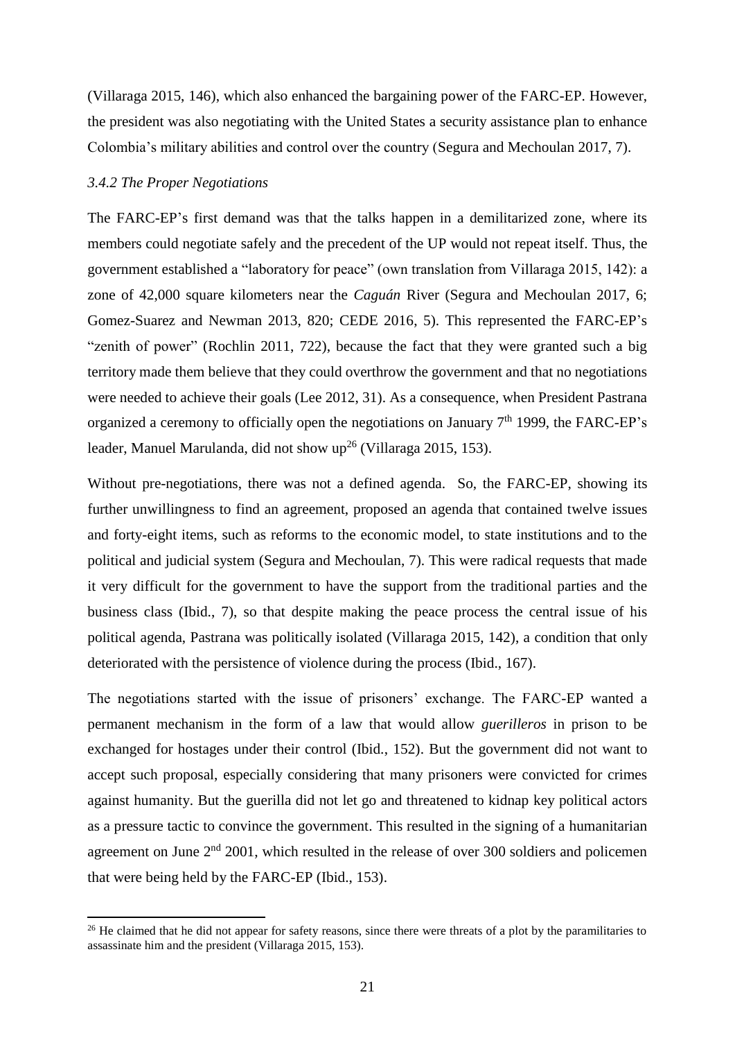(Villaraga 2015, 146), which also enhanced the bargaining power of the FARC-EP. However, the president was also negotiating with the United States a security assistance plan to enhance Colombia's military abilities and control over the country (Segura and Mechoulan 2017, 7).

### *3.4.2 The Proper Negotiations*

The FARC-EP's first demand was that the talks happen in a demilitarized zone, where its members could negotiate safely and the precedent of the UP would not repeat itself. Thus, the government established a "laboratory for peace" (own translation from Villaraga 2015, 142): a zone of 42,000 square kilometers near the *Caguán* River (Segura and Mechoulan 2017, 6; Gomez-Suarez and Newman 2013, 820; CEDE 2016, 5). This represented the FARC-EP's "zenith of power" (Rochlin 2011, 722), because the fact that they were granted such a big territory made them believe that they could overthrow the government and that no negotiations were needed to achieve their goals (Lee 2012, 31). As a consequence, when President Pastrana organized a ceremony to officially open the negotiations on January 7th 1999, the FARC-EP's leader, Manuel Marulanda, did not show up[26] (Villaraga 2015, 153).

Without pre-negotiations, there was not a defined agenda. So, the FARC-EP, showing its further unwillingness to find an agreement, proposed an agenda that contained twelve issues and forty-eight items, such as reforms to the economic model, to state institutions and to the political and judicial system (Segura and Mechoulan, 7). This were radical requests that made it very difficult for the government to have the support from the traditional parties and the business class (Ibid., 7), so that despite making the peace process the central issue of his political agenda, Pastrana was politically isolated (Villaraga 2015, 142), a condition that only deteriorated with the persistence of violence during the process (Ibid., 167).

The negotiations started with the issue of prisoners' exchange. The FARC-EP wanted a permanent mechanism in the form of a law that would allow *guerilleros* in prison to be exchanged for hostages under their control (Ibid., 152). But the government did not want to accept such proposal, especially considering that many prisoners were convicted for crimes against humanity. But the guerilla did not let go and threatened to kidnap key political actors as a pressure tactic to convince the government. This resulted in the signing of a humanitarian agreement on June 2nd 2001, which resulted in the release of over 300 soldiers and policemen that were being held by the FARC-EP (Ibid., 153).

[26] He claimed that he did not appear for safety reasons, since there were threats of a plot by the paramilitaries to assassinate him and the president (Villaraga 2015, 153).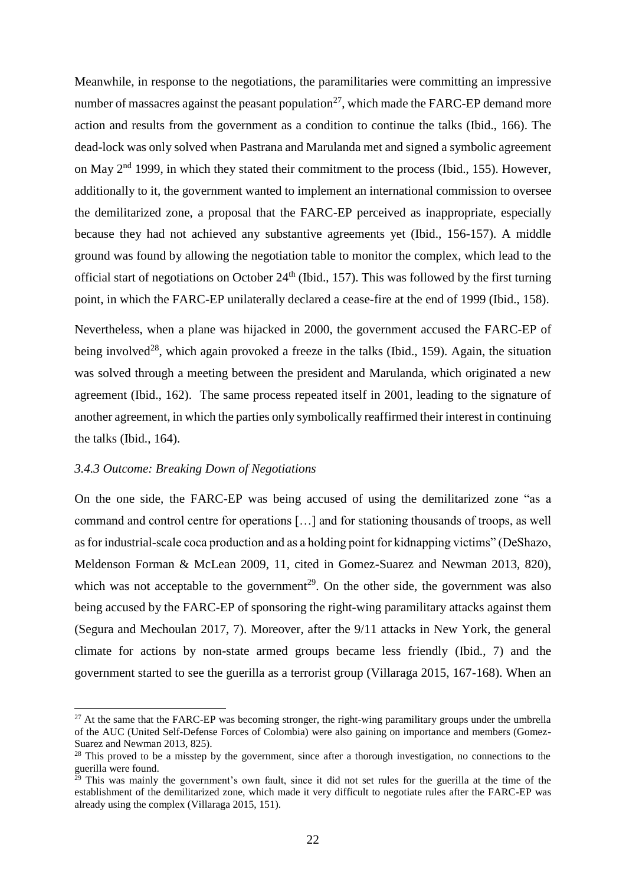Meanwhile, in response to the negotiations, the paramilitaries were committing an impressive number of massacres against the peasant population[27], which made the FARC-EP demand more action and results from the government as a condition to continue the talks (Ibid., 166). The dead-lock was only solved when Pastrana and Marulanda met and signed a symbolic agreement on May 2nd 1999, in which they stated their commitment to the process (Ibid., 155). However, additionally to it, the government wanted to implement an international commission to oversee the demilitarized zone, a proposal that the FARC-EP perceived as inappropriate, especially because they had not achieved any substantive agreements yet (Ibid., 156-157). A middle ground was found by allowing the negotiation table to monitor the complex, which lead to the official start of negotiations on October 24th (Ibid., 157). This was followed by the first turning point, in which the FARC-EP unilaterally declared a cease-fire at the end of 1999 (Ibid., 158).

Nevertheless, when a plane was hijacked in 2000, the government accused the FARC-EP of being involved[28], which again provoked a freeze in the talks (Ibid., 159). Again, the situation was solved through a meeting between the president and Marulanda, which originated a new agreement (Ibid., 162). The same process repeated itself in 2001, leading to the signature of another agreement, in which the parties only symbolically reaffirmed their interest in continuing the talks (Ibid., 164).

### *3.4.3 Outcome: Breaking Down of Negotiations*

On the one side, the FARC-EP was being accused of using the demilitarized zone "as a command and control centre for operations […] and for stationing thousands of troops, as well as for industrial-scale coca production and as a holding point for kidnapping victims" (DeShazo, Meldenson Forman & McLean 2009, 11, cited in Gomez-Suarez and Newman 2013, 820), which was not acceptable to the government[29]. On the other side, the government was also being accused by the FARC-EP of sponsoring the right-wing paramilitary attacks against them (Segura and Mechoulan 2017, 7). Moreover, after the 9/11 attacks in New York, the general climate for actions by non-state armed groups became less friendly (Ibid., 7) and the government started to see the guerilla as a terrorist group (Villaraga 2015, 167-168). When an

---

[27] At the same that the FARC-EP was becoming stronger, the right-wing paramilitary groups under the umbrella of the AUC (United Self-Defense Forces of Colombia) were also gaining on importance and members (Gomez-Suarez and Newman 2013, 825).

[28] This proved to be a misstep by the government, since after a thorough investigation, no connections to the guerilla were found.

[29] This was mainly the government's own fault, since it did not set rules for the guerilla at the time of the establishment of the demilitarized zone, which made it very difficult to negotiate rules after the FARC-EP was already using the complex (Villaraga 2015, 151).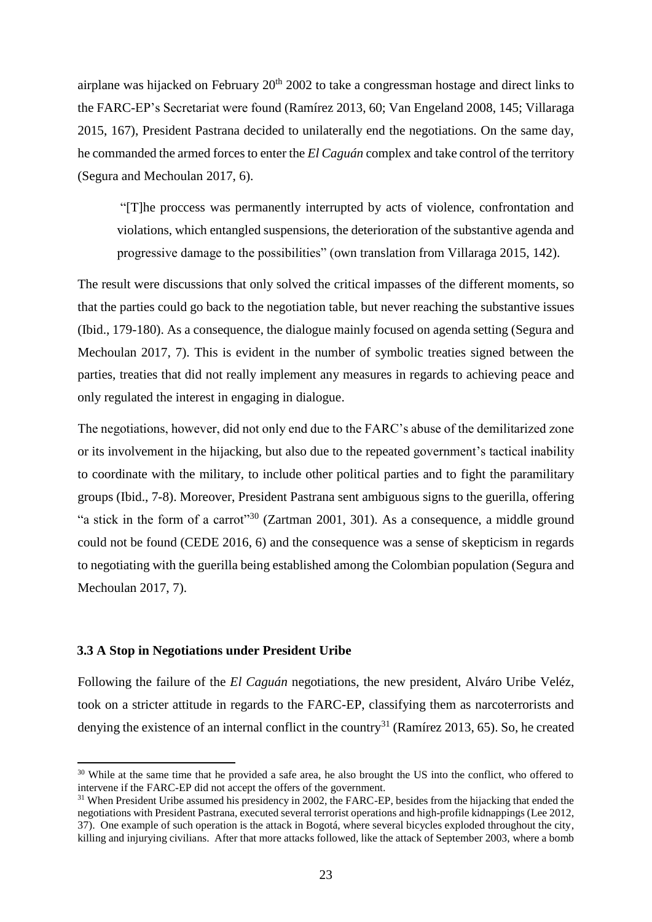airplane was hijacked on February 20th 2002 to take a congressman hostage and direct links to the FARC-EP's Secretariat were found (Ramírez 2013, 60; Van Engeland 2008, 145; Villaraga 2015, 167), President Pastrana decided to unilaterally end the negotiations. On the same day, he commanded the armed forces to enter the *El Caguán* complex and take control of the territory (Segura and Mechoulan 2017, 6).

> "[T]he proccess was permanently interrupted by acts of violence, confrontation and violations, which entangled suspensions, the deterioration of the substantive agenda and progressive damage to the possibilities" (own translation from Villaraga 2015, 142).

The result were discussions that only solved the critical impasses of the different moments, so that the parties could go back to the negotiation table, but never reaching the substantive issues (Ibid., 179-180). As a consequence, the dialogue mainly focused on agenda setting (Segura and Mechoulan 2017, 7). This is evident in the number of symbolic treaties signed between the parties, treaties that did not really implement any measures in regards to achieving peace and only regulated the interest in engaging in dialogue.

The negotiations, however, did not only end due to the FARC's abuse of the demilitarized zone or its involvement in the hijacking, but also due to the repeated government's tactical inability to coordinate with the military, to include other political parties and to fight the paramilitary groups (Ibid., 7-8). Moreover, President Pastrana sent ambiguous signs to the guerilla, offering "a stick in the form of a carrot"[30] (Zartman 2001, 301). As a consequence, a middle ground could not be found (CEDE 2016, 6) and the consequence was a sense of skepticism in regards to negotiating with the guerilla being established among the Colombian population (Segura and Mechoulan 2017, 7).

### 3.3 A Stop in Negotiations under President Uribe

Following the failure of the *El Caguán* negotiations, the new president, Alváro Uribe Veléz, took on a stricter attitude in regards to the FARC-EP, classifying them as narcoterrorists and denying the existence of an internal conflict in the country[31] (Ramírez 2013, 65). So, he created

[30] While at the same time that he provided a safe area, he also brought the US into the conflict, who offered to intervene if the FARC-EP did not accept the offers of the government.

[31] When President Uribe assumed his presidency in 2002, the FARC-EP, besides from the hijacking that ended the negotiations with President Pastrana, executed several terrorist operations and high-profile kidnappings (Lee 2012, 37). One example of such operation is the attack in Bogotá, where several bicycles exploded throughout the city, killing and injurying civilians. After that more attacks followed, like the attack of September 2003, where a bomb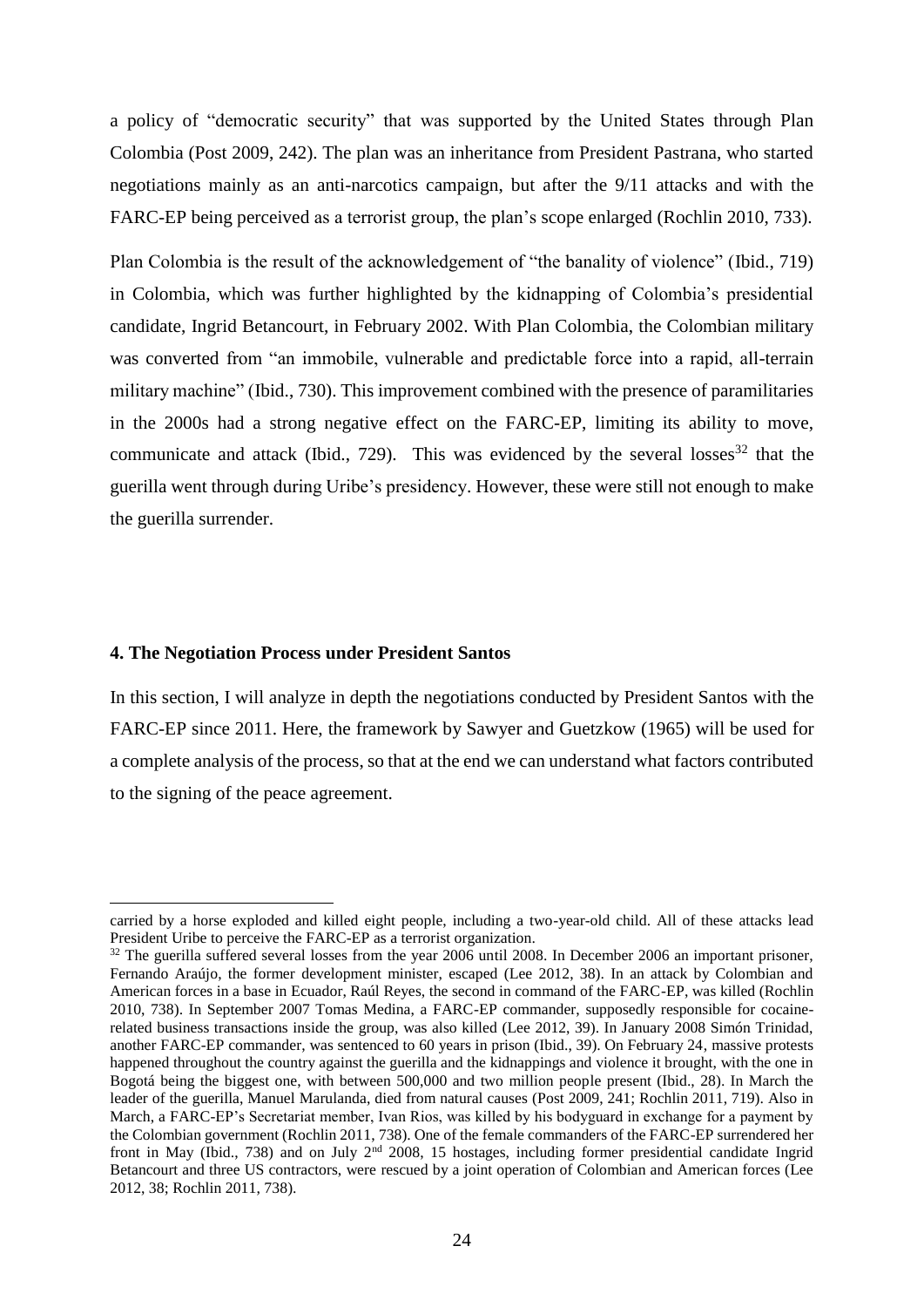a policy of "democratic security" that was supported by the United States through Plan Colombia (Post 2009, 242). The plan was an inheritance from President Pastrana, who started negotiations mainly as an anti-narcotics campaign, but after the 9/11 attacks and with the FARC-EP being perceived as a terrorist group, the plan's scope enlarged (Rochlin 2010, 733).

Plan Colombia is the result of the acknowledgement of "the banality of violence" (Ibid., 719) in Colombia, which was further highlighted by the kidnapping of Colombia's presidential candidate, Ingrid Betancourt, in February 2002. With Plan Colombia, the Colombian military was converted from "an immobile, vulnerable and predictable force into a rapid, all-terrain military machine" (Ibid., 730). This improvement combined with the presence of paramilitaries in the 2000s had a strong negative effect on the FARC-EP, limiting its ability to move, communicate and attack (Ibid., 729). This was evidenced by the several losses[32] that the guerilla went through during Uribe's presidency. However, these were still not enough to make the guerilla surrender.

## 4. The Negotiation Process under President Santos

In this section, I will analyze in depth the negotiations conducted by President Santos with the FARC-EP since 2011. Here, the framework by Sawyer and Guetzkow (1965) will be used for a complete analysis of the process, so that at the end we can understand what factors contributed to the signing of the peace agreement.

---

carried by a horse exploded and killed eight people, including a two-year-old child. All of these attacks lead President Uribe to perceive the FARC-EP as a terrorist organization.

[32] The guerilla suffered several losses from the year 2006 until 2008. In December 2006 an important prisoner, Fernando Araújo, the former development minister, escaped (Lee 2012, 38). In an attack by Colombian and American forces in a base in Ecuador, Raúl Reyes, the second in command of the FARC-EP, was killed (Rochlin 2010, 738). In September 2007 Tomas Medina, a FARC-EP commander, supposedly responsible for cocaine-related business transactions inside the group, was also killed (Lee 2012, 39). In January 2008 Simón Trinidad, another FARC-EP commander, was sentenced to 60 years in prison (Ibid., 39). On February 24, massive protests happened throughout the country against the guerilla and the kidnappings and violence it brought, with the one in Bogotá being the biggest one, with between 500,000 and two million people present (Ibid., 28). In March the leader of the guerilla, Manuel Marulanda, died from natural causes (Post 2009, 241; Rochlin 2011, 719). Also in March, a FARC-EP's Secretariat member, Ivan Rios, was killed by his bodyguard in exchange for a payment by the Colombian government (Rochlin 2011, 738). One of the female commanders of the FARC-EP surrendered her front in May (Ibid., 738) and on July 2nd 2008, 15 hostages, including former presidential candidate Ingrid Betancourt and three US contractors, were rescued by a joint operation of Colombian and American forces (Lee 2012, 38; Rochlin 2011, 738).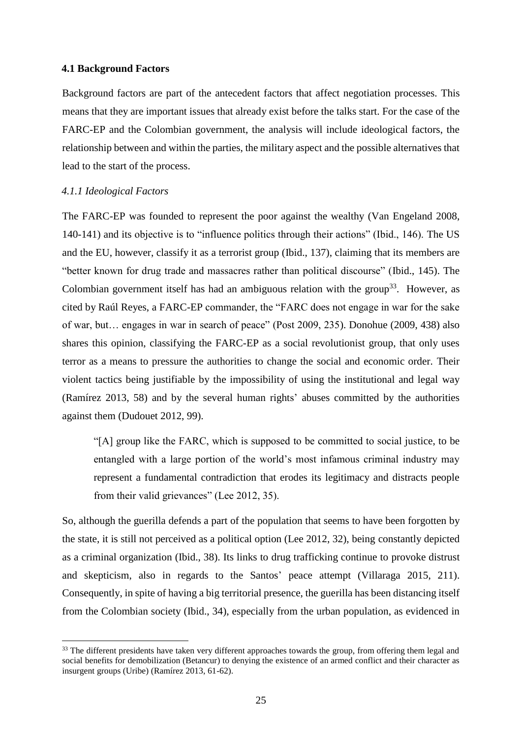### 4.1 Background Factors

Background factors are part of the antecedent factors that affect negotiation processes. This means that they are important issues that already exist before the talks start. For the case of the FARC-EP and the Colombian government, the analysis will include ideological factors, the relationship between and within the parties, the military aspect and the possible alternatives that lead to the start of the process.

#### *4.1.1 Ideological Factors*

The FARC-EP was founded to represent the poor against the wealthy (Van Engeland 2008, 140-141) and its objective is to "influence politics through their actions" (Ibid., 146). The US and the EU, however, classify it as a terrorist group (Ibid., 137), claiming that its members are "better known for drug trade and massacres rather than political discourse" (Ibid., 145). The Colombian government itself has had an ambiguous relation with the group[33]. However, as cited by Raúl Reyes, a FARC-EP commander, the "FARC does not engage in war for the sake of war, but… engages in war in search of peace" (Post 2009, 235). Donohue (2009, 438) also shares this opinion, classifying the FARC-EP as a social revolutionist group, that only uses terror as a means to pressure the authorities to change the social and economic order. Their violent tactics being justifiable by the impossibility of using the institutional and legal way (Ramírez 2013, 58) and by the several human rights' abuses committed by the authorities against them (Dudouet 2012, 99).

> "[A] group like the FARC, which is supposed to be committed to social justice, to be entangled with a large portion of the world's most infamous criminal industry may represent a fundamental contradiction that erodes its legitimacy and distracts people from their valid grievances" (Lee 2012, 35).

So, although the guerilla defends a part of the population that seems to have been forgotten by the state, it is still not perceived as a political option (Lee 2012, 32), being constantly depicted as a criminal organization (Ibid., 38). Its links to drug trafficking continue to provoke distrust and skepticism, also in regards to the Santos' peace attempt (Villaraga 2015, 211). Consequently, in spite of having a big territorial presence, the guerilla has been distancing itself from the Colombian society (Ibid., 34), especially from the urban population, as evidenced in

---

[33] The different presidents have taken very different approaches towards the group, from offering them legal and social benefits for demobilization (Betancur) to denying the existence of an armed conflict and their character as insurgent groups (Uribe) (Ramírez 2013, 61-62).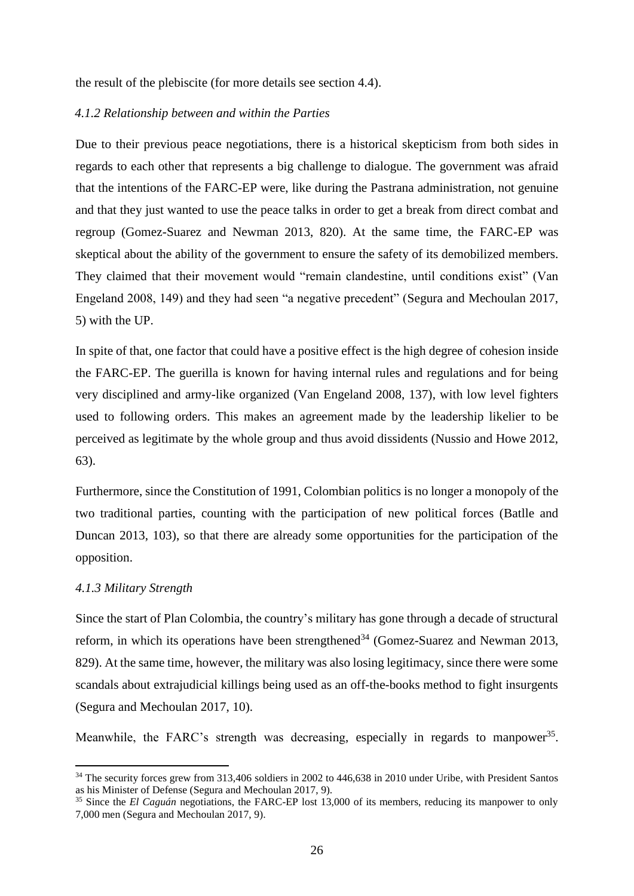the result of the plebiscite (for more details see section 4.4).

### *4.1.2 Relationship between and within the Parties*

Due to their previous peace negotiations, there is a historical skepticism from both sides in regards to each other that represents a big challenge to dialogue. The government was afraid that the intentions of the FARC-EP were, like during the Pastrana administration, not genuine and that they just wanted to use the peace talks in order to get a break from direct combat and regroup (Gomez-Suarez and Newman 2013, 820). At the same time, the FARC-EP was skeptical about the ability of the government to ensure the safety of its demobilized members. They claimed that their movement would "remain clandestine, until conditions exist" (Van Engeland 2008, 149) and they had seen "a negative precedent" (Segura and Mechoulan 2017, 5) with the UP.

In spite of that, one factor that could have a positive effect is the high degree of cohesion inside the FARC-EP. The guerilla is known for having internal rules and regulations and for being very disciplined and army-like organized (Van Engeland 2008, 137), with low level fighters used to following orders. This makes an agreement made by the leadership likelier to be perceived as legitimate by the whole group and thus avoid dissidents (Nussio and Howe 2012, 63).

Furthermore, since the Constitution of 1991, Colombian politics is no longer a monopoly of the two traditional parties, counting with the participation of new political forces (Batlle and Duncan 2013, 103), so that there are already some opportunities for the participation of the opposition.

### *4.1.3 Military Strength*

Since the start of Plan Colombia, the country's military has gone through a decade of structural reform, in which its operations have been strengthened[34] (Gomez-Suarez and Newman 2013, 829). At the same time, however, the military was also losing legitimacy, since there were some scandals about extrajudicial killings being used as an off-the-books method to fight insurgents (Segura and Mechoulan 2017, 10).

Meanwhile, the FARC's strength was decreasing, especially in regards to manpower[35].

---

[34] The security forces grew from 313,406 soldiers in 2002 to 446,638 in 2010 under Uribe, with President Santos as his Minister of Defense (Segura and Mechoulan 2017, 9).

[35] Since the *El Caguán* negotiations, the FARC-EP lost 13,000 of its members, reducing its manpower to only 7,000 men (Segura and Mechoulan 2017, 9).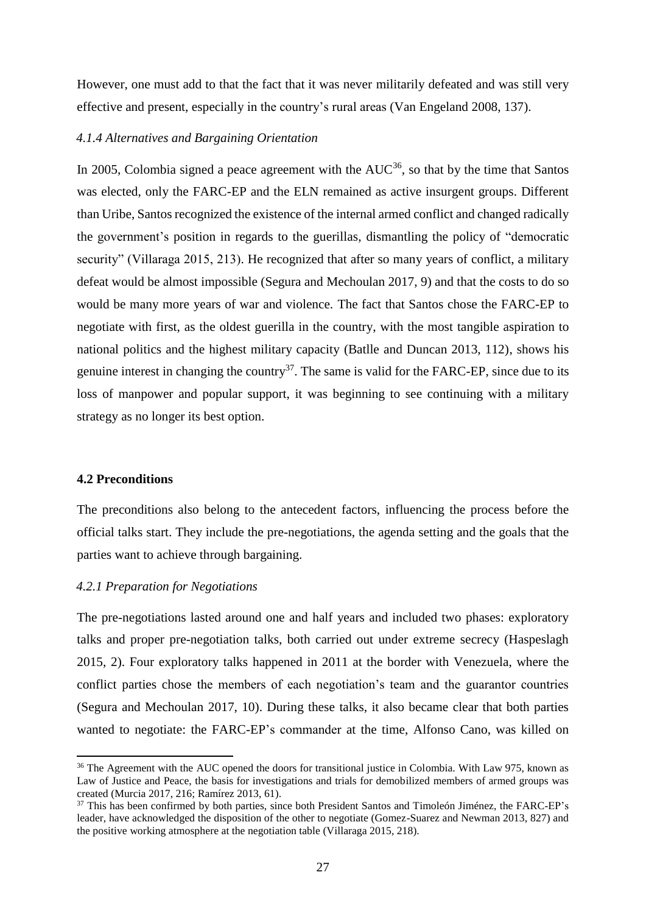However, one must add to that the fact that it was never militarily defeated and was still very effective and present, especially in the country's rural areas (Van Engeland 2008, 137).

### *4.1.4 Alternatives and Bargaining Orientation*

In 2005, Colombia signed a peace agreement with the AUC[36], so that by the time that Santos was elected, only the FARC-EP and the ELN remained as active insurgent groups. Different than Uribe, Santos recognized the existence of the internal armed conflict and changed radically the government's position in regards to the guerillas, dismantling the policy of "democratic security" (Villaraga 2015, 213). He recognized that after so many years of conflict, a military defeat would be almost impossible (Segura and Mechoulan 2017, 9) and that the costs to do so would be many more years of war and violence. The fact that Santos chose the FARC-EP to negotiate with first, as the oldest guerilla in the country, with the most tangible aspiration to national politics and the highest military capacity (Batlle and Duncan 2013, 112), shows his genuine interest in changing the country[37]. The same is valid for the FARC-EP, since due to its loss of manpower and popular support, it was beginning to see continuing with a military strategy as no longer its best option.

## 4.2 Preconditions

The preconditions also belong to the antecedent factors, influencing the process before the official talks start. They include the pre-negotiations, the agenda setting and the goals that the parties want to achieve through bargaining.

### *4.2.1 Preparation for Negotiations*

The pre-negotiations lasted around one and half years and included two phases: exploratory talks and proper pre-negotiation talks, both carried out under extreme secrecy (Haspeslagh 2015, 2). Four exploratory talks happened in 2011 at the border with Venezuela, where the conflict parties chose the members of each negotiation's team and the guarantor countries (Segura and Mechoulan 2017, 10). During these talks, it also became clear that both parties wanted to negotiate: the FARC-EP's commander at the time, Alfonso Cano, was killed on

---

[36] The Agreement with the AUC opened the doors for transitional justice in Colombia. With Law 975, known as Law of Justice and Peace, the basis for investigations and trials for demobilized members of armed groups was created (Murcia 2017, 216; Ramírez 2013, 61).

[37] This has been confirmed by both parties, since both President Santos and Timoleón Jiménez, the FARC-EP's leader, have acknowledged the disposition of the other to negotiate (Gomez-Suarez and Newman 2013, 827) and the positive working atmosphere at the negotiation table (Villaraga 2015, 218).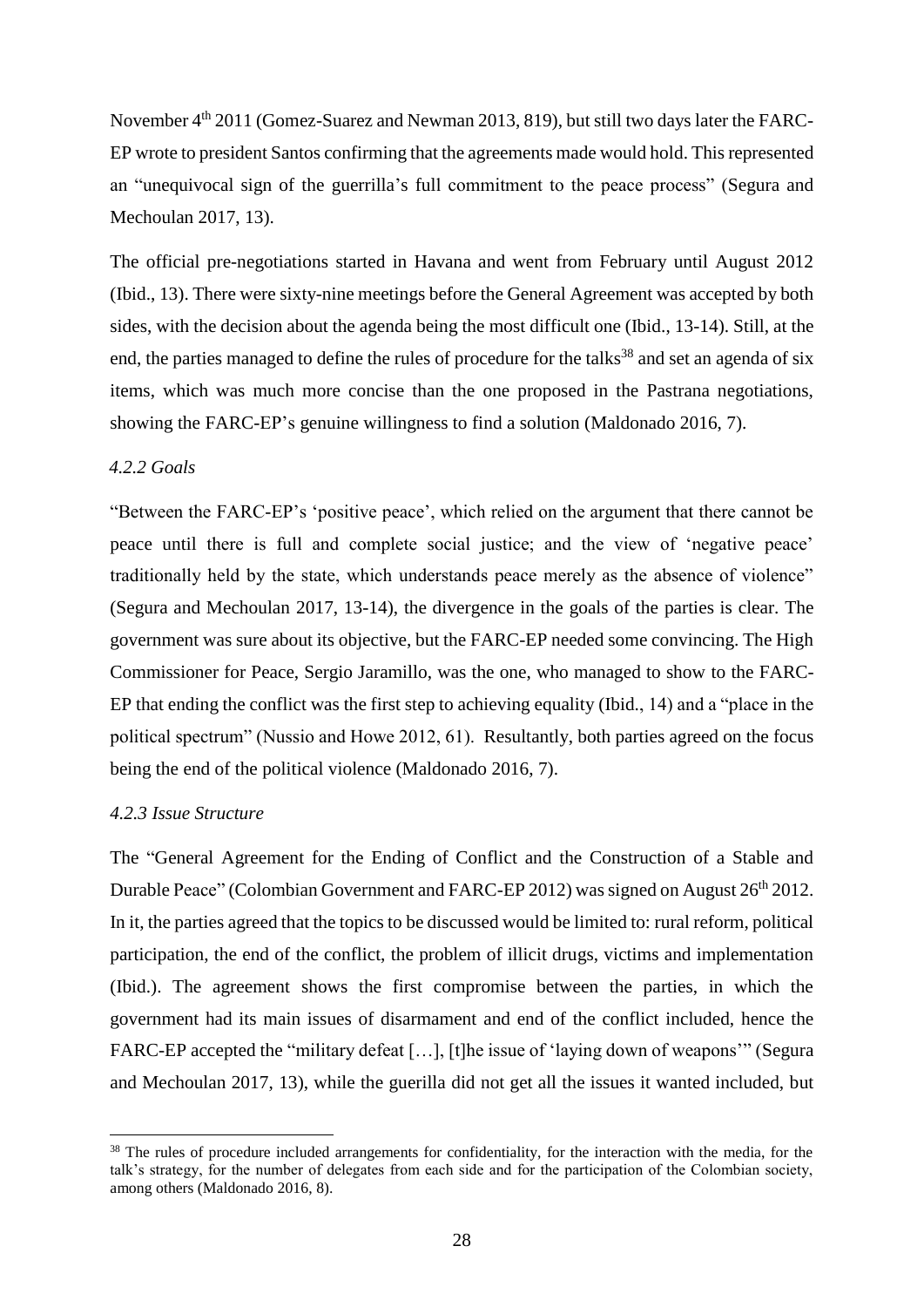November 4th 2011 (Gomez-Suarez and Newman 2013, 819), but still two days later the FARC-EP wrote to president Santos confirming that the agreements made would hold. This represented an "unequivocal sign of the guerrilla's full commitment to the peace process" (Segura and Mechoulan 2017, 13).

The official pre-negotiations started in Havana and went from February until August 2012 (Ibid., 13). There were sixty-nine meetings before the General Agreement was accepted by both sides, with the decision about the agenda being the most difficult one (Ibid., 13-14). Still, at the end, the parties managed to define the rules of procedure for the talks[38] and set an agenda of six items, which was much more concise than the one proposed in the Pastrana negotiations, showing the FARC-EP's genuine willingness to find a solution (Maldonado 2016, 7).

#### *4.2.2 Goals*

"Between the FARC-EP's 'positive peace', which relied on the argument that there cannot be peace until there is full and complete social justice; and the view of 'negative peace' traditionally held by the state, which understands peace merely as the absence of violence" (Segura and Mechoulan 2017, 13-14), the divergence in the goals of the parties is clear. The government was sure about its objective, but the FARC-EP needed some convincing. The High Commissioner for Peace, Sergio Jaramillo, was the one, who managed to show to the FARC-EP that ending the conflict was the first step to achieving equality (Ibid., 14) and a "place in the political spectrum" (Nussio and Howe 2012, 61). Resultantly, both parties agreed on the focus being the end of the political violence (Maldonado 2016, 7).

#### *4.2.3 Issue Structure*

The "General Agreement for the Ending of Conflict and the Construction of a Stable and Durable Peace" (Colombian Government and FARC-EP 2012) was signed on August 26th 2012. In it, the parties agreed that the topics to be discussed would be limited to: rural reform, political participation, the end of the conflict, the problem of illicit drugs, victims and implementation (Ibid.). The agreement shows the first compromise between the parties, in which the government had its main issues of disarmament and end of the conflict included, hence the FARC-EP accepted the "military defeat […], [t]he issue of 'laying down of weapons'" (Segura and Mechoulan 2017, 13), while the guerilla did not get all the issues it wanted included, but

[38] The rules of procedure included arrangements for confidentiality, for the interaction with the media, for the talk's strategy, for the number of delegates from each side and for the participation of the Colombian society, among others (Maldonado 2016, 8).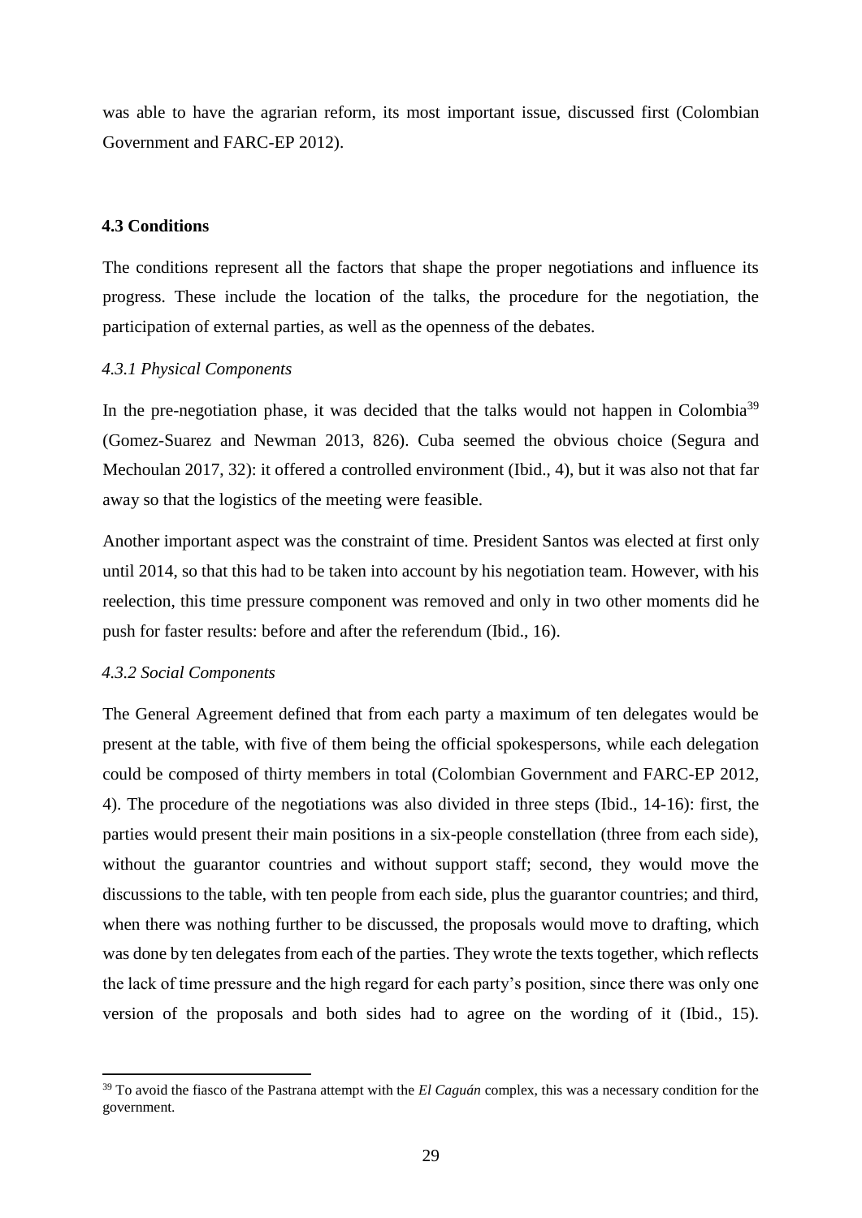was able to have the agrarian reform, its most important issue, discussed first (Colombian Government and FARC-EP 2012).

### 4.3 Conditions

The conditions represent all the factors that shape the proper negotiations and influence its progress. These include the location of the talks, the procedure for the negotiation, the participation of external parties, as well as the openness of the debates.

#### *4.3.1 Physical Components*

In the pre-negotiation phase, it was decided that the talks would not happen in Colombia[39] (Gomez-Suarez and Newman 2013, 826). Cuba seemed the obvious choice (Segura and Mechoulan 2017, 32): it offered a controlled environment (Ibid., 4), but it was also not that far away so that the logistics of the meeting were feasible.

Another important aspect was the constraint of time. President Santos was elected at first only until 2014, so that this had to be taken into account by his negotiation team. However, with his reelection, this time pressure component was removed and only in two other moments did he push for faster results: before and after the referendum (Ibid., 16).

#### *4.3.2 Social Components*

The General Agreement defined that from each party a maximum of ten delegates would be present at the table, with five of them being the official spokespersons, while each delegation could be composed of thirty members in total (Colombian Government and FARC-EP 2012, 4). The procedure of the negotiations was also divided in three steps (Ibid., 14-16): first, the parties would present their main positions in a six-people constellation (three from each side), without the guarantor countries and without support staff; second, they would move the discussions to the table, with ten people from each side, plus the guarantor countries; and third, when there was nothing further to be discussed, the proposals would move to drafting, which was done by ten delegates from each of the parties. They wrote the texts together, which reflects the lack of time pressure and the high regard for each party's position, since there was only one version of the proposals and both sides had to agree on the wording of it (Ibid., 15).

[39] To avoid the fiasco of the Pastrana attempt with the *El Caguán* complex, this was a necessary condition for the government.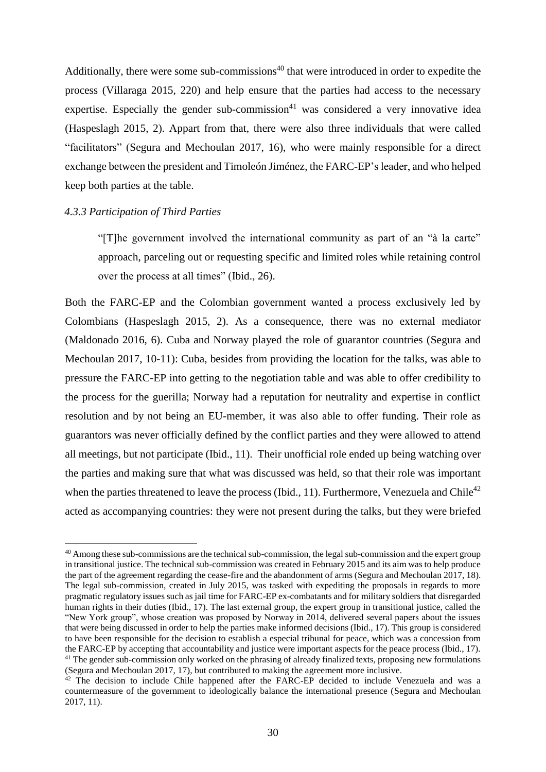Additionally, there were some sub-commissions[40] that were introduced in order to expedite the process (Villaraga 2015, 220) and help ensure that the parties had access to the necessary expertise. Especially the gender sub-commission[41] was considered a very innovative idea (Haspeslagh 2015, 2). Appart from that, there were also three individuals that were called "facilitators" (Segura and Mechoulan 2017, 16), who were mainly responsible for a direct exchange between the president and Timoleón Jiménez, the FARC-EP's leader, and who helped keep both parties at the table.

*4.3.3 Participation of Third Parties*

> "[T]he government involved the international community as part of an "à la carte" approach, parceling out or requesting specific and limited roles while retaining control over the process at all times" (Ibid., 26).

Both the FARC-EP and the Colombian government wanted a process exclusively led by Colombians (Haspeslagh 2015, 2). As a consequence, there was no external mediator (Maldonado 2016, 6). Cuba and Norway played the role of guarantor countries (Segura and Mechoulan 2017, 10-11): Cuba, besides from providing the location for the talks, was able to pressure the FARC-EP into getting to the negotiation table and was able to offer credibility to the process for the guerilla; Norway had a reputation for neutrality and expertise in conflict resolution and by not being an EU-member, it was also able to offer funding. Their role as guarantors was never officially defined by the conflict parties and they were allowed to attend all meetings, but not participate (Ibid., 11). Their unofficial role ended up being watching over the parties and making sure that what was discussed was held, so that their role was important when the parties threatened to leave the process (Ibid., 11). Furthermore, Venezuela and Chile[42] acted as accompanying countries: they were not present during the talks, but they were briefed

---

[40] Among these sub-commissions are the technical sub-commission, the legal sub-commission and the expert group in transitional justice. The technical sub-commission was created in February 2015 and its aim was to help produce the part of the agreement regarding the cease-fire and the abandonment of arms (Segura and Mechoulan 2017, 18). The legal sub-commission, created in July 2015, was tasked with expediting the proposals in regards to more pragmatic regulatory issues such as jail time for FARC-EP ex-combatants and for military soldiers that disregarded human rights in their duties (Ibid., 17). The last external group, the expert group in transitional justice, called the "New York group", whose creation was proposed by Norway in 2014, delivered several papers about the issues that were being discussed in order to help the parties make informed decisions (Ibid., 17). This group is considered to have been responsible for the decision to establish a especial tribunal for peace, which was a concession from the FARC-EP by accepting that accountability and justice were important aspects for the peace process (Ibid., 17).

[41] The gender sub-commission only worked on the phrasing of already finalized texts, proposing new formulations (Segura and Mechoulan 2017, 17), but contributed to making the agreement more inclusive.

[42] The decision to include Chile happened after the FARC-EP decided to include Venezuela and was a countermeasure of the government to ideologically balance the international presence (Segura and Mechoulan 2017, 11).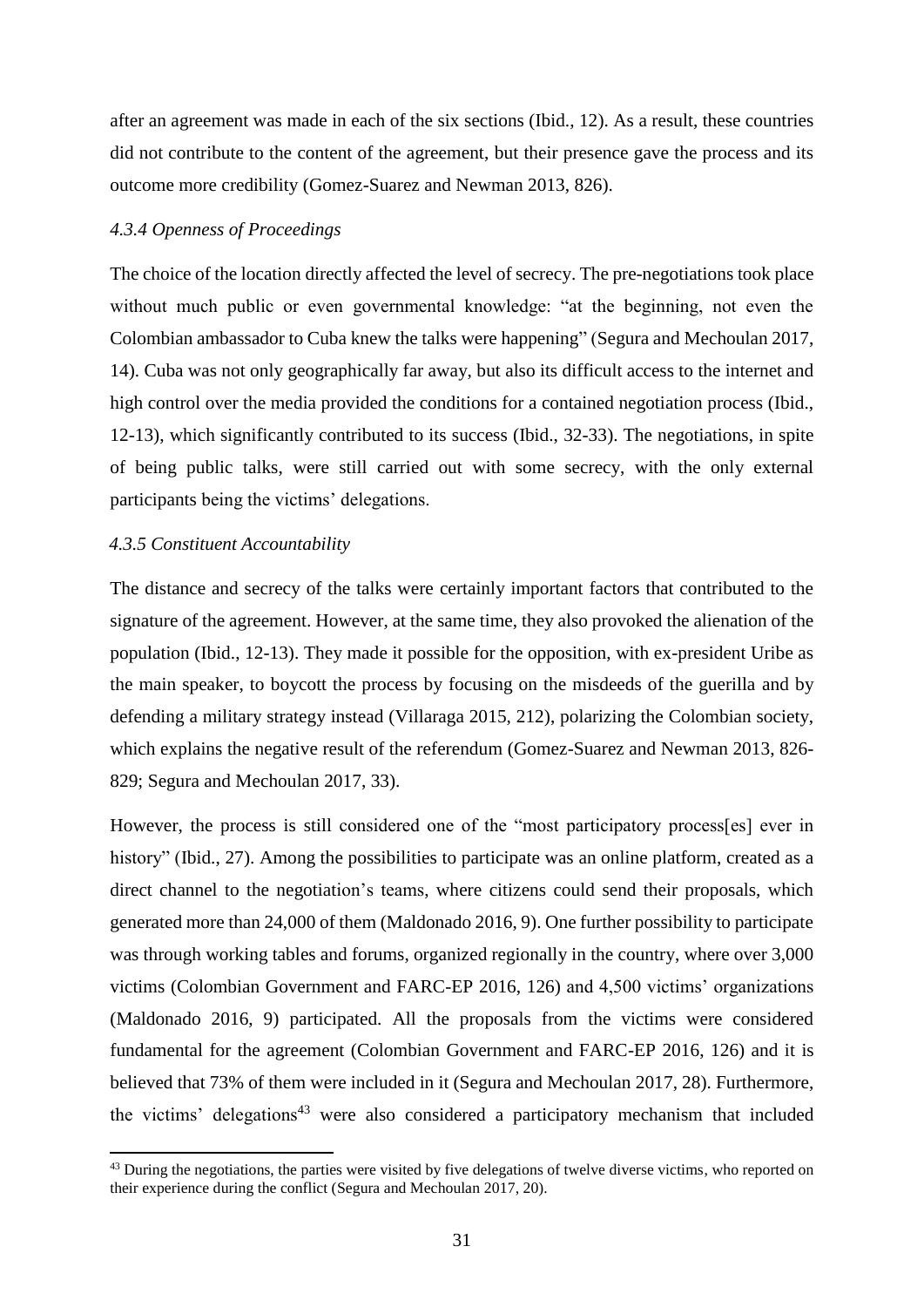after an agreement was made in each of the six sections (Ibid., 12). As a result, these countries did not contribute to the content of the agreement, but their presence gave the process and its outcome more credibility (Gomez-Suarez and Newman 2013, 826).

#### *4.3.4 Openness of Proceedings*

The choice of the location directly affected the level of secrecy. The pre-negotiations took place without much public or even governmental knowledge: "at the beginning, not even the Colombian ambassador to Cuba knew the talks were happening" (Segura and Mechoulan 2017, 14). Cuba was not only geographically far away, but also its difficult access to the internet and high control over the media provided the conditions for a contained negotiation process (Ibid., 12-13), which significantly contributed to its success (Ibid., 32-33). The negotiations, in spite of being public talks, were still carried out with some secrecy, with the only external participants being the victims' delegations.

#### *4.3.5 Constituent Accountability*

The distance and secrecy of the talks were certainly important factors that contributed to the signature of the agreement. However, at the same time, they also provoked the alienation of the population (Ibid., 12-13). They made it possible for the opposition, with ex-president Uribe as the main speaker, to boycott the process by focusing on the misdeeds of the guerilla and by defending a military strategy instead (Villaraga 2015, 212), polarizing the Colombian society, which explains the negative result of the referendum (Gomez-Suarez and Newman 2013, 826-829; Segura and Mechoulan 2017, 33).

However, the process is still considered one of the "most participatory process[es] ever in history" (Ibid., 27). Among the possibilities to participate was an online platform, created as a direct channel to the negotiation's teams, where citizens could send their proposals, which generated more than 24,000 of them (Maldonado 2016, 9). One further possibility to participate was through working tables and forums, organized regionally in the country, where over 3,000 victims (Colombian Government and FARC-EP 2016, 126) and 4,500 victims' organizations (Maldonado 2016, 9) participated. All the proposals from the victims were considered fundamental for the agreement (Colombian Government and FARC-EP 2016, 126) and it is believed that 73% of them were included in it (Segura and Mechoulan 2017, 28). Furthermore, the victims' delegations[43] were also considered a participatory mechanism that included

[43] During the negotiations, the parties were visited by five delegations of twelve diverse victims, who reported on their experience during the conflict (Segura and Mechoulan 2017, 20).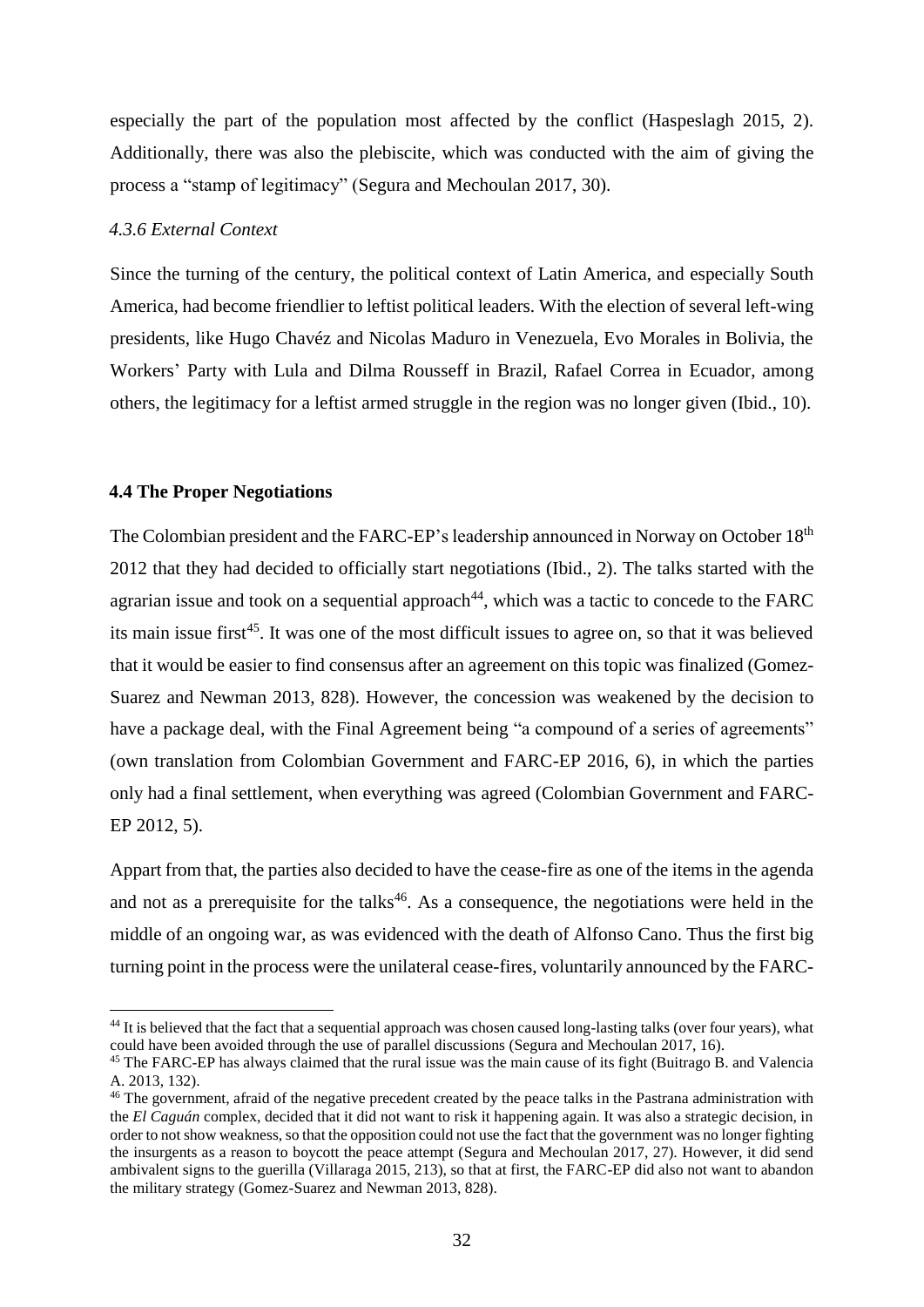especially the part of the population most affected by the conflict (Haspeslagh 2015, 2). Additionally, there was also the plebiscite, which was conducted with the aim of giving the process a "stamp of legitimacy" (Segura and Mechoulan 2017, 30).

#### *4.3.6 External Context*

Since the turning of the century, the political context of Latin America, and especially South America, had become friendlier to leftist political leaders. With the election of several left-wing presidents, like Hugo Chavéz and Nicolas Maduro in Venezuela, Evo Morales in Bolivia, the Workers' Party with Lula and Dilma Rousseff in Brazil, Rafael Correa in Ecuador, among others, the legitimacy for a leftist armed struggle in the region was no longer given (Ibid., 10).

### **4.4 The Proper Negotiations**

The Colombian president and the FARC-EP's leadership announced in Norway on October 18th 2012 that they had decided to officially start negotiations (Ibid., 2). The talks started with the agrarian issue and took on a sequential approach[44], which was a tactic to concede to the FARC its main issue first[45]. It was one of the most difficult issues to agree on, so that it was believed that it would be easier to find consensus after an agreement on this topic was finalized (Gomez-Suarez and Newman 2013, 828). However, the concession was weakened by the decision to have a package deal, with the Final Agreement being "a compound of a series of agreements" (own translation from Colombian Government and FARC-EP 2016, 6), in which the parties only had a final settlement, when everything was agreed (Colombian Government and FARC-EP 2012, 5).

Appart from that, the parties also decided to have the cease-fire as one of the items in the agenda and not as a prerequisite for the talks[46]. As a consequence, the negotiations were held in the middle of an ongoing war, as was evidenced with the death of Alfonso Cano. Thus the first big turning point in the process were the unilateral cease-fires, voluntarily announced by the FARC-

---

[44] It is believed that the fact that a sequential approach was chosen caused long-lasting talks (over four years), what could have been avoided through the use of parallel discussions (Segura and Mechoulan 2017, 16).

[45] The FARC-EP has always claimed that the rural issue was the main cause of its fight (Buitrago B. and Valencia A. 2013, 132).

[46] The government, afraid of the negative precedent created by the peace talks in the Pastrana administration with the *El Caguán* complex, decided that it did not want to risk it happening again. It was also a strategic decision, in order to not show weakness, so that the opposition could not use the fact that the government was no longer fighting the insurgents as a reason to boycott the peace attempt (Segura and Mechoulan 2017, 27). However, it did send ambivalent signs to the guerilla (Villaraga 2015, 213), so that at first, the FARC-EP did also not want to abandon the military strategy (Gomez-Suarez and Newman 2013, 828).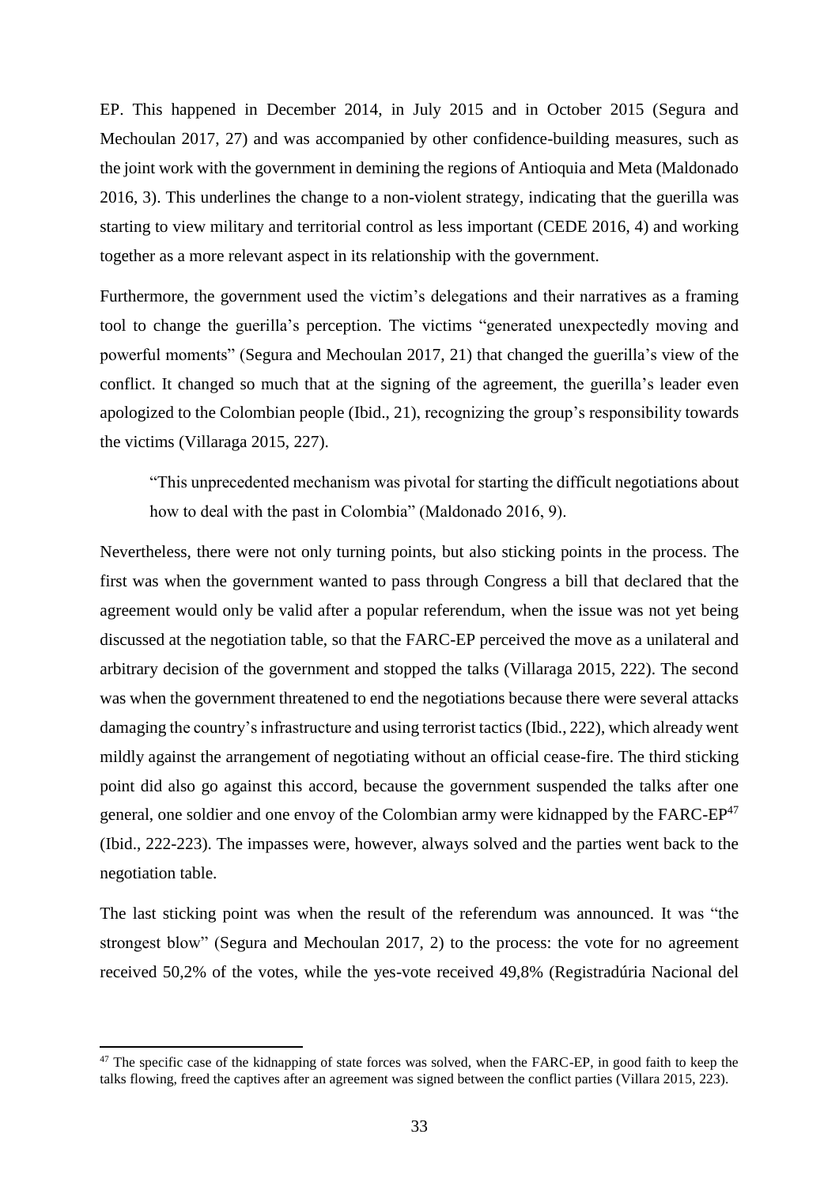EP. This happened in December 2014, in July 2015 and in October 2015 (Segura and Mechoulan 2017, 27) and was accompanied by other confidence-building measures, such as the joint work with the government in demining the regions of Antioquia and Meta (Maldonado 2016, 3). This underlines the change to a non-violent strategy, indicating that the guerilla was starting to view military and territorial control as less important (CEDE 2016, 4) and working together as a more relevant aspect in its relationship with the government.

Furthermore, the government used the victim's delegations and their narratives as a framing tool to change the guerilla's perception. The victims "generated unexpectedly moving and powerful moments" (Segura and Mechoulan 2017, 21) that changed the guerilla's view of the conflict. It changed so much that at the signing of the agreement, the guerilla's leader even apologized to the Colombian people (Ibid., 21), recognizing the group's responsibility towards the victims (Villaraga 2015, 227).

> "This unprecedented mechanism was pivotal for starting the difficult negotiations about how to deal with the past in Colombia" (Maldonado 2016, 9).

Nevertheless, there were not only turning points, but also sticking points in the process. The first was when the government wanted to pass through Congress a bill that declared that the agreement would only be valid after a popular referendum, when the issue was not yet being discussed at the negotiation table, so that the FARC-EP perceived the move as a unilateral and arbitrary decision of the government and stopped the talks (Villaraga 2015, 222). The second was when the government threatened to end the negotiations because there were several attacks damaging the country's infrastructure and using terrorist tactics (Ibid., 222), which already went mildly against the arrangement of negotiating without an official cease-fire. The third sticking point did also go against this accord, because the government suspended the talks after one general, one soldier and one envoy of the Colombian army were kidnapped by the FARC-EP[47] (Ibid., 222-223). The impasses were, however, always solved and the parties went back to the negotiation table.

The last sticking point was when the result of the referendum was announced. It was "the strongest blow" (Segura and Mechoulan 2017, 2) to the process: the vote for no agreement received 50,2% of the votes, while the yes-vote received 49,8% (Registradúria Nacional del

---

[47] The specific case of the kidnapping of state forces was solved, when the FARC-EP, in good faith to keep the talks flowing, freed the captives after an agreement was signed between the conflict parties (Villara 2015, 223).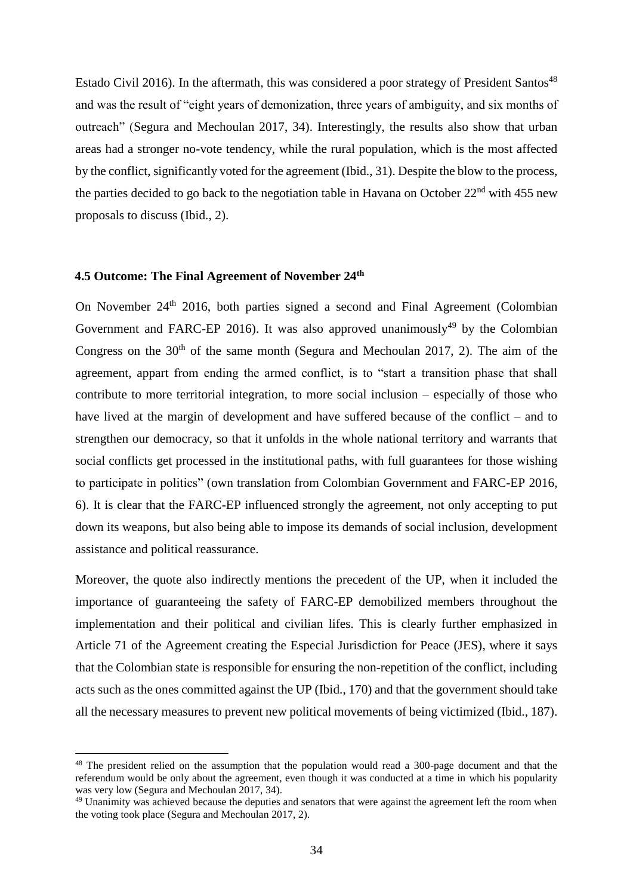Estado Civil 2016). In the aftermath, this was considered a poor strategy of President Santos[48] and was the result of "eight years of demonization, three years of ambiguity, and six months of outreach" (Segura and Mechoulan 2017, 34). Interestingly, the results also show that urban areas had a stronger no-vote tendency, while the rural population, which is the most affected by the conflict, significantly voted for the agreement (Ibid., 31). Despite the blow to the process, the parties decided to go back to the negotiation table in Havana on October 22nd with 455 new proposals to discuss (Ibid., 2).

### 4.5 Outcome: The Final Agreement of November 24th

On November 24th 2016, both parties signed a second and Final Agreement (Colombian Government and FARC-EP 2016). It was also approved unanimously[49] by the Colombian Congress on the 30th of the same month (Segura and Mechoulan 2017, 2). The aim of the agreement, appart from ending the armed conflict, is to "start a transition phase that shall contribute to more territorial integration, to more social inclusion – especially of those who have lived at the margin of development and have suffered because of the conflict – and to strengthen our democracy, so that it unfolds in the whole national territory and warrants that social conflicts get processed in the institutional paths, with full guarantees for those wishing to participate in politics" (own translation from Colombian Government and FARC-EP 2016, 6). It is clear that the FARC-EP influenced strongly the agreement, not only accepting to put down its weapons, but also being able to impose its demands of social inclusion, development assistance and political reassurance.

Moreover, the quote also indirectly mentions the precedent of the UP, when it included the importance of guaranteeing the safety of FARC-EP demobilized members throughout the implementation and their political and civilian lifes. This is clearly further emphasized in Article 71 of the Agreement creating the Especial Jurisdiction for Peace (JES), where it says that the Colombian state is responsible for ensuring the non-repetition of the conflict, including acts such as the ones committed against the UP (Ibid., 170) and that the government should take all the necessary measures to prevent new political movements of being victimized (Ibid., 187).

---

[48] The president relied on the assumption that the population would read a 300-page document and that the referendum would be only about the agreement, even though it was conducted at a time in which his popularity was very low (Segura and Mechoulan 2017, 34).

[49] Unanimity was achieved because the deputies and senators that were against the agreement left the room when the voting took place (Segura and Mechoulan 2017, 2).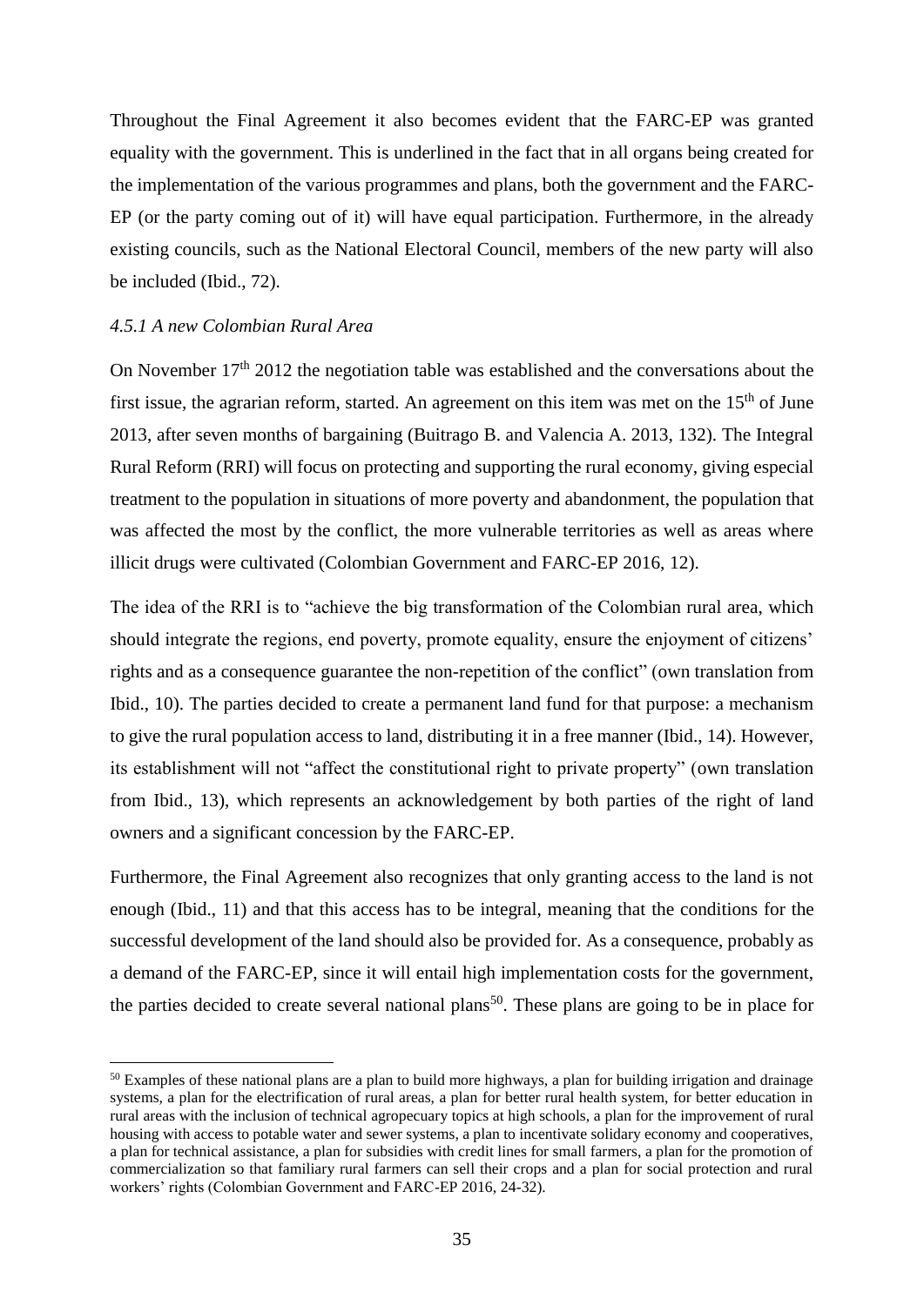Throughout the Final Agreement it also becomes evident that the FARC-EP was granted equality with the government. This is underlined in the fact that in all organs being created for the implementation of the various programmes and plans, both the government and the FARC-EP (or the party coming out of it) will have equal participation. Furthermore, in the already existing councils, such as the National Electoral Council, members of the new party will also be included (Ibid., 72).

#### *4.5.1 A new Colombian Rural Area*

On November 17th 2012 the negotiation table was established and the conversations about the first issue, the agrarian reform, started. An agreement on this item was met on the 15th of June 2013, after seven months of bargaining (Buitrago B. and Valencia A. 2013, 132). The Integral Rural Reform (RRI) will focus on protecting and supporting the rural economy, giving especial treatment to the population in situations of more poverty and abandonment, the population that was affected the most by the conflict, the more vulnerable territories as well as areas where illicit drugs were cultivated (Colombian Government and FARC-EP 2016, 12).

The idea of the RRI is to "achieve the big transformation of the Colombian rural area, which should integrate the regions, end poverty, promote equality, ensure the enjoyment of citizens' rights and as a consequence guarantee the non-repetition of the conflict" (own translation from Ibid., 10). The parties decided to create a permanent land fund for that purpose: a mechanism to give the rural population access to land, distributing it in a free manner (Ibid., 14). However, its establishment will not "affect the constitutional right to private property" (own translation from Ibid., 13), which represents an acknowledgement by both parties of the right of land owners and a significant concession by the FARC-EP.

Furthermore, the Final Agreement also recognizes that only granting access to the land is not enough (Ibid., 11) and that this access has to be integral, meaning that the conditions for the successful development of the land should also be provided for. As a consequence, probably as a demand of the FARC-EP, since it will entail high implementation costs for the government, the parties decided to create several national plans[50]. These plans are going to be in place for

[50] Examples of these national plans are a plan to build more highways, a plan for building irrigation and drainage systems, a plan for the electrification of rural areas, a plan for better rural health system, for better education in rural areas with the inclusion of technical agropecuary topics at high schools, a plan for the improvement of rural housing with access to potable water and sewer systems, a plan to incentivate solidary economy and cooperatives, a plan for technical assistance, a plan for subsidies with credit lines for small farmers, a plan for the promotion of commercialization so that familiary rural farmers can sell their crops and a plan for social protection and rural workers' rights (Colombian Government and FARC-EP 2016, 24-32).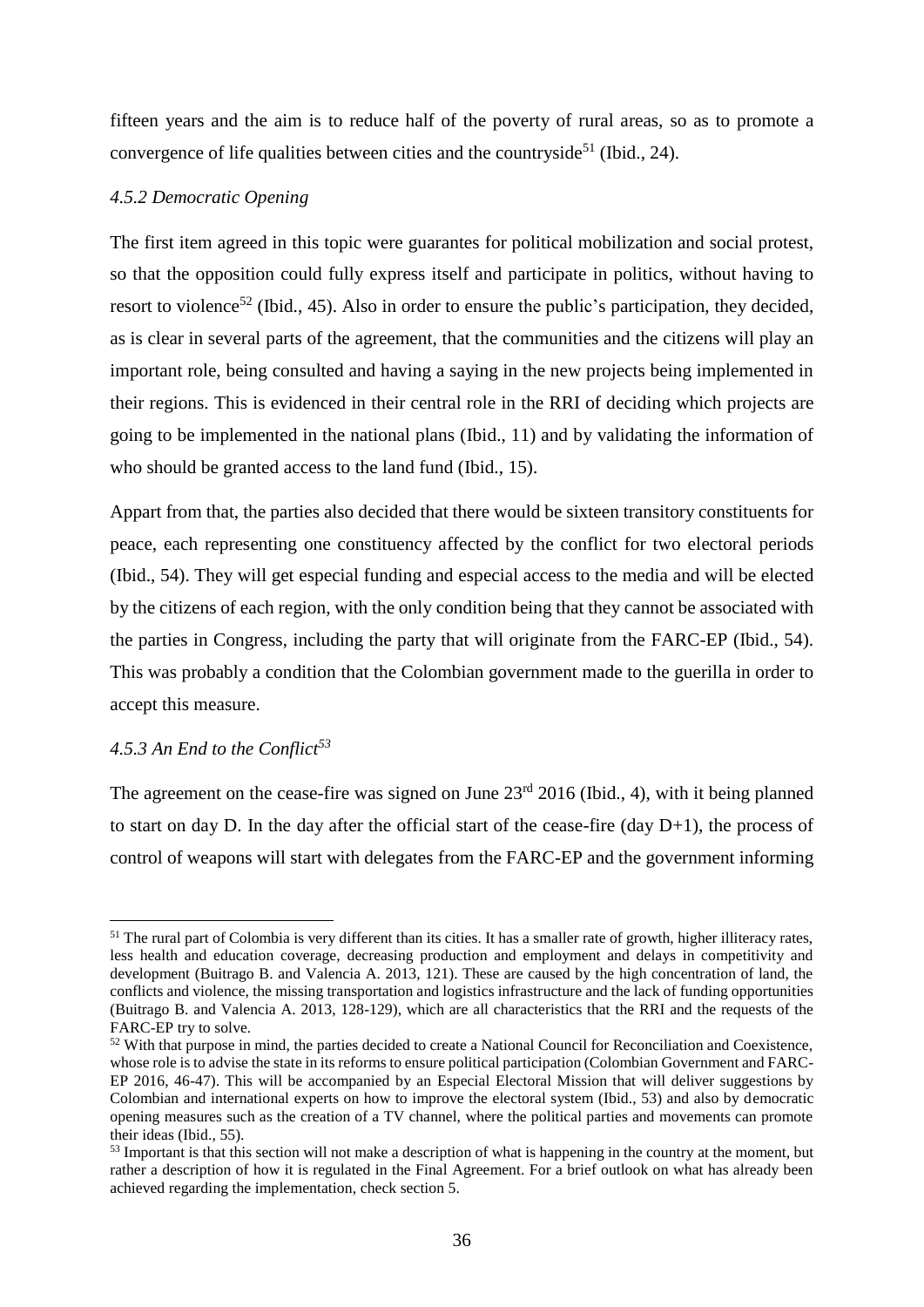fifteen years and the aim is to reduce half of the poverty of rural areas, so as to promote a convergence of life qualities between cities and the countryside[51] (Ibid., 24).

#### *4.5.2 Democratic Opening*

The first item agreed in this topic were guarantes for political mobilization and social protest, so that the opposition could fully express itself and participate in politics, without having to resort to violence[52] (Ibid., 45). Also in order to ensure the public's participation, they decided, as is clear in several parts of the agreement, that the communities and the citizens will play an important role, being consulted and having a saying in the new projects being implemented in their regions. This is evidenced in their central role in the RRI of deciding which projects are going to be implemented in the national plans (Ibid., 11) and by validating the information of who should be granted access to the land fund (Ibid., 15).

Appart from that, the parties also decided that there would be sixteen transitory constituents for peace, each representing one constituency affected by the conflict for two electoral periods (Ibid., 54). They will get especial funding and especial access to the media and will be elected by the citizens of each region, with the only condition being that they cannot be associated with the parties in Congress, including the party that will originate from the FARC-EP (Ibid., 54). This was probably a condition that the Colombian government made to the guerilla in order to accept this measure.

#### *4.5.3 An End to the Conflict[53]*

The agreement on the cease-fire was signed on June 23rd 2016 (Ibid., 4), with it being planned to start on day D. In the day after the official start of the cease-fire (day D+1), the process of control of weapons will start with delegates from the FARC-EP and the government informing

---

[51] The rural part of Colombia is very different than its cities. It has a smaller rate of growth, higher illiteracy rates, less health and education coverage, decreasing production and employment and delays in competitivity and development (Buitrago B. and Valencia A. 2013, 121). These are caused by the high concentration of land, the conflicts and violence, the missing transportation and logistics infrastructure and the lack of funding opportunities (Buitrago B. and Valencia A. 2013, 128-129), which are all characteristics that the RRI and the requests of the FARC-EP try to solve.

[52] With that purpose in mind, the parties decided to create a National Council for Reconciliation and Coexistence, whose role is to advise the state in its reforms to ensure political participation (Colombian Government and FARC-EP 2016, 46-47). This will be accompanied by an Especial Electoral Mission that will deliver suggestions by Colombian and international experts on how to improve the electoral system (Ibid., 53) and also by democratic opening measures such as the creation of a TV channel, where the political parties and movements can promote their ideas (Ibid., 55).

[53] Important is that this section will not make a description of what is happening in the country at the moment, but rather a description of how it is regulated in the Final Agreement. For a brief outlook on what has already been achieved regarding the implementation, check section 5.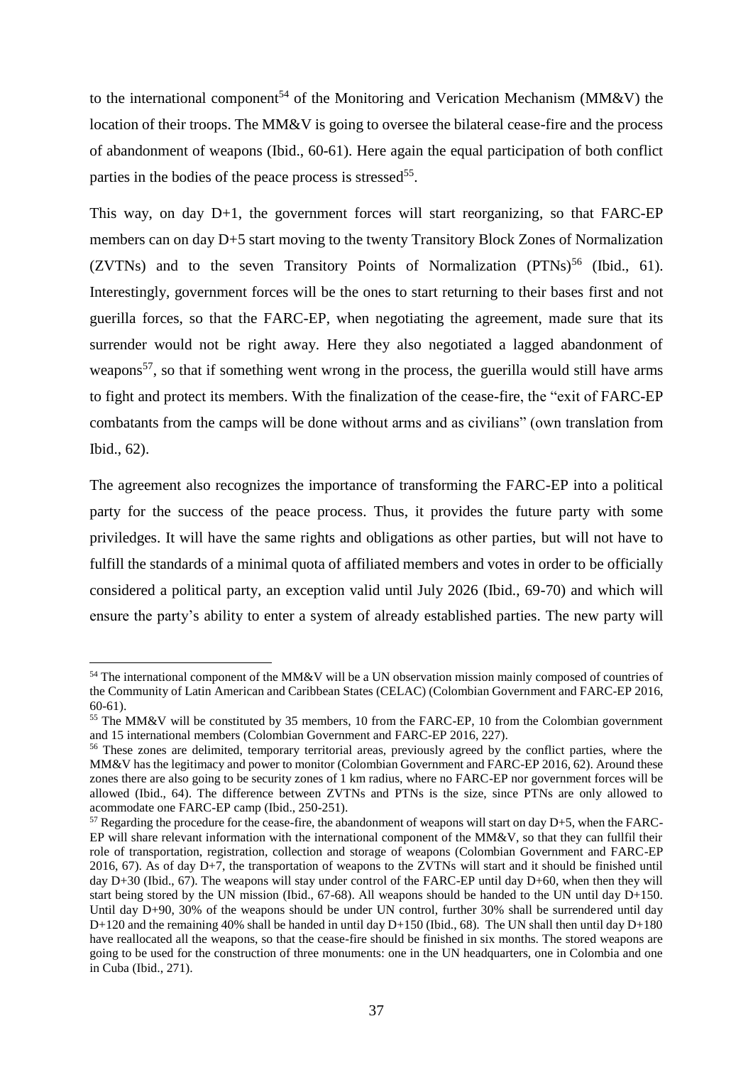to the international component[54] of the Monitoring and Verication Mechanism (MM&V) the location of their troops. The MM&V is going to oversee the bilateral cease-fire and the process of abandonment of weapons (Ibid., 60-61). Here again the equal participation of both conflict parties in the bodies of the peace process is stressed[55].

This way, on day D+1, the government forces will start reorganizing, so that FARC-EP members can on day D+5 start moving to the twenty Transitory Block Zones of Normalization (ZVTNs) and to the seven Transitory Points of Normalization (PTNs)[56] (Ibid., 61). Interestingly, government forces will be the ones to start returning to their bases first and not guerilla forces, so that the FARC-EP, when negotiating the agreement, made sure that its surrender would not be right away. Here they also negotiated a lagged abandonment of weapons[57], so that if something went wrong in the process, the guerilla would still have arms to fight and protect its members. With the finalization of the cease-fire, the "exit of FARC-EP combatants from the camps will be done without arms and as civilians" (own translation from Ibid., 62).

The agreement also recognizes the importance of transforming the FARC-EP into a political party for the success of the peace process. Thus, it provides the future party with some priviledges. It will have the same rights and obligations as other parties, but will not have to fulfill the standards of a minimal quota of affiliated members and votes in order to be officially considered a political party, an exception valid until July 2026 (Ibid., 69-70) and which will ensure the party's ability to enter a system of already established parties. The new party will

---

[54] The international component of the MM&V will be a UN observation mission mainly composed of countries of the Community of Latin American and Caribbean States (CELAC) (Colombian Government and FARC-EP 2016, 60-61).

[55] The MM&V will be constituted by 35 members, 10 from the FARC-EP, 10 from the Colombian government and 15 international members (Colombian Government and FARC-EP 2016, 227).

[56] These zones are delimited, temporary territorial areas, previously agreed by the conflict parties, where the MM&V has the legitimacy and power to monitor (Colombian Government and FARC-EP 2016, 62). Around these zones there are also going to be security zones of 1 km radius, where no FARC-EP nor government forces will be allowed (Ibid., 64). The difference between ZVTNs and PTNs is the size, since PTNs are only allowed to acommodate one FARC-EP camp (Ibid., 250-251).

[57] Regarding the procedure for the cease-fire, the abandonment of weapons will start on day D+5, when the FARC-EP will share relevant information with the international component of the MM&V, so that they can fullfil their role of transportation, registration, collection and storage of weapons (Colombian Government and FARC-EP 2016, 67). As of day D+7, the transportation of weapons to the ZVTNs will start and it should be finished until day D+30 (Ibid., 67). The weapons will stay under control of the FARC-EP until day D+60, when then they will start being stored by the UN mission (Ibid., 67-68). All weapons should be handed to the UN until day D+150. Until day D+90, 30% of the weapons should be under UN control, further 30% shall be surrendered until day D+120 and the remaining 40% shall be handed in until day D+150 (Ibid., 68). The UN shall then until day D+180 have reallocated all the weapons, so that the cease-fire should be finished in six months. The stored weapons are going to be used for the construction of three monuments: one in the UN headquarters, one in Colombia and one in Cuba (Ibid., 271).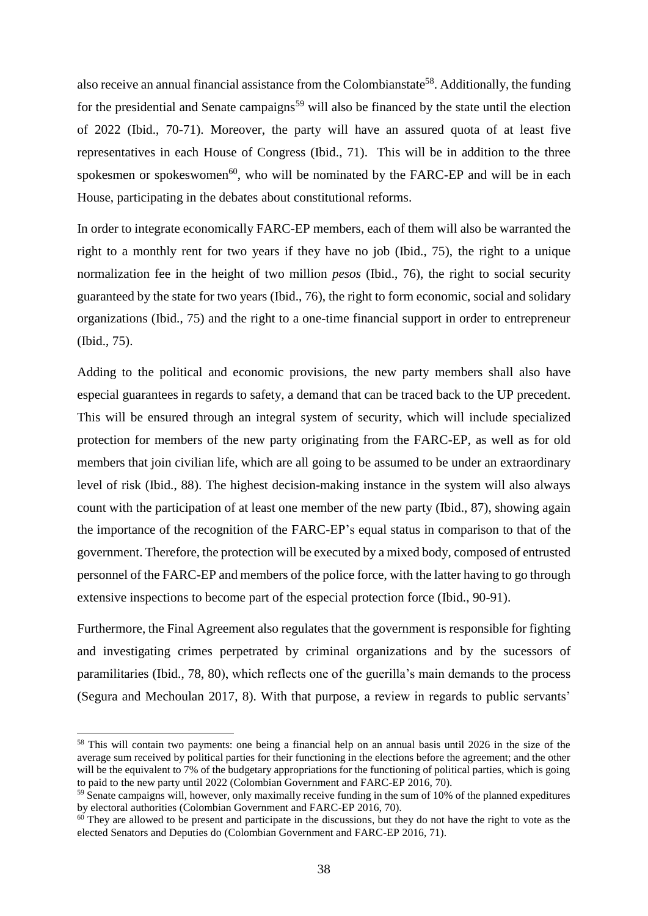also receive an annual financial assistance from the Colombianstate[58]. Additionally, the funding for the presidential and Senate campaigns[59] will also be financed by the state until the election of 2022 (Ibid., 70-71). Moreover, the party will have an assured quota of at least five representatives in each House of Congress (Ibid., 71). This will be in addition to the three spokesmen or spokeswomen[60], who will be nominated by the FARC-EP and will be in each House, participating in the debates about constitutional reforms.

In order to integrate economically FARC-EP members, each of them will also be warranted the right to a monthly rent for two years if they have no job (Ibid., 75), the right to a unique normalization fee in the height of two million *pesos* (Ibid., 76), the right to social security guaranteed by the state for two years (Ibid., 76), the right to form economic, social and solidary organizations (Ibid., 75) and the right to a one-time financial support in order to entrepreneur (Ibid., 75).

Adding to the political and economic provisions, the new party members shall also have especial guarantees in regards to safety, a demand that can be traced back to the UP precedent. This will be ensured through an integral system of security, which will include specialized protection for members of the new party originating from the FARC-EP, as well as for old members that join civilian life, which are all going to be assumed to be under an extraordinary level of risk (Ibid., 88). The highest decision-making instance in the system will also always count with the participation of at least one member of the new party (Ibid., 87), showing again the importance of the recognition of the FARC-EP's equal status in comparison to that of the government. Therefore, the protection will be executed by a mixed body, composed of entrusted personnel of the FARC-EP and members of the police force, with the latter having to go through extensive inspections to become part of the especial protection force (Ibid., 90-91).

Furthermore, the Final Agreement also regulates that the government is responsible for fighting and investigating crimes perpetrated by criminal organizations and by the sucessors of paramilitaries (Ibid., 78, 80), which reflects one of the guerilla's main demands to the process (Segura and Mechoulan 2017, 8). With that purpose, a review in regards to public servants'

---

[58] This will contain two payments: one being a financial help on an annual basis until 2026 in the size of the average sum received by political parties for their functioning in the elections before the agreement; and the other will be the equivalent to 7% of the budgetary appropriations for the functioning of political parties, which is going to paid to the new party until 2022 (Colombian Government and FARC-EP 2016, 70).

[59] Senate campaigns will, however, only maximally receive funding in the sum of 10% of the planned expeditures by electoral authorities (Colombian Government and FARC-EP 2016, 70).

[60] They are allowed to be present and participate in the discussions, but they do not have the right to vote as the elected Senators and Deputies do (Colombian Government and FARC-EP 2016, 71).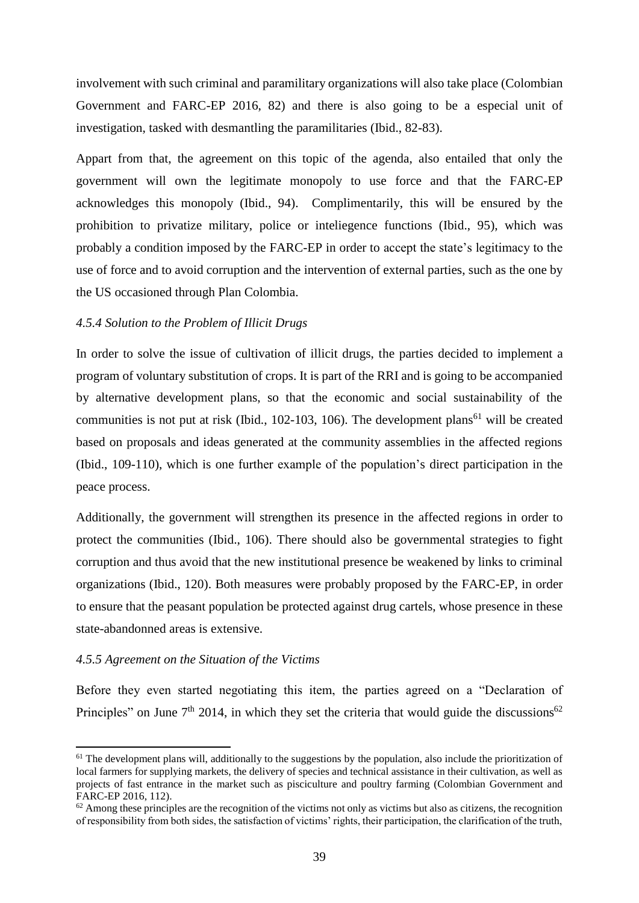involvement with such criminal and paramilitary organizations will also take place (Colombian Government and FARC-EP 2016, 82) and there is also going to be a especial unit of investigation, tasked with desmantling the paramilitaries (Ibid., 82-83).

Appart from that, the agreement on this topic of the agenda, also entailed that only the government will own the legitimate monopoly to use force and that the FARC-EP acknowledges this monopoly (Ibid., 94). Complimentarily, this will be ensured by the prohibition to privatize military, police or inteliegence functions (Ibid., 95), which was probably a condition imposed by the FARC-EP in order to accept the state's legitimacy to the use of force and to avoid corruption and the intervention of external parties, such as the one by the US occasioned through Plan Colombia.

#### *4.5.4 Solution to the Problem of Illicit Drugs*

In order to solve the issue of cultivation of illicit drugs, the parties decided to implement a program of voluntary substitution of crops. It is part of the RRI and is going to be accompanied by alternative development plans, so that the economic and social sustainability of the communities is not put at risk (Ibid., 102-103, 106). The development plans[61] will be created based on proposals and ideas generated at the community assemblies in the affected regions (Ibid., 109-110), which is one further example of the population's direct participation in the peace process.

Additionally, the government will strengthen its presence in the affected regions in order to protect the communities (Ibid., 106). There should also be governmental strategies to fight corruption and thus avoid that the new institutional presence be weakened by links to criminal organizations (Ibid., 120). Both measures were probably proposed by the FARC-EP, in order to ensure that the peasant population be protected against drug cartels, whose presence in these state-abandonned areas is extensive.

#### *4.5.5 Agreement on the Situation of the Victims*

Before they even started negotiating this item, the parties agreed on a "Declaration of Principles" on June 7th 2014, in which they set the criteria that would guide the discussions[62]

---

[61] The development plans will, additionally to the suggestions by the population, also include the prioritization of local farmers for supplying markets, the delivery of species and technical assistance in their cultivation, as well as projects of fast entrance in the market such as pisciculture and poultry farming (Colombian Government and FARC-EP 2016, 112).

[62] Among these principles are the recognition of the victims not only as victims but also as citizens, the recognition of responsibility from both sides, the satisfaction of victims' rights, their participation, the clarification of the truth,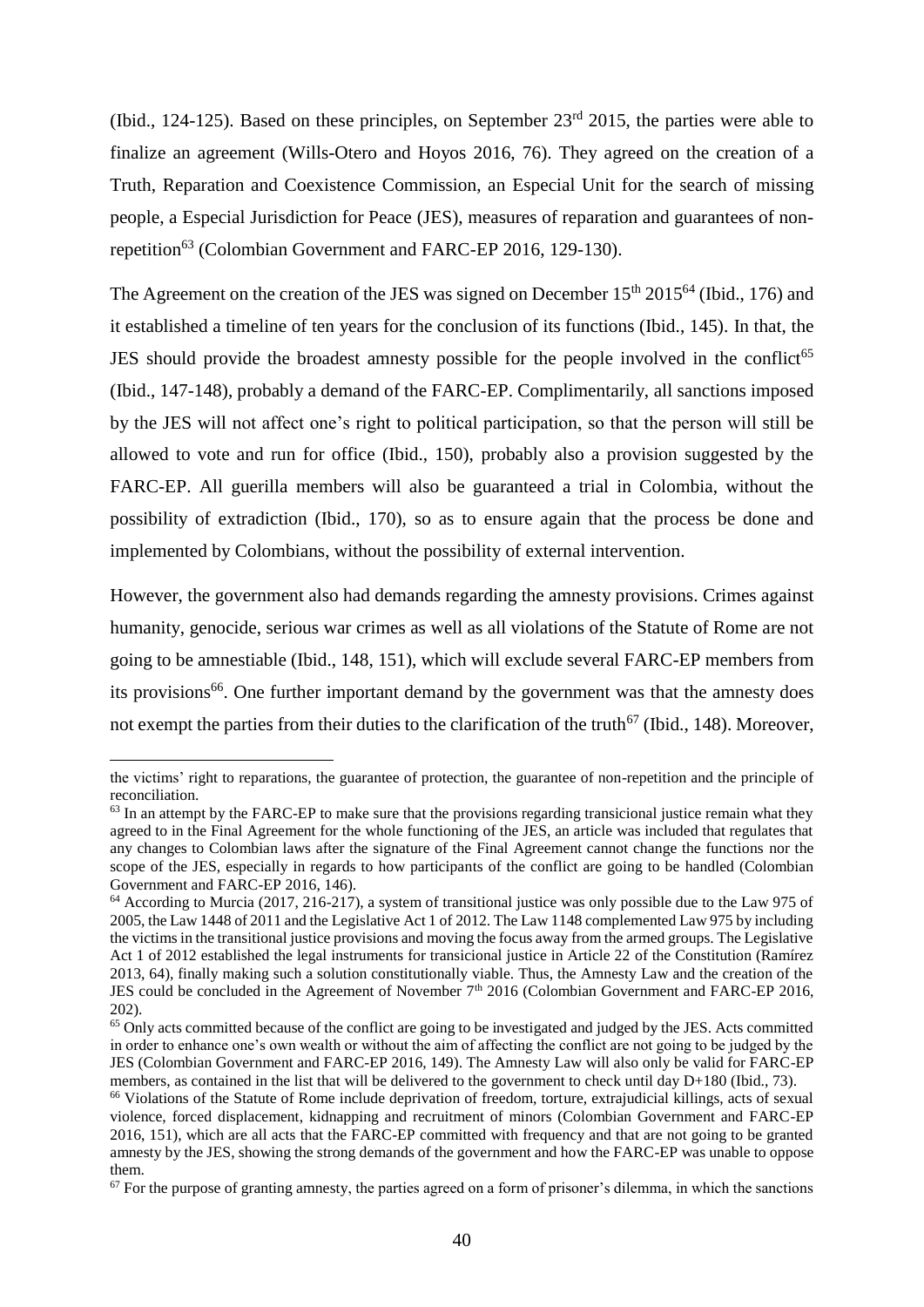(Ibid., 124-125). Based on these principles, on September 23rd 2015, the parties were able to finalize an agreement (Wills-Otero and Hoyos 2016, 76). They agreed on the creation of a Truth, Reparation and Coexistence Commission, an Especial Unit for the search of missing people, a Especial Jurisdiction for Peace (JES), measures of reparation and guarantees of non-repetition[63] (Colombian Government and FARC-EP 2016, 129-130).

The Agreement on the creation of the JES was signed on December 15th 2015[64] (Ibid., 176) and it established a timeline of ten years for the conclusion of its functions (Ibid., 145). In that, the JES should provide the broadest amnesty possible for the people involved in the conflict[65] (Ibid., 147-148), probably a demand of the FARC-EP. Complimentarily, all sanctions imposed by the JES will not affect one's right to political participation, so that the person will still be allowed to vote and run for office (Ibid., 150), probably also a provision suggested by the FARC-EP. All guerilla members will also be guaranteed a trial in Colombia, without the possibility of extradiction (Ibid., 170), so as to ensure again that the process be done and implemented by Colombians, without the possibility of external intervention.

However, the government also had demands regarding the amnesty provisions. Crimes against humanity, genocide, serious war crimes as well as all violations of the Statute of Rome are not going to be amnestiable (Ibid., 148, 151), which will exclude several FARC-EP members from its provisions[66]. One further important demand by the government was that the amnesty does not exempt the parties from their duties to the clarification of the truth[67] (Ibid., 148). Moreover,

---

the victims' right to reparations, the guarantee of protection, the guarantee of non-repetition and the principle of reconciliation.

[63] In an attempt by the FARC-EP to make sure that the provisions regarding transicional justice remain what they agreed to in the Final Agreement for the whole functioning of the JES, an article was included that regulates that any changes to Colombian laws after the signature of the Final Agreement cannot change the functions nor the scope of the JES, especially in regards to how participants of the conflict are going to be handled (Colombian Government and FARC-EP 2016, 146).

[64] According to Murcia (2017, 216-217), a system of transitional justice was only possible due to the Law 975 of 2005, the Law 1448 of 2011 and the Legislative Act 1 of 2012. The Law 1148 complemented Law 975 by including the victims in the transitional justice provisions and moving the focus away from the armed groups. The Legislative Act 1 of 2012 established the legal instruments for transicional justice in Article 22 of the Constitution (Ramírez 2013, 64), finally making such a solution constitutionally viable. Thus, the Amnesty Law and the creation of the JES could be concluded in the Agreement of November 7th 2016 (Colombian Government and FARC-EP 2016, 202).

[65] Only acts committed because of the conflict are going to be investigated and judged by the JES. Acts committed in order to enhance one's own wealth or without the aim of affecting the conflict are not going to be judged by the JES (Colombian Government and FARC-EP 2016, 149). The Amnesty Law will also only be valid for FARC-EP members, as contained in the list that will be delivered to the government to check until day D+180 (Ibid., 73).

[66] Violations of the Statute of Rome include deprivation of freedom, torture, extrajudicial killings, acts of sexual violence, forced displacement, kidnapping and recruitment of minors (Colombian Government and FARC-EP 2016, 151), which are all acts that the FARC-EP committed with frequency and that are not going to be granted amnesty by the JES, showing the strong demands of the government and how the FARC-EP was unable to oppose them.

[67] For the purpose of granting amnesty, the parties agreed on a form of prisoner's dilemma, in which the sanctions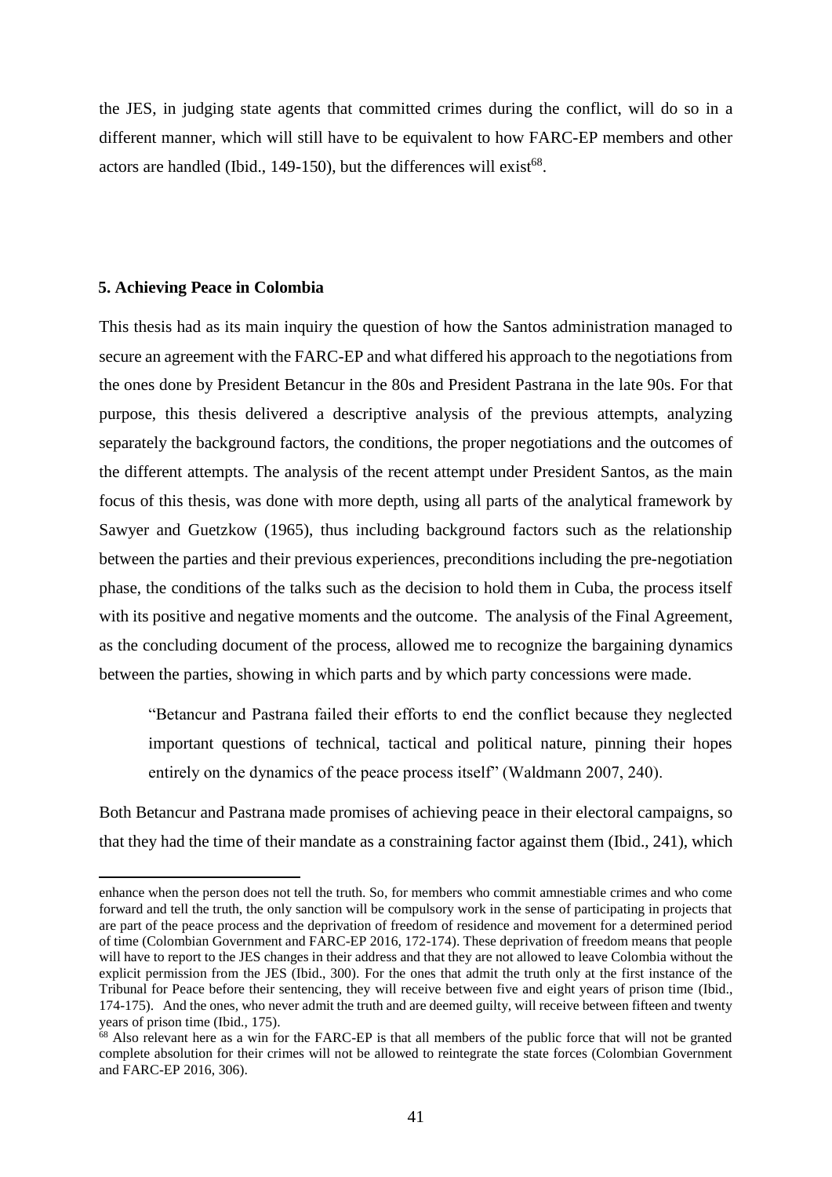the JES, in judging state agents that committed crimes during the conflict, will do so in a different manner, which will still have to be equivalent to how FARC-EP members and other actors are handled (Ibid., 149-150), but the differences will exist[68].

## 5. Achieving Peace in Colombia

This thesis had as its main inquiry the question of how the Santos administration managed to secure an agreement with the FARC-EP and what differed his approach to the negotiations from the ones done by President Betancur in the 80s and President Pastrana in the late 90s. For that purpose, this thesis delivered a descriptive analysis of the previous attempts, analyzing separately the background factors, the conditions, the proper negotiations and the outcomes of the different attempts. The analysis of the recent attempt under President Santos, as the main focus of this thesis, was done with more depth, using all parts of the analytical framework by Sawyer and Guetzkow (1965), thus including background factors such as the relationship between the parties and their previous experiences, preconditions including the pre-negotiation phase, the conditions of the talks such as the decision to hold them in Cuba, the process itself with its positive and negative moments and the outcome. The analysis of the Final Agreement, as the concluding document of the process, allowed me to recognize the bargaining dynamics between the parties, showing in which parts and by which party concessions were made.

> "Betancur and Pastrana failed their efforts to end the conflict because they neglected important questions of technical, tactical and political nature, pinning their hopes entirely on the dynamics of the peace process itself" (Waldmann 2007, 240).

Both Betancur and Pastrana made promises of achieving peace in their electoral campaigns, so that they had the time of their mandate as a constraining factor against them (Ibid., 241), which

---

enhance when the person does not tell the truth. So, for members who commit amnestiable crimes and who come forward and tell the truth, the only sanction will be compulsory work in the sense of participating in projects that are part of the peace process and the deprivation of freedom of residence and movement for a determined period of time (Colombian Government and FARC-EP 2016, 172-174). These deprivation of freedom means that people will have to report to the JES changes in their address and that they are not allowed to leave Colombia without the explicit permission from the JES (Ibid., 300). For the ones that admit the truth only at the first instance of the Tribunal for Peace before their sentencing, they will receive between five and eight years of prison time (Ibid., 174-175). And the ones, who never admit the truth and are deemed guilty, will receive between fifteen and twenty years of prison time (Ibid., 175).

[68] Also relevant here as a win for the FARC-EP is that all members of the public force that will not be granted complete absolution for their crimes will not be allowed to reintegrate the state forces (Colombian Government and FARC-EP 2016, 306).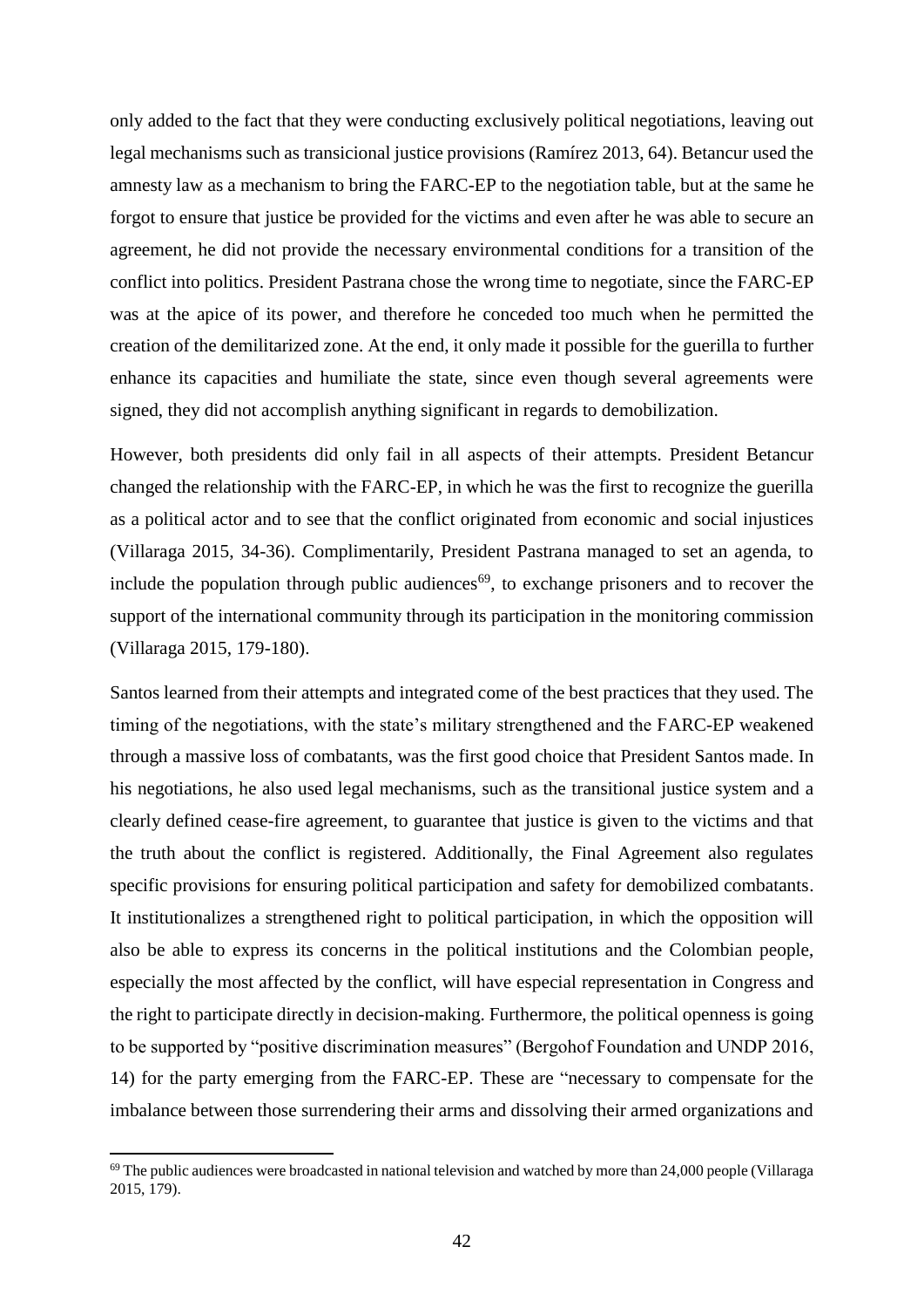only added to the fact that they were conducting exclusively political negotiations, leaving out legal mechanisms such as transicional justice provisions (Ramírez 2013, 64). Betancur used the amnesty law as a mechanism to bring the FARC-EP to the negotiation table, but at the same he forgot to ensure that justice be provided for the victims and even after he was able to secure an agreement, he did not provide the necessary environmental conditions for a transition of the conflict into politics. President Pastrana chose the wrong time to negotiate, since the FARC-EP was at the apice of its power, and therefore he conceded too much when he permitted the creation of the demilitarized zone. At the end, it only made it possible for the guerilla to further enhance its capacities and humiliate the state, since even though several agreements were signed, they did not accomplish anything significant in regards to demobilization.

However, both presidents did only fail in all aspects of their attempts. President Betancur changed the relationship with the FARC-EP, in which he was the first to recognize the guerilla as a political actor and to see that the conflict originated from economic and social injustices (Villaraga 2015, 34-36). Complimentarily, President Pastrana managed to set an agenda, to include the population through public audiences[69], to exchange prisoners and to recover the support of the international community through its participation in the monitoring commission (Villaraga 2015, 179-180).

Santos learned from their attempts and integrated come of the best practices that they used. The timing of the negotiations, with the state's military strengthened and the FARC-EP weakened through a massive loss of combatants, was the first good choice that President Santos made. In his negotiations, he also used legal mechanisms, such as the transitional justice system and a clearly defined cease-fire agreement, to guarantee that justice is given to the victims and that the truth about the conflict is registered. Additionally, the Final Agreement also regulates specific provisions for ensuring political participation and safety for demobilized combatants. It institutionalizes a strengthened right to political participation, in which the opposition will also be able to express its concerns in the political institutions and the Colombian people, especially the most affected by the conflict, will have especial representation in Congress and the right to participate directly in decision-making. Furthermore, the political openness is going to be supported by "positive discrimination measures" (Bergohof Foundation and UNDP 2016, 14) for the party emerging from the FARC-EP. These are "necessary to compensate for the imbalance between those surrendering their arms and dissolving their armed organizations and

[69] The public audiences were broadcasted in national television and watched by more than 24,000 people (Villaraga 2015, 179).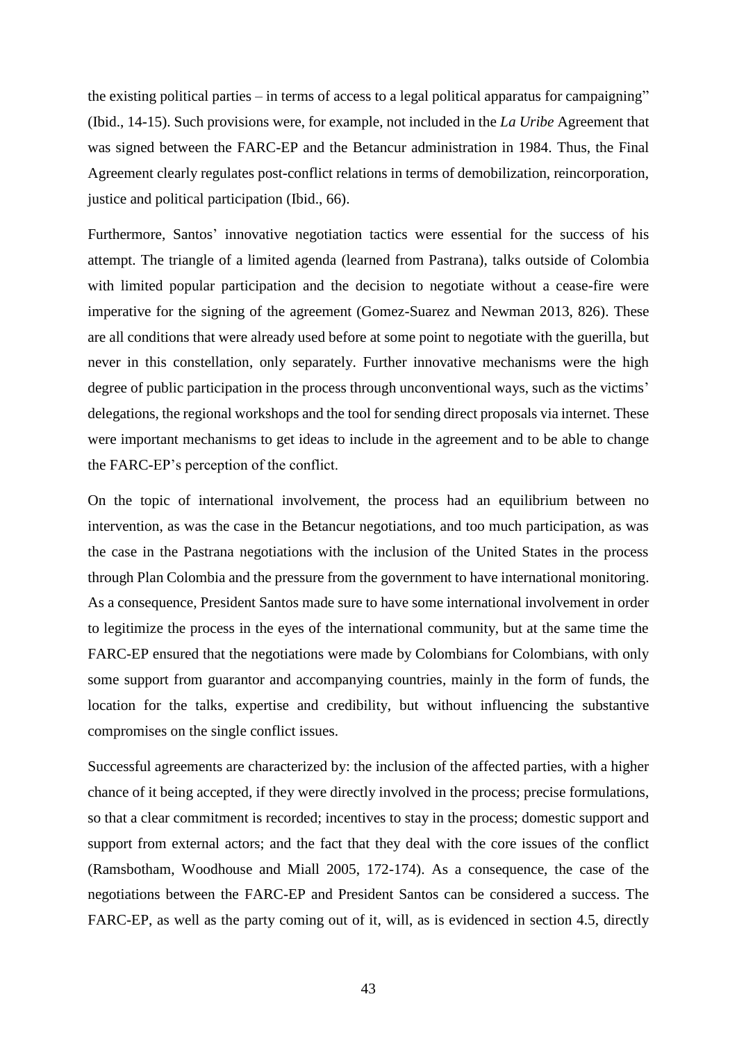the existing political parties – in terms of access to a legal political apparatus for campaigning" (Ibid., 14-15). Such provisions were, for example, not included in the *La Uribe* Agreement that was signed between the FARC-EP and the Betancur administration in 1984. Thus, the Final Agreement clearly regulates post-conflict relations in terms of demobilization, reincorporation, justice and political participation (Ibid., 66).

Furthermore, Santos' innovative negotiation tactics were essential for the success of his attempt. The triangle of a limited agenda (learned from Pastrana), talks outside of Colombia with limited popular participation and the decision to negotiate without a cease-fire were imperative for the signing of the agreement (Gomez-Suarez and Newman 2013, 826). These are all conditions that were already used before at some point to negotiate with the guerilla, but never in this constellation, only separately. Further innovative mechanisms were the high degree of public participation in the process through unconventional ways, such as the victims' delegations, the regional workshops and the tool for sending direct proposals via internet. These were important mechanisms to get ideas to include in the agreement and to be able to change the FARC-EP's perception of the conflict.

On the topic of international involvement, the process had an equilibrium between no intervention, as was the case in the Betancur negotiations, and too much participation, as was the case in the Pastrana negotiations with the inclusion of the United States in the process through Plan Colombia and the pressure from the government to have international monitoring. As a consequence, President Santos made sure to have some international involvement in order to legitimize the process in the eyes of the international community, but at the same time the FARC-EP ensured that the negotiations were made by Colombians for Colombians, with only some support from guarantor and accompanying countries, mainly in the form of funds, the location for the talks, expertise and credibility, but without influencing the substantive compromises on the single conflict issues.

Successful agreements are characterized by: the inclusion of the affected parties, with a higher chance of it being accepted, if they were directly involved in the process; precise formulations, so that a clear commitment is recorded; incentives to stay in the process; domestic support and support from external actors; and the fact that they deal with the core issues of the conflict (Ramsbotham, Woodhouse and Miall 2005, 172-174). As a consequence, the case of the negotiations between the FARC-EP and President Santos can be considered a success. The FARC-EP, as well as the party coming out of it, will, as is evidenced in section 4.5, directly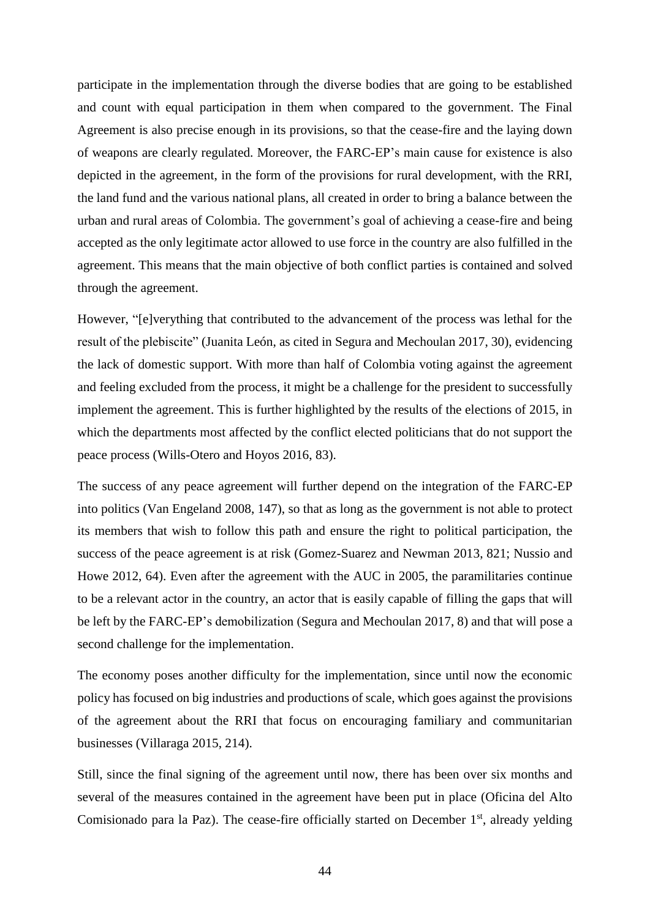participate in the implementation through the diverse bodies that are going to be established and count with equal participation in them when compared to the government. The Final Agreement is also precise enough in its provisions, so that the cease-fire and the laying down of weapons are clearly regulated. Moreover, the FARC-EP's main cause for existence is also depicted in the agreement, in the form of the provisions for rural development, with the RRI, the land fund and the various national plans, all created in order to bring a balance between the urban and rural areas of Colombia. The government's goal of achieving a cease-fire and being accepted as the only legitimate actor allowed to use force in the country are also fulfilled in the agreement. This means that the main objective of both conflict parties is contained and solved through the agreement.

However, "[e]verything that contributed to the advancement of the process was lethal for the result of the plebiscite" (Juanita León, as cited in Segura and Mechoulan 2017, 30), evidencing the lack of domestic support. With more than half of Colombia voting against the agreement and feeling excluded from the process, it might be a challenge for the president to successfully implement the agreement. This is further highlighted by the results of the elections of 2015, in which the departments most affected by the conflict elected politicians that do not support the peace process (Wills-Otero and Hoyos 2016, 83).

The success of any peace agreement will further depend on the integration of the FARC-EP into politics (Van Engeland 2008, 147), so that as long as the government is not able to protect its members that wish to follow this path and ensure the right to political participation, the success of the peace agreement is at risk (Gomez-Suarez and Newman 2013, 821; Nussio and Howe 2012, 64). Even after the agreement with the AUC in 2005, the paramilitaries continue to be a relevant actor in the country, an actor that is easily capable of filling the gaps that will be left by the FARC-EP's demobilization (Segura and Mechoulan 2017, 8) and that will pose a second challenge for the implementation.

The economy poses another difficulty for the implementation, since until now the economic policy has focused on big industries and productions of scale, which goes against the provisions of the agreement about the RRI that focus on encouraging familiary and communitarian businesses (Villaraga 2015, 214).

Still, since the final signing of the agreement until now, there has been over six months and several of the measures contained in the agreement have been put in place (Oficina del Alto Comisionado para la Paz). The cease-fire officially started on December 1st, already yelding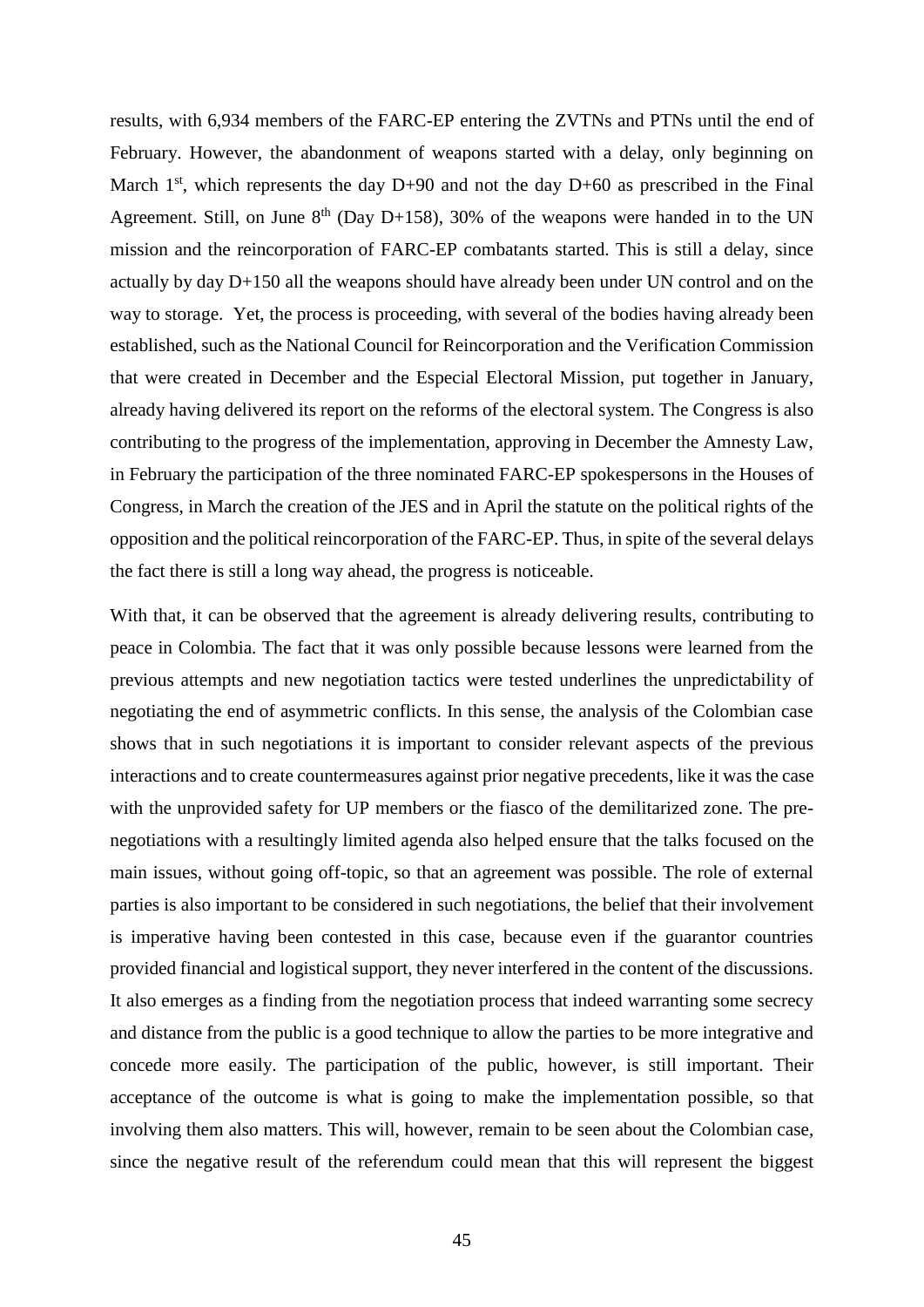results, with 6,934 members of the FARC-EP entering the ZVTNs and PTNs until the end of February. However, the abandonment of weapons started with a delay, only beginning on March 1st, which represents the day D+90 and not the day D+60 as prescribed in the Final Agreement. Still, on June 8th (Day D+158), 30% of the weapons were handed in to the UN mission and the reincorporation of FARC-EP combatants started. This is still a delay, since actually by day D+150 all the weapons should have already been under UN control and on the way to storage. Yet, the process is proceeding, with several of the bodies having already been established, such as the National Council for Reincorporation and the Verification Commission that were created in December and the Especial Electoral Mission, put together in January, already having delivered its report on the reforms of the electoral system. The Congress is also contributing to the progress of the implementation, approving in December the Amnesty Law, in February the participation of the three nominated FARC-EP spokespersons in the Houses of Congress, in March the creation of the JES and in April the statute on the political rights of the opposition and the political reincorporation of the FARC-EP. Thus, in spite of the several delays the fact there is still a long way ahead, the progress is noticeable.

With that, it can be observed that the agreement is already delivering results, contributing to peace in Colombia. The fact that it was only possible because lessons were learned from the previous attempts and new negotiation tactics were tested underlines the unpredictability of negotiating the end of asymmetric conflicts. In this sense, the analysis of the Colombian case shows that in such negotiations it is important to consider relevant aspects of the previous interactions and to create countermeasures against prior negative precedents, like it was the case with the unprovided safety for UP members or the fiasco of the demilitarized zone. The pre-negotiations with a resultingly limited agenda also helped ensure that the talks focused on the main issues, without going off-topic, so that an agreement was possible. The role of external parties is also important to be considered in such negotiations, the belief that their involvement is imperative having been contested in this case, because even if the guarantor countries provided financial and logistical support, they never interfered in the content of the discussions. It also emerges as a finding from the negotiation process that indeed warranting some secrecy and distance from the public is a good technique to allow the parties to be more integrative and concede more easily. The participation of the public, however, is still important. Their acceptance of the outcome is what is going to make the implementation possible, so that involving them also matters. This will, however, remain to be seen about the Colombian case, since the negative result of the referendum could mean that this will represent the biggest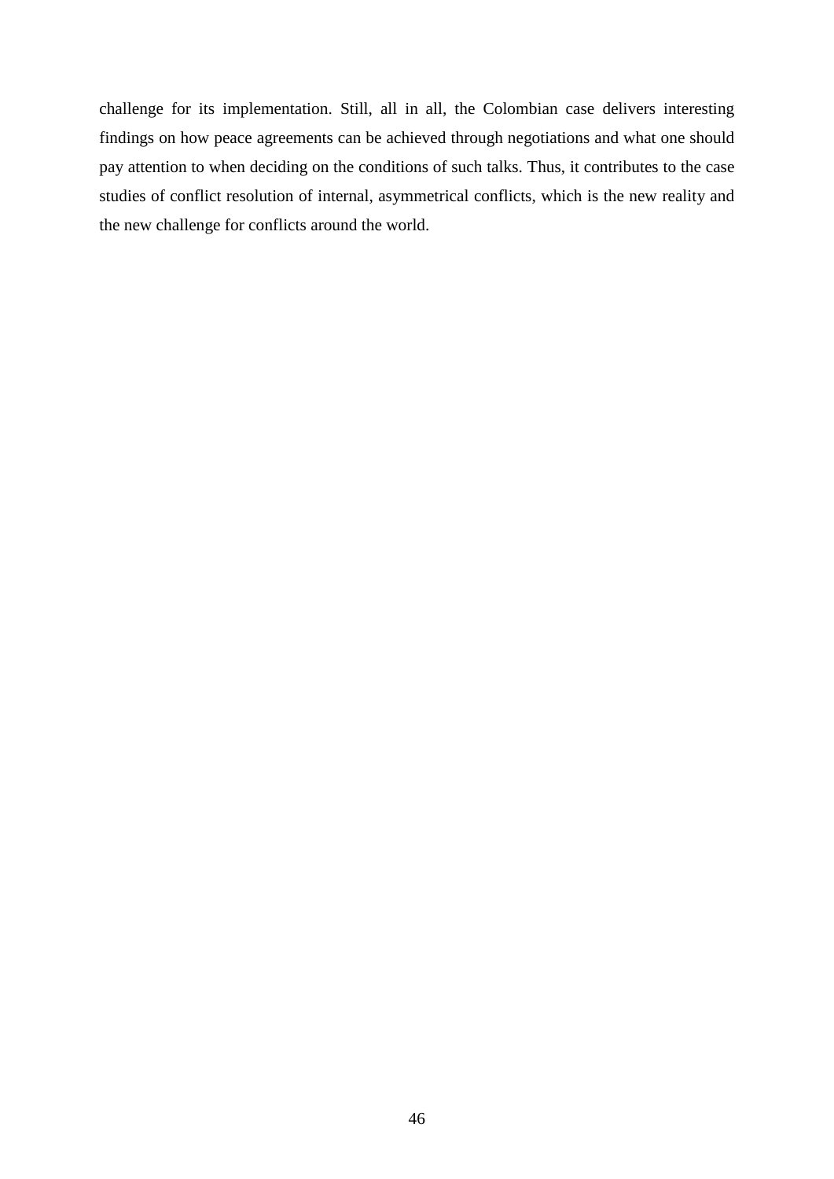challenge for its implementation. Still, all in all, the Colombian case delivers interesting findings on how peace agreements can be achieved through negotiations and what one should pay attention to when deciding on the conditions of such talks. Thus, it contributes to the case studies of conflict resolution of internal, asymmetrical conflicts, which is the new reality and the new challenge for conflicts around the world.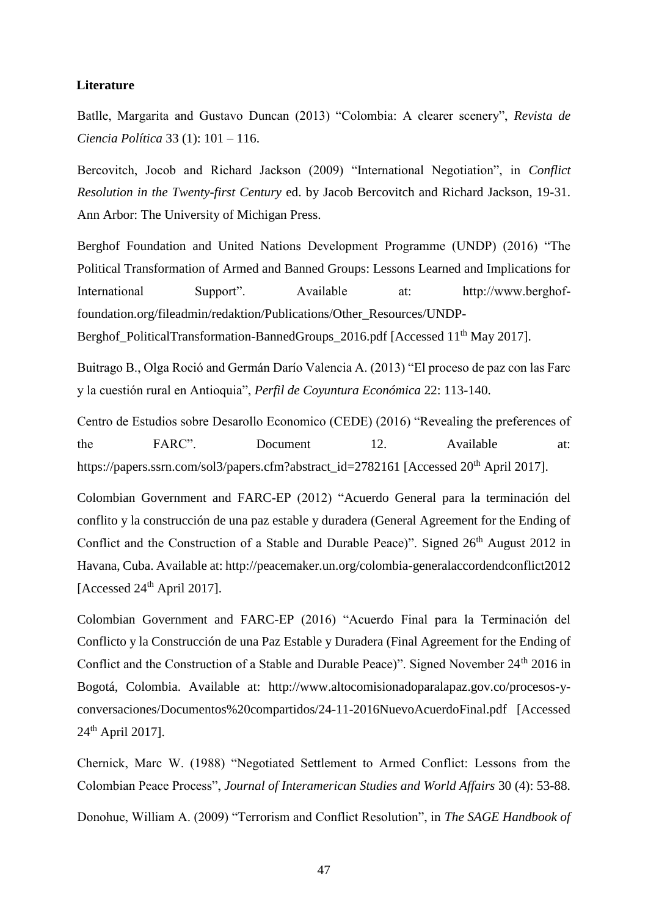**Literature**

Batlle, Margarita and Gustavo Duncan (2013) "Colombia: A clearer scenery", *Revista de Ciencia Política* 33 (1): 101 – 116.

Bercovitch, Jocob and Richard Jackson (2009) "International Negotiation", in *Conflict Resolution in the Twenty-first Century* ed. by Jacob Bercovitch and Richard Jackson, 19-31. Ann Arbor: The University of Michigan Press.

Berghof Foundation and United Nations Development Programme (UNDP) (2016) "The Political Transformation of Armed and Banned Groups: Lessons Learned and Implications for International Support". Available at: http://www.berghof-foundation.org/fileadmin/redaktion/Publications/Other_Resources/UNDP-Berghof_PoliticalTransformation-BannedGroups_2016.pdf [Accessed 11th May 2017].

Buitrago B., Olga Roció and Germán Darío Valencia A. (2013) "El proceso de paz con las Farc y la cuestión rural en Antioquia", *Perfil de Coyuntura Económica* 22: 113-140.

Centro de Estudios sobre Desarollo Economico (CEDE) (2016) "Revealing the preferences of the FARC". Document 12. Available at: https://papers.ssrn.com/sol3/papers.cfm?abstract_id=2782161 [Accessed 20th April 2017].

Colombian Government and FARC-EP (2012) "Acuerdo General para la terminación del conflito y la construcción de una paz estable y duradera (General Agreement for the Ending of Conflict and the Construction of a Stable and Durable Peace)". Signed 26th August 2012 in Havana, Cuba. Available at: http://peacemaker.un.org/colombia-generalaccordendconflict2012 [Accessed 24th April 2017].

Colombian Government and FARC-EP (2016) "Acuerdo Final para la Terminación del Conflicto y la Construcción de una Paz Estable y Duradera (Final Agreement for the Ending of Conflict and the Construction of a Stable and Durable Peace)". Signed November 24th 2016 in Bogotá, Colombia. Available at: http://www.altocomisionadoparalapaz.gov.co/procesos-y-conversaciones/Documentos%20compartidos/24-11-2016NuevoAcuerdoFinal.pdf [Accessed 24th April 2017].

Chernick, Marc W. (1988) "Negotiated Settlement to Armed Conflict: Lessons from the Colombian Peace Process", *Journal of Interamerican Studies and World Affairs* 30 (4): 53-88.

Donohue, William A. (2009) "Terrorism and Conflict Resolution", in *The SAGE Handbook of*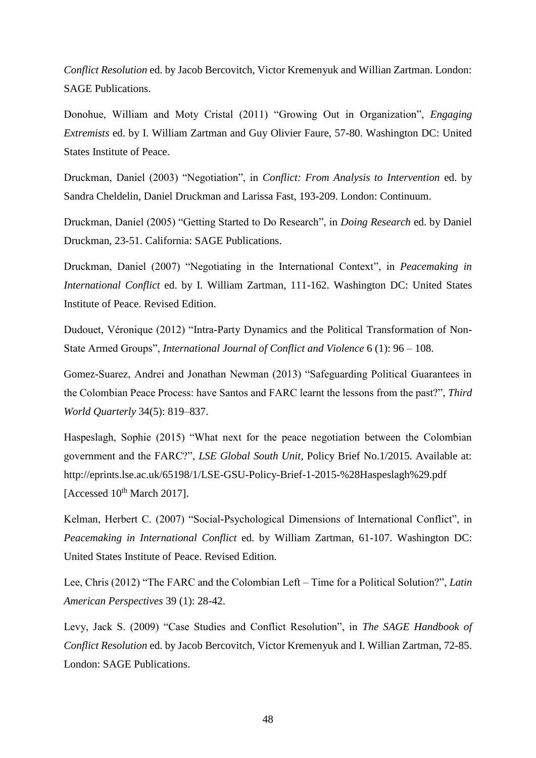*Conflict Resolution* ed. by Jacob Bercovitch, Victor Kremenyuk and Willian Zartman. London: SAGE Publications.

Donohue, William and Moty Cristal (2011) "Growing Out in Organization", *Engaging Extremists* ed. by I. William Zartman and Guy Olivier Faure, 57-80. Washington DC: United States Institute of Peace.

Druckman, Daniel (2003) "Negotiation", in *Conflict: From Analysis to Intervention* ed. by Sandra Cheldelin, Daniel Druckman and Larissa Fast, 193-209. London: Continuum.

Druckman, Daniel (2005) "Getting Started to Do Research", in *Doing Research* ed. by Daniel Druckman, 23-51. California: SAGE Publications.

Druckman, Daniel (2007) "Negotiating in the International Context", in *Peacemaking in International Conflict* ed. by I. William Zartman, 111-162. Washington DC: United States Institute of Peace. Revised Edition.

Dudouet, Véronique (2012) "Intra-Party Dynamics and the Political Transformation of Non-State Armed Groups", *International Journal of Conflict and Violence* 6 (1): 96 – 108.

Gomez-Suarez, Andrei and Jonathan Newman (2013) "Safeguarding Political Guarantees in the Colombian Peace Process: have Santos and FARC learnt the lessons from the past?", *Third World Quarterly* 34(5): 819–837.

Haspeslagh, Sophie (2015) "What next for the peace negotiation between the Colombian government and the FARC?", *LSE Global South Unit*, Policy Brief No.1/2015. Available at: http://eprints.lse.ac.uk/65198/1/LSE-GSU-Policy-Brief-1-2015-%28Haspeslagh%29.pdf [Accessed 10th March 2017].

Kelman, Herbert C. (2007) "Social-Psychological Dimensions of International Conflict", in *Peacemaking in International Conflict* ed. by William Zartman, 61-107. Washington DC: United States Institute of Peace. Revised Edition.

Lee, Chris (2012) "The FARC and the Colombian Left – Time for a Political Solution?", *Latin American Perspectives* 39 (1): 28-42.

Levy, Jack S. (2009) "Case Studies and Conflict Resolution", in *The SAGE Handbook of Conflict Resolution* ed. by Jacob Bercovitch, Victor Kremenyuk and I. Willian Zartman, 72-85. London: SAGE Publications.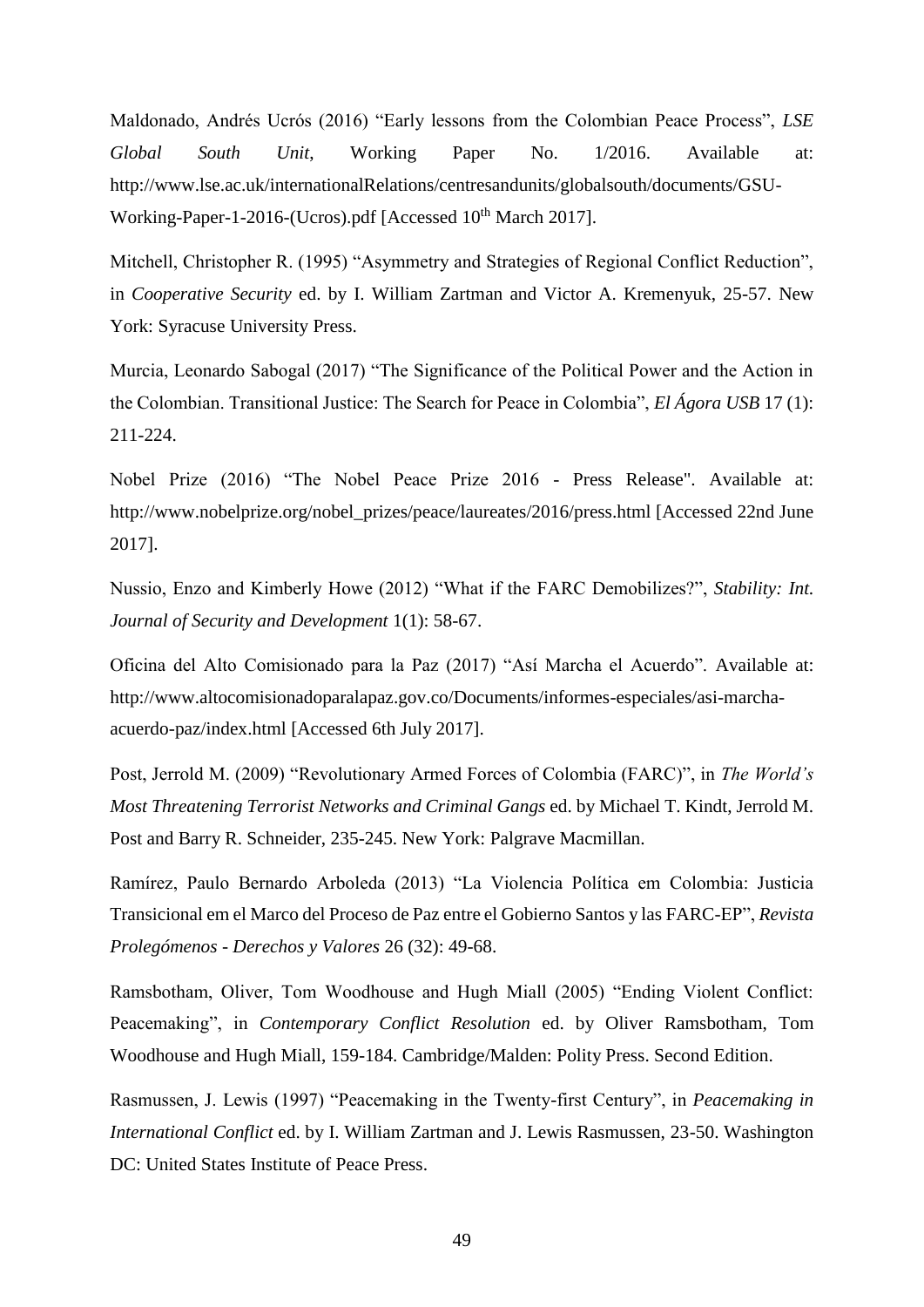Maldonado, Andrés Ucrós (2016) "Early lessons from the Colombian Peace Process", *LSE Global South Unit*, Working Paper No. 1/2016. Available at: http://www.lse.ac.uk/internationalRelations/centresandunits/globalsouth/documents/GSU-Working-Paper-1-2016-(Ucros).pdf [Accessed 10th March 2017].

Mitchell, Christopher R. (1995) "Asymmetry and Strategies of Regional Conflict Reduction", in *Cooperative Security* ed. by I. William Zartman and Victor A. Kremenyuk, 25-57. New York: Syracuse University Press.

Murcia, Leonardo Sabogal (2017) "The Significance of the Political Power and the Action in the Colombian. Transitional Justice: The Search for Peace in Colombia", *El Ágora USB* 17 (1): 211-224.

Nobel Prize (2016) "The Nobel Peace Prize 2016 - Press Release". Available at: http://www.nobelprize.org/nobel_prizes/peace/laureates/2016/press.html [Accessed 22nd June 2017].

Nussio, Enzo and Kimberly Howe (2012) "What if the FARC Demobilizes?", *Stability: Int. Journal of Security and Development* 1(1): 58-67.

Oficina del Alto Comisionado para la Paz (2017) "Así Marcha el Acuerdo". Available at: http://www.altocomisionadoparalapaz.gov.co/Documents/informes-especiales/asi-marcha-acuerdo-paz/index.html [Accessed 6th July 2017].

Post, Jerrold M. (2009) "Revolutionary Armed Forces of Colombia (FARC)", in *The World's Most Threatening Terrorist Networks and Criminal Gangs* ed. by Michael T. Kindt, Jerrold M. Post and Barry R. Schneider, 235-245. New York: Palgrave Macmillan.

Ramírez, Paulo Bernardo Arboleda (2013) "La Violencia Política em Colombia: Justicia Transicional em el Marco del Proceso de Paz entre el Gobierno Santos y las FARC-EP", *Revista Prolegómenos - Derechos y Valores* 26 (32): 49-68.

Ramsbotham, Oliver, Tom Woodhouse and Hugh Miall (2005) "Ending Violent Conflict: Peacemaking", in *Contemporary Conflict Resolution* ed. by Oliver Ramsbotham, Tom Woodhouse and Hugh Miall, 159-184. Cambridge/Malden: Polity Press. Second Edition.

Rasmussen, J. Lewis (1997) "Peacemaking in the Twenty-first Century", in *Peacemaking in International Conflict* ed. by I. William Zartman and J. Lewis Rasmussen, 23-50. Washington DC: United States Institute of Peace Press.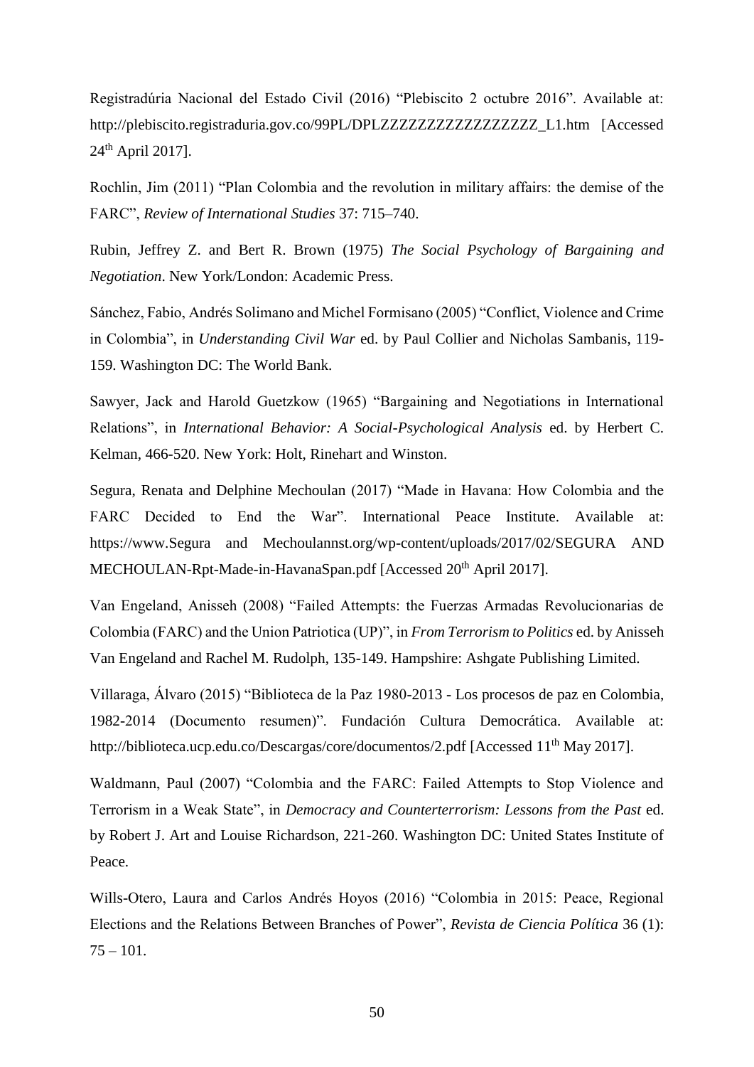Registradúria Nacional del Estado Civil (2016) "Plebiscito 2 octubre 2016". Available at: http://plebiscito.registraduria.gov.co/99PL/DPLZZZZZZZZZZZZZZZZZ_L1.htm [Accessed 24th April 2017].

Rochlin, Jim (2011) "Plan Colombia and the revolution in military affairs: the demise of the FARC", *Review of International Studies* 37: 715–740.

Rubin, Jeffrey Z. and Bert R. Brown (1975) *The Social Psychology of Bargaining and Negotiation*. New York/London: Academic Press.

Sánchez, Fabio, Andrés Solimano and Michel Formisano (2005) "Conflict, Violence and Crime in Colombia", in *Understanding Civil War* ed. by Paul Collier and Nicholas Sambanis, 119-159. Washington DC: The World Bank.

Sawyer, Jack and Harold Guetzkow (1965) "Bargaining and Negotiations in International Relations", in *International Behavior: A Social-Psychological Analysis* ed. by Herbert C. Kelman, 466-520. New York: Holt, Rinehart and Winston.

Segura, Renata and Delphine Mechoulan (2017) "Made in Havana: How Colombia and the FARC Decided to End the War". International Peace Institute. Available at: https://www.Segura and Mechoulannst.org/wp-content/uploads/2017/02/SEGURA AND MECHOULAN-Rpt-Made-in-HavanaSpan.pdf [Accessed 20th April 2017].

Van Engeland, Anisseh (2008) "Failed Attempts: the Fuerzas Armadas Revolucionarias de Colombia (FARC) and the Union Patriotica (UP)", in *From Terrorism to Politics* ed. by Anisseh Van Engeland and Rachel M. Rudolph, 135-149. Hampshire: Ashgate Publishing Limited.

Villaraga, Álvaro (2015) "Biblioteca de la Paz 1980-2013 - Los procesos de paz en Colombia, 1982-2014 (Documento resumen)". Fundación Cultura Democrática. Available at: http://biblioteca.ucp.edu.co/Descargas/core/documentos/2.pdf [Accessed 11th May 2017].

Waldmann, Paul (2007) "Colombia and the FARC: Failed Attempts to Stop Violence and Terrorism in a Weak State", in *Democracy and Counterterrorism: Lessons from the Past* ed. by Robert J. Art and Louise Richardson, 221-260. Washington DC: United States Institute of Peace.

Wills-Otero, Laura and Carlos Andrés Hoyos (2016) "Colombia in 2015: Peace, Regional Elections and the Relations Between Branches of Power", *Revista de Ciencia Política* 36 (1): 75 – 101.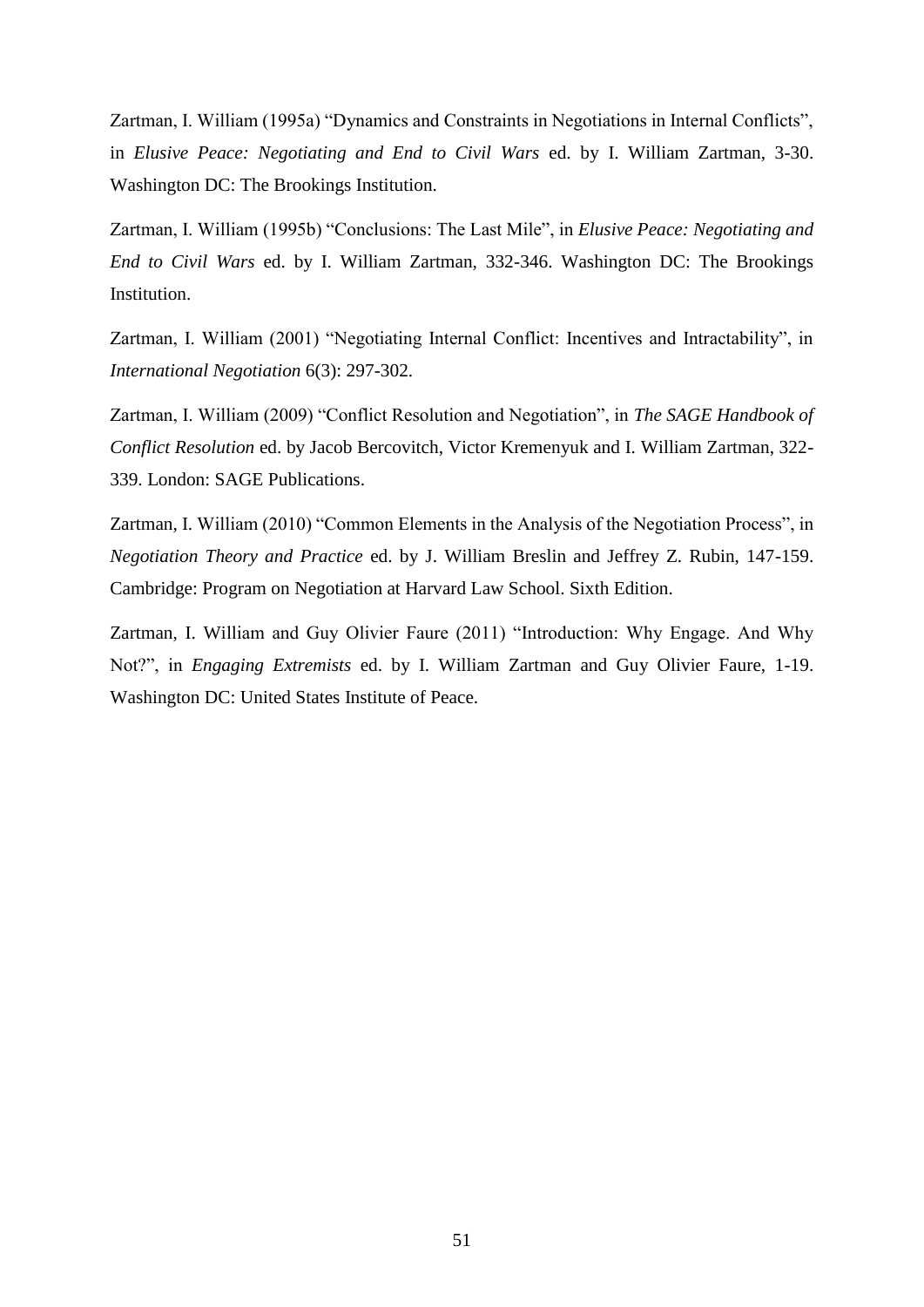Zartman, I. William (1995a) "Dynamics and Constraints in Negotiations in Internal Conflicts", in *Elusive Peace: Negotiating and End to Civil Wars* ed. by I. William Zartman, 3-30. Washington DC: The Brookings Institution.

Zartman, I. William (1995b) "Conclusions: The Last Mile", in *Elusive Peace: Negotiating and End to Civil Wars* ed. by I. William Zartman, 332-346. Washington DC: The Brookings Institution.

Zartman, I. William (2001) "Negotiating Internal Conflict: Incentives and Intractability", in *International Negotiation* 6(3): 297-302.

Zartman, I. William (2009) "Conflict Resolution and Negotiation", in *The SAGE Handbook of Conflict Resolution* ed. by Jacob Bercovitch, Victor Kremenyuk and I. William Zartman, 322-339. London: SAGE Publications.

Zartman, I. William (2010) "Common Elements in the Analysis of the Negotiation Process", in *Negotiation Theory and Practice* ed. by J. William Breslin and Jeffrey Z. Rubin, 147-159. Cambridge: Program on Negotiation at Harvard Law School. Sixth Edition.

Zartman, I. William and Guy Olivier Faure (2011) "Introduction: Why Engage. And Why Not?", in *Engaging Extremists* ed. by I. William Zartman and Guy Olivier Faure, 1-19. Washington DC: United States Institute of Peace.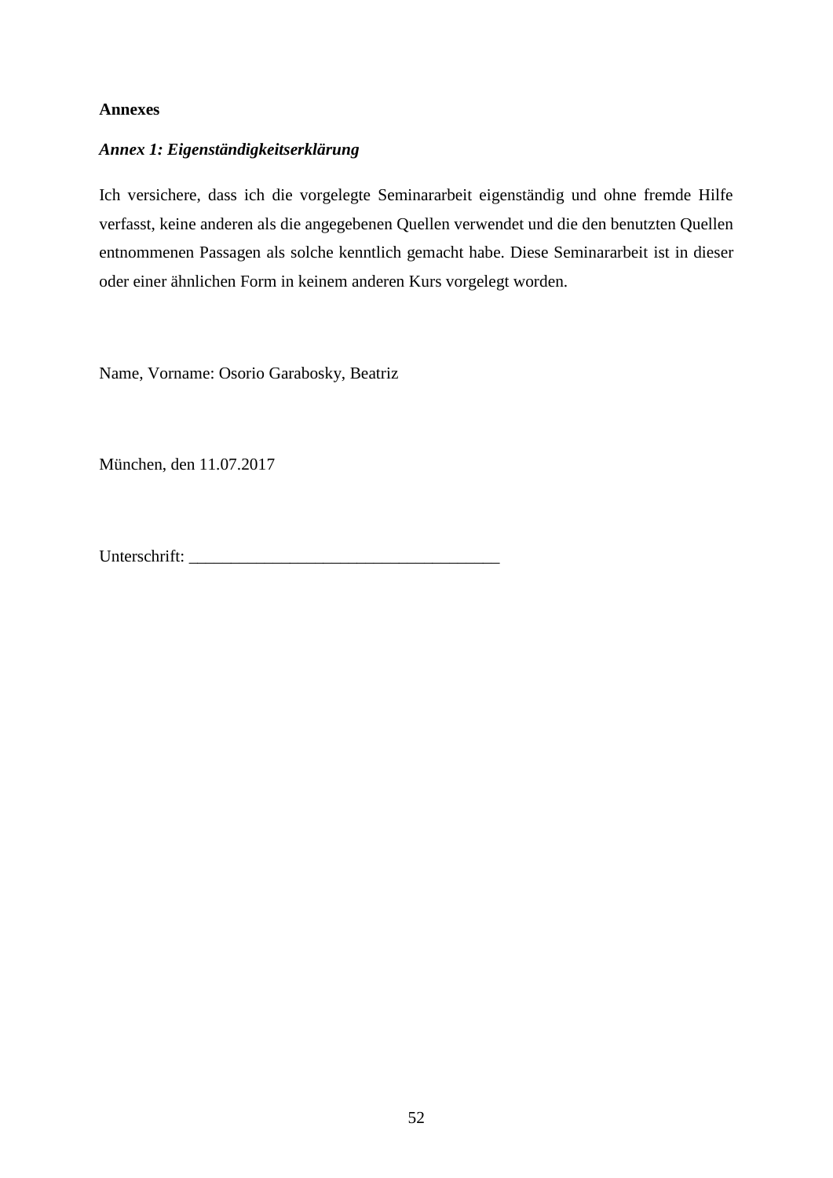## Annexes

### *Annex 1: Eigenständigkeitserklärung*

Ich versichere, dass ich die vorgelegte Seminararbeit eigenständig und ohne fremde Hilfe verfasst, keine anderen als die angegebenen Quellen verwendet und die den benutzten Quellen entnommenen Passagen als solche kenntlich gemacht habe. Diese Seminararbeit ist in dieser oder einer ähnlichen Form in keinem anderen Kurs vorgelegt worden.

Name, Vorname: Osorio Garabosky, Beatriz

München, den 11.07.2017

Unterschrift: ____________________________________